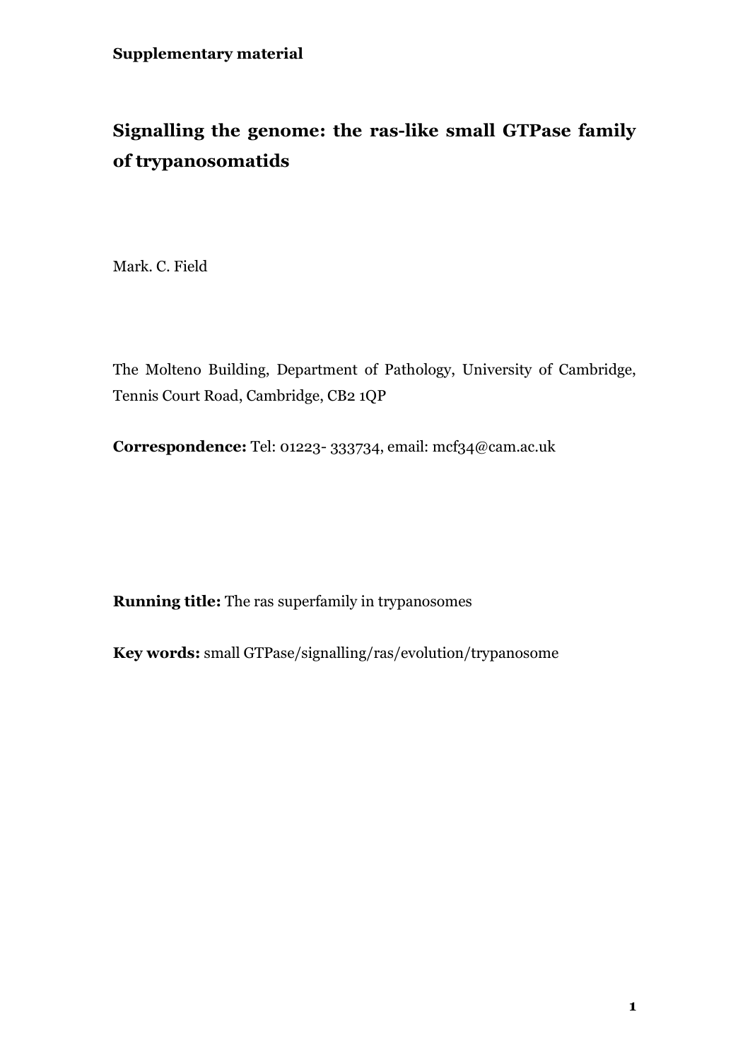**Supplementary material**

# Signalling the genome: the ras-like small GTPase family of trypanosomatids

Mark. C. Field

The Molteno Building, Department of Pathology, University of Cambridge, Tennis Court Road, Cambridge, CB2 1QP

**Correspondence:** Tel: 01223- 333734, email: mcf34@cam.ac.uk

**Running title:** The ras superfamily in trypanosomes

**Key words:** small GTPase/signalling/ras/evolution/trypanosome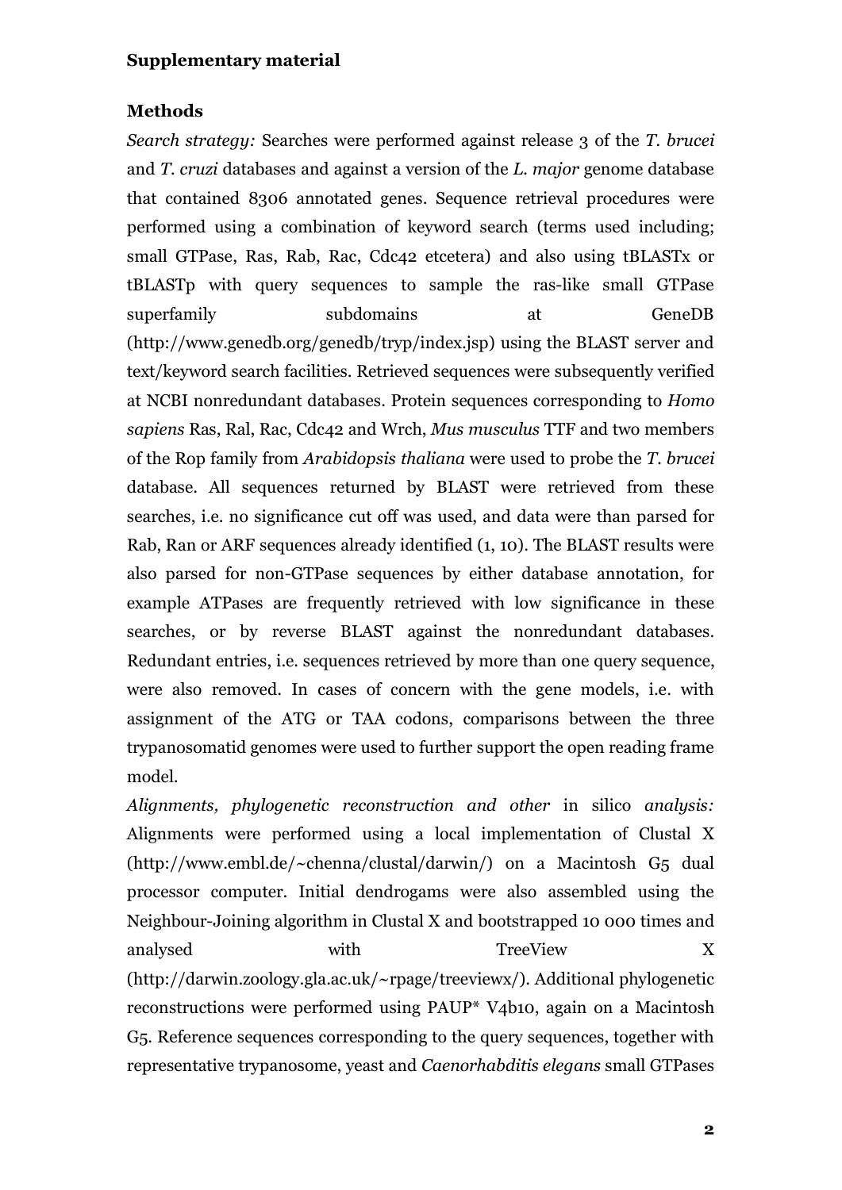**Supplementary material**

**Methods**

*Search strategy:* Searches were performed against release 3 of the *T. brucei* and *T. cruzi* databases and against a version of the *L. major* genome database that contained 8306 annotated genes. Sequence retrieval procedures were performed using a combination of keyword search (terms used including; small GTPase, Ras, Rab, Rac, Cdc42 etcetera) and also using tBLASTx or tBLASTp with query sequences to sample the ras-like small GTPase superfamily subdomains at GeneDB (http://www.genedb.org/genedb/tryp/index.jsp) using the BLAST server and text/keyword search facilities. Retrieved sequences were subsequently verified at NCBI nonredundant databases. Protein sequences corresponding to *Homo sapiens* Ras, Ral, Rac, Cdc42 and Wrch, *Mus musculus* TTF and two members of the Rop family from *Arabidopsis thaliana* were used to probe the *T. brucei* database. All sequences returned by BLAST were retrieved from these searches, i.e. no significance cut off was used, and data were than parsed for Rab, Ran or ARF sequences already identified (1, 10). The BLAST results were also parsed for non-GTPase sequences by either database annotation, for example ATPases are frequently retrieved with low significance in these searches, or by reverse BLAST against the nonredundant databases. Redundant entries, i.e. sequences retrieved by more than one query sequence, were also removed. In cases of concern with the gene models, i.e. with assignment of the ATG or TAA codons, comparisons between the three trypanosomatid genomes were used to further support the open reading frame model.

*Alignments, phylogenetic reconstruction and other* in silico *analysis:* Alignments were performed using a local implementation of Clustal X (http://www.embl.de/~chenna/clustal/darwin/) on a Macintosh G5 dual processor computer. Initial dendrogams were also assembled using the Neighbour-Joining algorithm in Clustal X and bootstrapped 10 000 times and analysed with TreeView X (http://darwin.zoology.gla.ac.uk/~rpage/treeviewx/). Additional phylogenetic reconstructions were performed using PAUP* V4b10, again on a Macintosh G5. Reference sequences corresponding to the query sequences, together with representative trypanosome, yeast and *Caenorhabditis elegans* small GTPases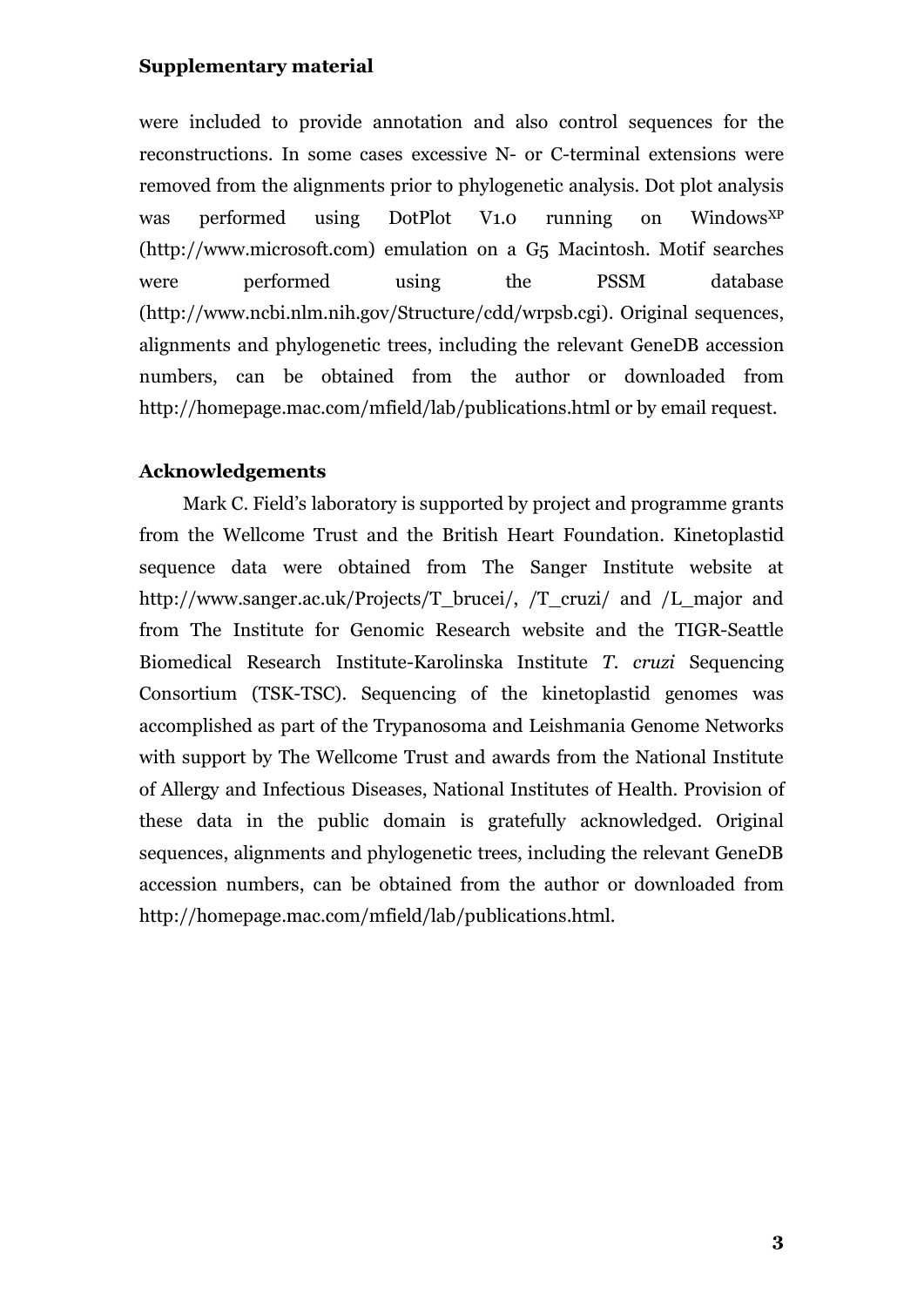were included to provide annotation and also control sequences for the reconstructions. In some cases excessive N- or C-terminal extensions were removed from the alignments prior to phylogenetic analysis. Dot plot analysis was performed using DotPlot V1.0 running on Windows[XP] (http://www.microsoft.com) emulation on a G5 Macintosh. Motif searches were performed using the PSSM database (http://www.ncbi.nlm.nih.gov/Structure/cdd/wrpsb.cgi). Original sequences, alignments and phylogenetic trees, including the relevant GeneDB accession numbers, can be obtained from the author or downloaded from http://homepage.mac.com/mfield/lab/publications.html or by email request.

## Acknowledgements

Mark C. Field's laboratory is supported by project and programme grants from the Wellcome Trust and the British Heart Foundation. Kinetoplastid sequence data were obtained from The Sanger Institute website at http://www.sanger.ac.uk/Projects/T_brucei/, /T_cruzi/ and /L_major and from The Institute for Genomic Research website and the TIGR-Seattle Biomedical Research Institute-Karolinska Institute *T. cruzi* Sequencing Consortium (TSK-TSC). Sequencing of the kinetoplastid genomes was accomplished as part of the Trypanosoma and Leishmania Genome Networks with support by The Wellcome Trust and awards from the National Institute of Allergy and Infectious Diseases, National Institutes of Health. Provision of these data in the public domain is gratefully acknowledged. Original sequences, alignments and phylogenetic trees, including the relevant GeneDB accession numbers, can be obtained from the author or downloaded from http://homepage.mac.com/mfield/lab/publications.html.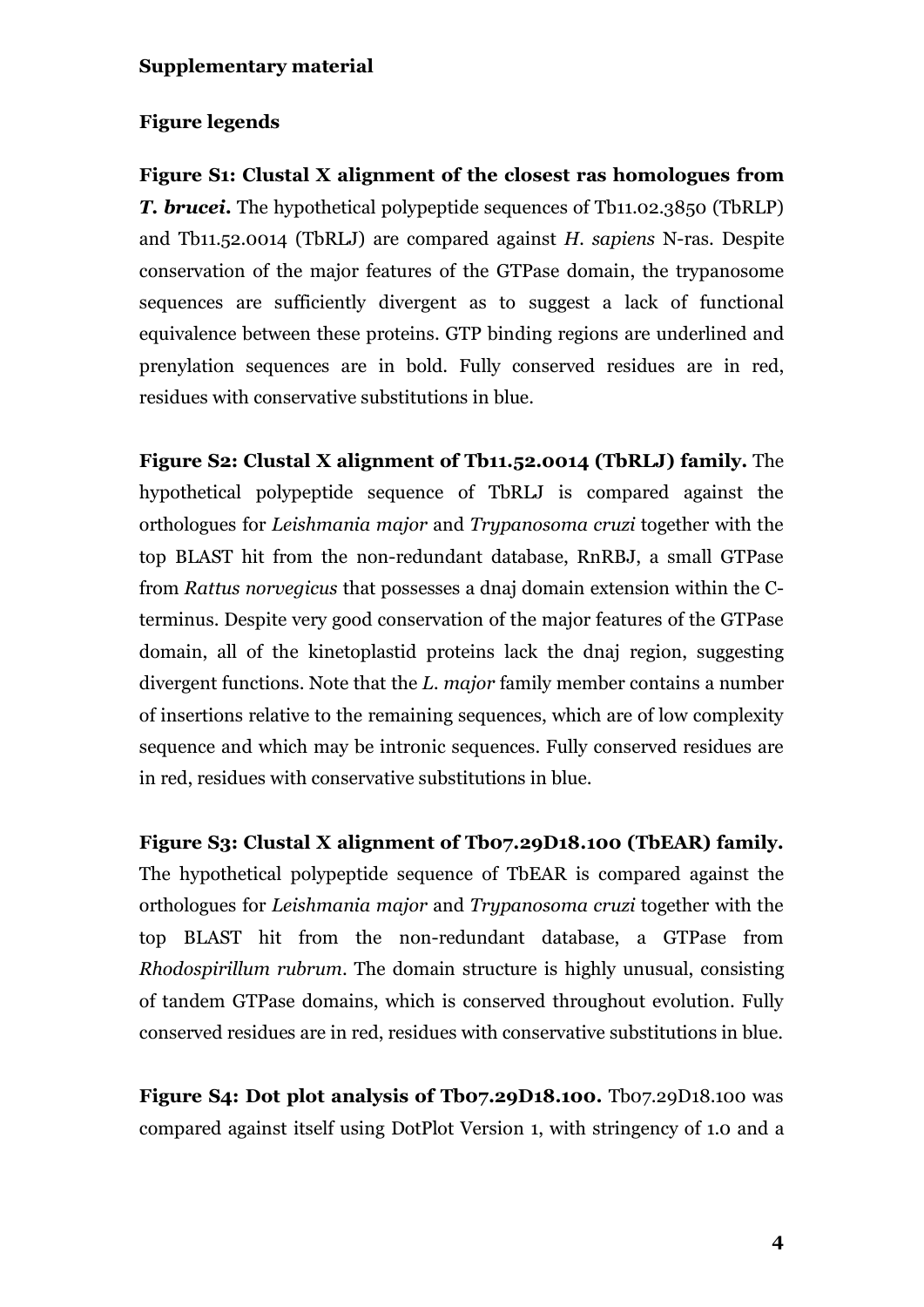**Supplementary material**

**Figure legends**

**Figure S1: Clustal X alignment of the closest ras homologues from *T. brucei*.** The hypothetical polypeptide sequences of Tb11.02.3850 (TbRLP) and Tb11.52.0014 (TbRLJ) are compared against *H. sapiens* N-ras. Despite conservation of the major features of the GTPase domain, the trypanosome sequences are sufficiently divergent as to suggest a lack of functional equivalence between these proteins. GTP binding regions are underlined and prenylation sequences are in bold. Fully conserved residues are in red, residues with conservative substitutions in blue.

**Figure S2: Clustal X alignment of Tb11.52.0014 (TbRLJ) family.** The hypothetical polypeptide sequence of TbRLJ is compared against the orthologues for *Leishmania major* and *Trypanosoma cruzi* together with the top BLAST hit from the non-redundant database, RnRBJ, a small GTPase from *Rattus norvegicus* that possesses a dnaj domain extension within the C-terminus. Despite very good conservation of the major features of the GTPase domain, all of the kinetoplastid proteins lack the dnaj region, suggesting divergent functions. Note that the *L. major* family member contains a number of insertions relative to the remaining sequences, which are of low complexity sequence and which may be intronic sequences. Fully conserved residues are in red, residues with conservative substitutions in blue.

**Figure S3: Clustal X alignment of Tb07.29D18.100 (TbEAR) family.** The hypothetical polypeptide sequence of TbEAR is compared against the orthologues for *Leishmania major* and *Trypanosoma cruzi* together with the top BLAST hit from the non-redundant database, a GTPase from *Rhodospirillum rubrum*. The domain structure is highly unusual, consisting of tandem GTPase domains, which is conserved throughout evolution. Fully conserved residues are in red, residues with conservative substitutions in blue.

**Figure S4: Dot plot analysis of Tb07.29D18.100.** Tb07.29D18.100 was compared against itself using DotPlot Version 1, with stringency of 1.0 and a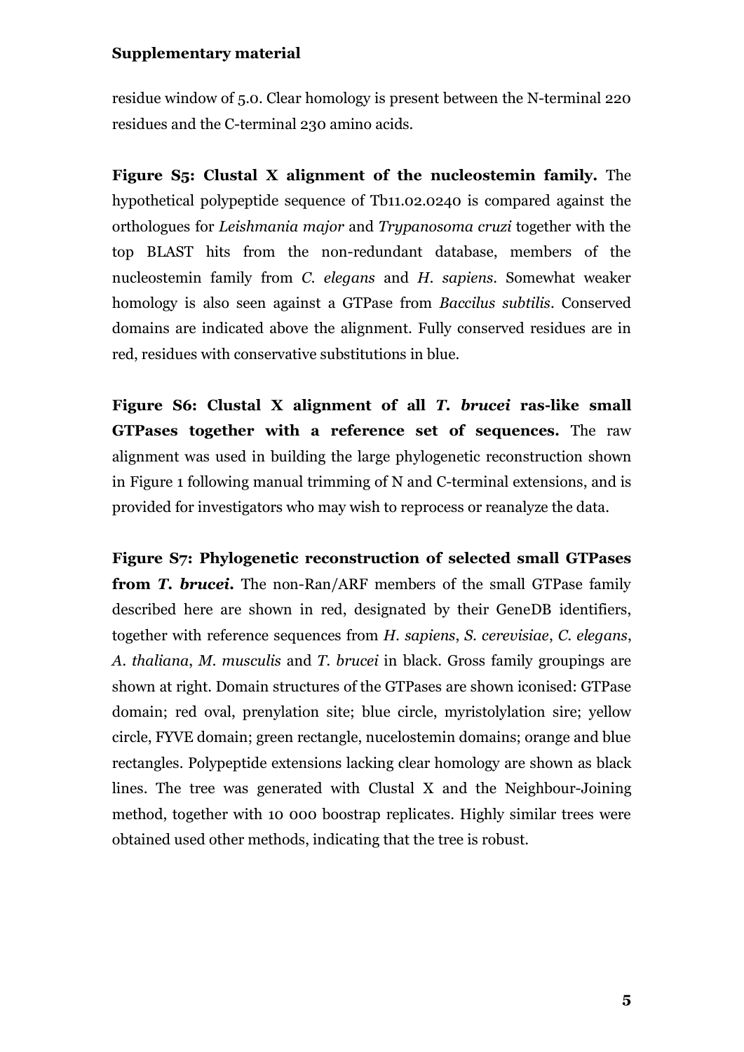residue window of 5.0. Clear homology is present between the N-terminal 220 residues and the C-terminal 230 amino acids.

**Figure S5: Clustal X alignment of the nucleostemin family.** The hypothetical polypeptide sequence of Tb11.02.0240 is compared against the orthologues for *Leishmania major* and *Trypanosoma cruzi* together with the top BLAST hits from the non-redundant database, members of the nucleostemin family from *C. elegans* and *H. sapiens*. Somewhat weaker homology is also seen against a GTPase from *Baccilus subtilis*. Conserved domains are indicated above the alignment. Fully conserved residues are in red, residues with conservative substitutions in blue.

**Figure S6: Clustal X alignment of all *T. brucei* ras-like small GTPases together with a reference set of sequences.** The raw alignment was used in building the large phylogenetic reconstruction shown in Figure 1 following manual trimming of N and C-terminal extensions, and is provided for investigators who may wish to reprocess or reanalyze the data.

**Figure S7: Phylogenetic reconstruction of selected small GTPases from *T. brucei*.** The non-Ran/ARF members of the small GTPase family described here are shown in red, designated by their GeneDB identifiers, together with reference sequences from *H. sapiens*, *S. cerevisiae*, *C. elegans*, *A. thaliana*, *M. musculis* and *T. brucei* in black. Gross family groupings are shown at right. Domain structures of the GTPases are shown iconised: GTPase domain; red oval, prenylation site; blue circle, myristolylation sire; yellow circle, FYVE domain; green rectangle, nucelostemin domains; orange and blue rectangles. Polypeptide extensions lacking clear homology are shown as black lines. The tree was generated with Clustal X and the Neighbour-Joining method, together with 10 000 boostrap replicates. Highly similar trees were obtained used other methods, indicating that the tree is robust.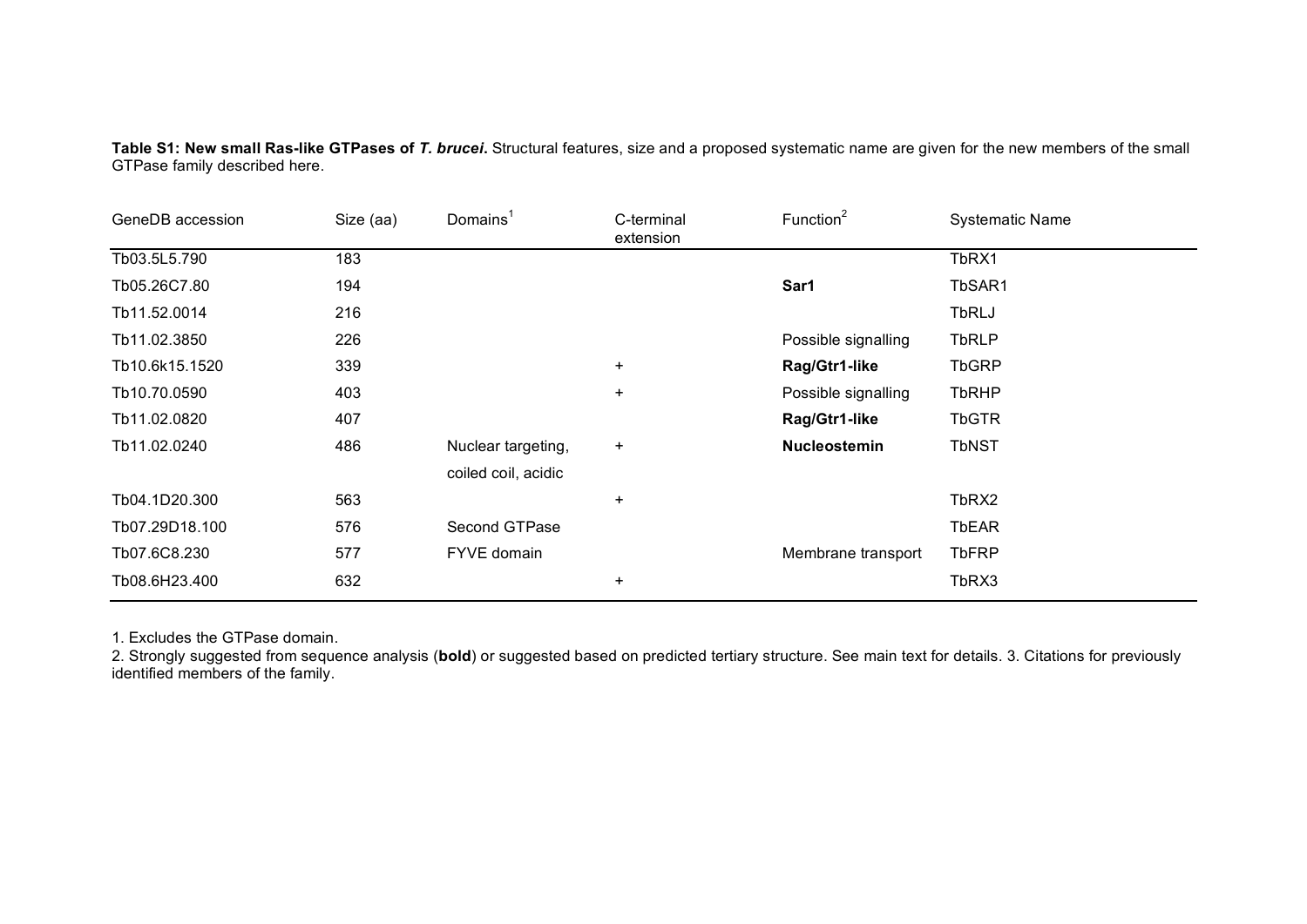**Table S1: New small Ras-like GTPases of *T. brucei*.** Structural features, size and a proposed systematic name are given for the new members of the small GTPase family described here.

| GeneDB accession | Size (aa) | Domains[1] | C-terminal extension | Function[2] | Systematic Name |
|---|---|---|---|---|---|
| Tb03.5L5.790 | 183 | | | | TbRX1 |
| Tb05.26C7.80 | 194 | | | **Sar1** | TbSAR1 |
| Tb11.52.0014 | 216 | | | | TbRLJ |
| Tb11.02.3850 | 226 | | | Possible signalling | TbRLP |
| Tb10.6k15.1520 | 339 | | + | **Rag/Gtr1-like** | TbGRP |
| Tb10.70.0590 | 403 | | + | Possible signalling | TbRHP |
| Tb11.02.0820 | 407 | | | **Rag/Gtr1-like** | TbGTR |
| Tb11.02.0240 | 486 | Nuclear targeting, coiled coil, acidic | + | **Nucleostemin** | TbNST |
| Tb04.1D20.300 | 563 | | + | | TbRX2 |
| Tb07.29D18.100 | 576 | Second GTPase | | | TbEAR |
| Tb07.6C8.230 | 577 | FYVE domain | | Membrane transport | TbFRP |
| Tb08.6H23.400 | 632 | | + | | TbRX3 |

1. Excludes the GTPase domain.
2. Strongly suggested from sequence analysis (**bold**) or suggested based on predicted tertiary structure. See main text for details. 3. Citations for previously identified members of the family.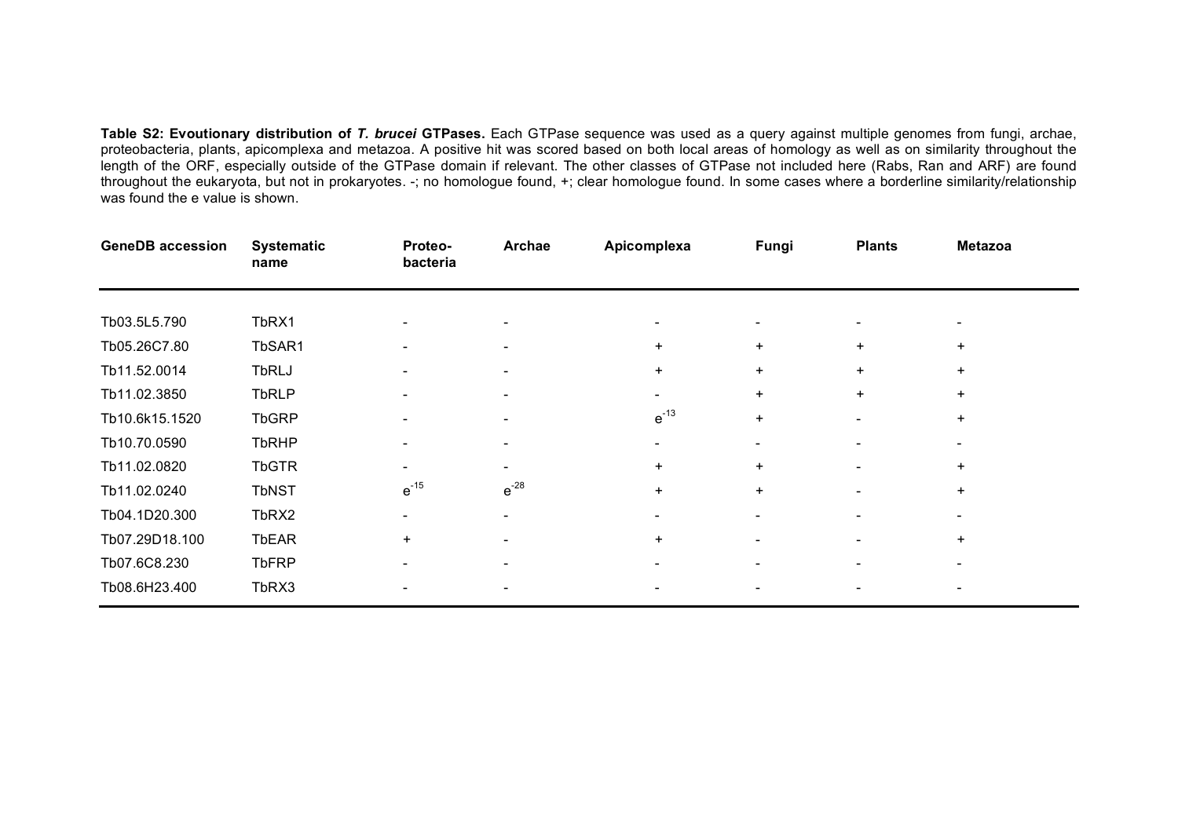**Table S2: Evoutionary distribution of *T. brucei* GTPases.** Each GTPase sequence was used as a query against multiple genomes from fungi, archae, proteobacteria, plants, apicomplexa and metazoa. A positive hit was scored based on both local areas of homology as well as on similarity throughout the length of the ORF, especially outside of the GTPase domain if relevant. The other classes of GTPase not included here (Rabs, Ran and ARF) are found throughout the eukaryota, but not in prokaryotes. -; no homologue found, +; clear homologue found. In some cases where a borderline similarity/relationship was found the e value is shown.

| GeneDB accession | Systematic name | Proteo-bacteria | Archae | Apicomplexa | Fungi | Plants | Metazoa |
|---|---|---|---|---|---|---|---|
| Tb03.5L5.790 | TbRX1 | - | - | - | - | - | - |
| Tb05.26C7.80 | TbSAR1 | - | - | + | + | + | + |
| Tb11.52.0014 | TbRLJ | - | - | + | + | + | + |
| Tb11.02.3850 | TbRLP | - | - | - | + | + | + |
| Tb10.6k15.1520 | TbGRP | - | - | $e^{-13}$ | + | - | + |
| Tb10.70.0590 | TbRHP | - | - | - | - | - | - |
| Tb11.02.0820 | TbGTR | - | - | + | + | - | + |
| Tb11.02.0240 | TbNST | $e^{-15}$ | $e^{-28}$ | + | + | - | + |
| Tb04.1D20.300 | TbRX2 | - | - | - | - | - | - |
| Tb07.29D18.100 | TbEAR | + | - | + | - | - | + |
| Tb07.6C8.230 | TbFRP | - | - | - | - | - | - |
| Tb08.6H23.400 | TbRX3 | - | - | - | - | - | - |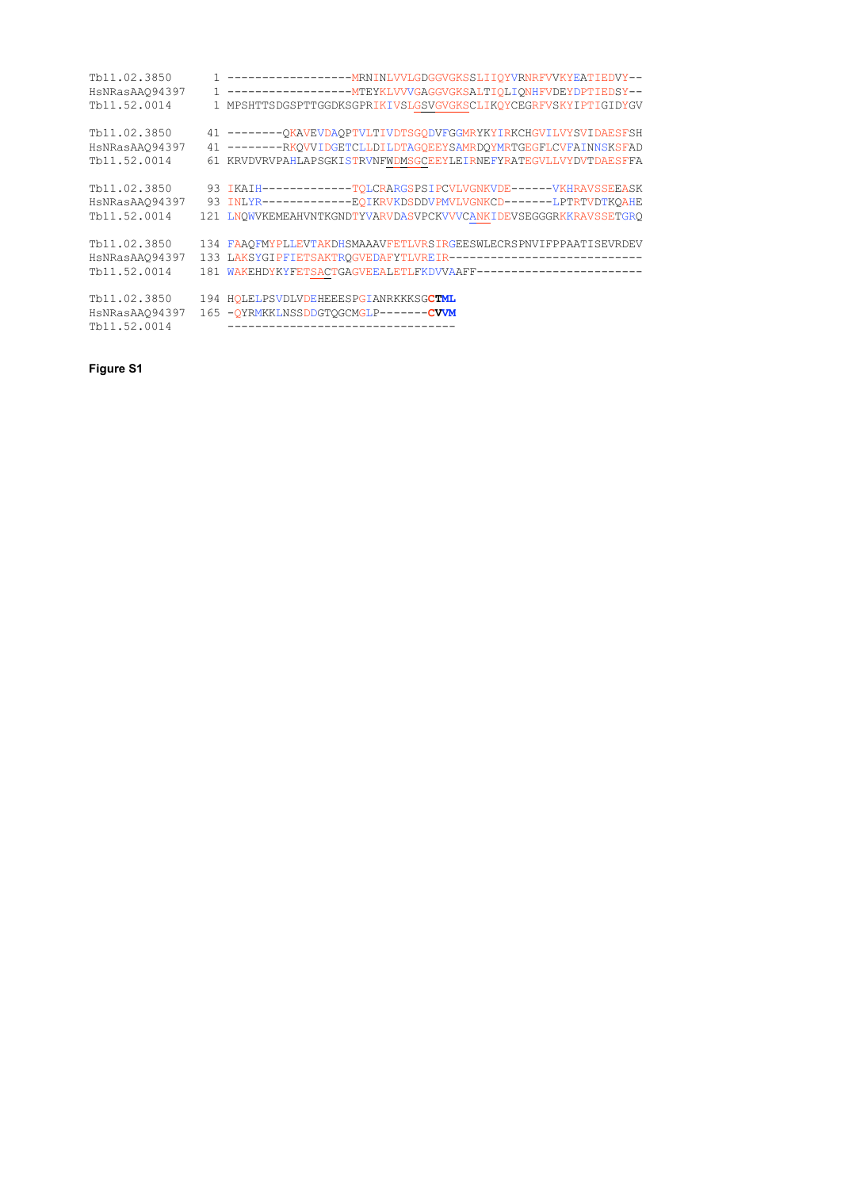```
Tb11.02.3850      1 ------------------MRNINLVVLGDGGVGKSSLIIQYVRNRFVVKYEATIEDVY--
HsNRasAAQ94397    1 ------------------MTEYKLVVVGAGGVGKSALTIQLIQNHFVDEYDPTIEDSY--
Tb11.52.0014      1 MPSHTTSDGSPTTGGDKSGPRIKIVSLGSVGVGKSCLIKQYCEGRFVSKYIPTIGIDYGV

Tb11.02.3850     41 --------QKAVEVDAQPTVLTIVDTSGQDVFGGMRYKYIRKCHGVILVYSVIDAESFSH
HsNRasAAQ94397   41 --------RKQVVIDGETCLLDILDTAGQEEYSAMRDQYMRTGEGFLCVFAINNSKSFAD
Tb11.52.0014     61 KRVDVRVPAHLAPSGKISTRVNFWDMSGCEEYLEIRNEFYRATEGVLLVYDVTDAESFFA

Tb11.02.3850     93 IKAIH-------------TQLCRARGSPSIPCVLVGNKVDE------VKHRAVSSEEASK
HsNRasAAQ94397   93 INLYR-------------EQIKRVKDSDDVPMVLVGNKCD-------LPTRTVDTKQAHE
Tb11.52.0014    121 LNQWVKEMEAHVNTKGNDTYVARVDASVPCKVVVCANKIDEVSEGGGRKKRAVSSETGRQ

Tb11.02.3850    134 FAAQFMYPLLEVTAKDHSMAAAVFETLVRSIRGEESWLECRSPNVIFPPAATISEVRDEV
HsNRasAAQ94397  133 LAKSYGIPFIETSAKTRQGVEDAFYTLVREIR----------------------------
Tb11.52.0014    181 WAKEHDYKYFETSACTGAGVEEALETLFKDVVAAFF------------------------

Tb11.02.3850    194 HQLELPSVDLVDEHEEESPGIANRKKKSGCTML
HsNRasAAQ94397  165 -QYRMKKLNSSDDGTQGCMGLP-------CVVM
Tb11.52.0014        ---------------------------------
```

**Figure S1**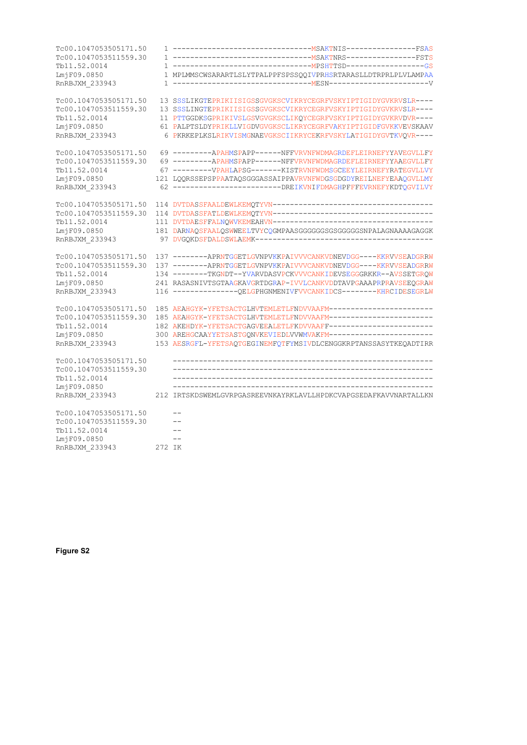```
Tc00.1047053505171.50    1 --------------------------------MSAKTNIS----------------FSAS
Tc00.1047053511559.30    1 --------------------------------MSAKTNRS----------------FSTS
Tb11.52.0014             1 --------------------------------MPSHTTSD------------------GS
LmjF09.0850              1 MPLMMSCWSARARTLSLYTPALPPFSPSSQQIVPRHSRTARASLLDTRPRLPLVLAMPAA
RnRBJXM_233943           1 --------------------------------MESN-----------------------V

Tc00.1047053505171.50   13 SSSLIKGTEPRIKIISIGSSGVGKSCVIKRYCEGRFVSKYIPTIGIDYGVKRVSLR----
Tc00.1047053511559.30   13 SSSLINGTEPRIKIISIGSSGVGKSCVIKRYCEGRFVSKYIPTIGIDYGVKRVSLR----
Tb11.52.0014            11 PTTGGDKSGPRIKIVSLGSVGVGKSCLIKQYCEGRFVSKYIPTIGIDYGVKRVDVR----
LmjF09.0850             61 PALPTSLDYPRIKLLVIGDVGVGKSCLIKRYCEGRFVAKYIPTIGIDFGVKKVEVSKAAV
RnRBJXM_233943           6 PKRKEPLKSLRIKVISMGNAEVGKSCIIKRYCEKRFVSKYLATIGIDYGVTKVQVR----

Tc00.1047053505171.50   69 ---------APAHMSPAPP------NFFVRVNFWDMAGRDEFLEIRNEFYYAVEGVLLFY
Tc00.1047053511559.30   69 ---------APAHMSPAPP------NFFVRVNFWDMAGRDEFLEIRNEFYYAAEGVLLFY
Tb11.52.0014            67 ---------VPAHLAPSG-------KISTRVNFWDMSGCEEYLEIRNEFYRATEGVLLVY
LmjF09.0850            121 LQQRSSEPSPPAATAQSGGGASSAIPPAVRVNFWDGSGDGDYREILNEFYEAAQGVLLMY
RnRBJXM_233943          62 ------------------------DREIKVNIFDMAGHPFFFEVRNEFYKDTQGVILVY

Tc00.1047053505171.50  114 DVTDASSFAALDEWLKEMQTYVN-------------------------------------
Tc00.1047053511559.30  114 DVTDASSFATLDEWLKEMQTYVN-------------------------------------
Tb11.52.0014           111 DVTDAESFFALNQWVKEMEAHVN-------------------------------------
LmjF09.0850            181 DARNAQSFAALQSWWEELTVYCQGMPAASGGGGGGSGSGGGGGSNPALAGNAAAAGAGGK
RnRBJXM_233943          97 DVGQKDSFDALDSWLAEMK-----------------------------------------

Tc00.1047053505171.50  137 --------APRNTGGETLGVNPVKKPAIVVVCANKVDNEVDGG----KKRVVSEADGRRW
Tc00.1047053511559.30  137 --------APRNTGGETLGVNPVKKPAIVVVCANKVDNEVDGG----KKRVVSEADGRRW
Tb11.52.0014           134 --------TKGNDT--YVARVDASVPCKVVVCANKIDEVSEGGGRKKR--AVSSETGRQW
LmjF09.0850            241 RASASNIVTSGTAAGKAVGRTDGRAP-IVVLCANKVDDTAVPGAAAPRPRAVSEEQGRAW
RnRBJXM_233943         116 ---------------QELGPHGNMENIVFVVCANKIDCS--------KHRCIDESEGRLW

Tc00.1047053505171.50  185 AEAHGYK-YFETSACTGLHVTEMLETLFNDVVAAFM------------------------
Tc00.1047053511559.30  185 AEAHGYK-YFETSACTGLHVTEMLETLFNDVVAAFM------------------------
Tb11.52.0014           182 AKEHDYK-YFETSACTGAGVEEALETLFKDVVAAFF------------------------
LmjF09.0850            300 AREHGCAAYYETSASTGQNVKEVIEDLVVWMVAKFM------------------------
RnRBJXM_233943         153 AESRGFL-YFETSAQTGEGINEMFQTFYMSIVDLCENGGKRPTANSSASYTKEQADTIRR

Tc00.1047053505171.50      ------------------------------------------------------------
Tc00.1047053511559.30      ------------------------------------------------------------
Tb11.52.0014               ------------------------------------------------------------
LmjF09.0850                ------------------------------------------------------------
RnRBJXM_233943         212 IRTSKDSWEMLGVRPGASREEVNKAYRKLAVLLHPDKCVAPGSEDAFKAVVNARTALLKN

Tc00.1047053505171.50      --
Tc00.1047053511559.30      --
Tb11.52.0014               --
LmjF09.0850                --
RnRBJXM_233943         272 IK
```

**Figure S2**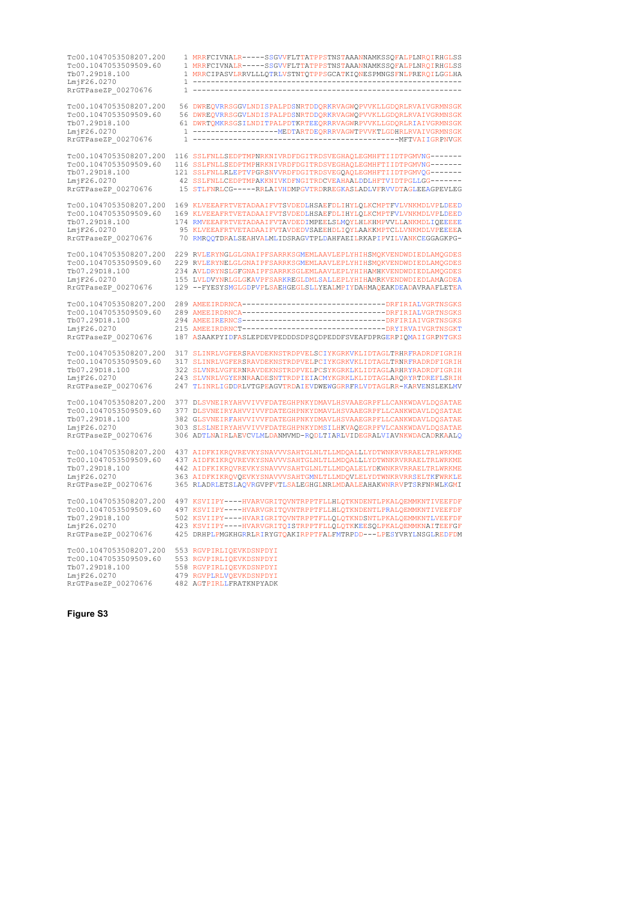```
Tc00.1047053508207.200    1 MRRFCIVNALR-----SSGVVFLTTATPPSTNSTAAANNAMKSSQFALFLNRQIRHGLSS
Tc00.1047053509509.60     1 MRRFCIVNALR-----SSGVVFLTTATPPSTNSTAAANNAMKSSQFALFLNRQIRHGLSS
Tb07.29D18.100            1 MRRCIPASVLRRVLLLQTRLVSTNTQTPPSGCATKIQNESPMNGSFNLPRERQILGGLHA
LmjF26.0270               1 ------------------------------------------------------------
RrGTPaseZP_00270676       1 ------------------------------------------------------------

Tc00.1047053508207.200   56 DWREQVRRSGGVLNDISPALPDSNRTDDQRKRVAGWQPVVKLLGDQRLRVAIVGRMNSGK
Tc00.1047053509509.60    56 DWREQVRRSGGVLNDISPALPDSNRTDDQRKRVAGWQPVVKLLGDQRLRVAIVGRMNSGK
Tb07.29D18.100           61 DWRTQMKRSGSILNDITPALPDTKRTEEQRRRVAGWRPVVKLLGDQRLRIAIVGRMNSGK
LmjF26.0270               1 ------------------MEDTARTDEQRRRVAGWTPVVKTLGDHRLRVAIVGRMNSGK
RrGTPaseZP_00270676       1 ---------------------------------------------MFTVAIIGRPNVGK

Tc00.1047053508207.200  116 SSLFNLLSEDPTMPNRKNIVRDFDGITRDSVEGHAQLEGMHFTIIDTPGMVNG-------
Tc00.1047053509509.60   116 SSLFNLLSEDPTMPHRKNIVRDFDGITRDSVEGHAQLEGMHFTIIDTPGMVNG-------
Tb07.29D18.100          121 SSLFNLLRLEPTVPGRSNVVRDFDGITRDSVEGQAQLEGMHFTIIDTPGMVQG-------
LmjF26.0270              42 SSLFNLLCEDPTMPAKKNIVKDFNGITRDCVEAHAALDDLHFTVIDTPGLLGG-------
RrGTPaseZP_00270676      15 STLFNRLCG-----RRLAIVHDMPGVTRDRREGKASLADLVFRVVDTAGLEEAGPEVLEG

Tc00.1047053508207.200  169 KLVEEAFRTVETADAAIFVTSVDEDLHSAEFDLIHYLQLKCMPTFVLVNKMDLVPLDEED
Tc00.1047053509509.60   169 KLVEEAFRTVETADAAIFVTSVDEDLHSAEFDLIHYLQLKCMPTFVLVNKMDLVPLDEED
Tb07.29D18.100          174 RMVEEAFRTVETADAAIFVTAVDEDIMPEELSLMQYLHLKHMPVVLLANKMDLIQEEEEE
LmjF26.0270              95 KLVEEAFRTVETADAAIFVTAVDEDVSAEEHDLIQYLAAKKMPTCLLVNKMDLVPEEEEA
RrGTPaseZP_00270676      70 RMRQQTDRALSEAHVALMLIDSRAGVTPLDAHFAEILRKAPIPVILVANKCEGGAGKPG-

Tc00.1047053508207.200  229 RVLERYNGLGLGNAIPFSARRKSGMEMLAAVLEPLYHIHSMQKVENDWDIEDLAMQGDES
Tc00.1047053509509.60   229 RVLERYNELGLGNAIPFSARRKSGMEMLAAVLEPLYHIHSMQKVENDWDIEDLAMQGDES
Tb07.29D18.100          234 AVLDRYNSLGFGNAIPFSARRKSGLEMLAAVLEPLYHIHAMHKVENDWDIEDLAMQGDES
LmjF26.0270             155 LVLDVYNRLGLGKAVPFSARKREGLDMLSALLEPLYHIHAMRKVENDWDIEDLAMAGDEA
RrGTPaseZP_00270676     129 --FYESYSMGLGDPVPLSAEHGEGLSLLYEALMPIYDAHMAQEAKDEADAVRAAFLETEA

Tc00.1047053508207.200  289 AMEEIRDRNCA--------------------------------DRFIRIALVGRTNSGKS
Tc00.1047053509509.60   289 AMEEIRDRNCA--------------------------------DRFIRIALVGRTNSGKS
Tb07.29D18.100          294 AMEEIRERNCS--------------------------------DRFIRIAIVGRTNSGKS
LmjF26.0270             215 AMEEIRDRNCT--------------------------------DRYIRVAIVGRTNSGKT
RrGTPaseZP_00270676     187 ASAAKPYIDFASLEPDEVPEDDDSDPSQDPEDDFSVEAFDPRGERPIQMAIIGRPNTGKS

Tc00.1047053508207.200  317 SLINRLVGFERSRAVDEKNSTRDPVELSCIYKGRKVKLIDTAGLTRHRFRADRDFIGRIH
Tc00.1047053509509.60   317 SLINRLVGFERSRAVDEKNSTRDPVELPCIYKGRKVKLIDTAGLTRNRFRADRDFIGRIH
Tb07.29D18.100          322 SLVNRLVGFERNRAVDEKNSTRDPVELPCSYKGRKLKLIDTAGLARHRYRADRDFIGRIH
LmjF26.0270             243 SLVNRLVGYERNRAADESNTTRDPIEIACMYKGRKLKLIDTAGLARQRYRTDREFLSRIH
RrGTPaseZP_00270676     247 TLINRLIGDDRLVTGPEAGVTRDAIEVDWEWGGRRFRLVDTAGLRR-KARVENSLEKLMV

Tc00.1047053508207.200  377 DLSVNEIRYAHVVIVVFDATEGHPNKYDMAVLHSVAAEGRPFLLCANKWDAVLDQSATAE
Tc00.1047053509509.60   377 DLSVNEIRYAHVVIVVFDATEGHPNKYDMAVLHSVAAEGRPFLLCANKWDAVLDQSATAE
Tb07.29D18.100          382 GLSVNEIRFAHVVIVVFDATEGHPNKYDMAVLHSVAAEGRPFLLCANKWDAVLDQSATAE
LmjF26.0270             303 SLSLNEIRYAHVVIVVFDATEGHPNKYDMSILHKVAQEGRPFVLCANKWDAVLDQSATAE
RrGTPaseZP_00270676     306 ADTLNAIRLAEVCVLMLDANMVMD-RQDLTIARLVIDEGRALVIAVNKWDACADRKAALQ

Tc00.1047053508207.200  437 AIDFKIKRQVREVKYSNAVVVSAHTGLNLTLLMDQALLLYDTWNKRVRRAELTRLWRKME
Tc00.1047053509509.60   437 AIDFKIKRQVREVKYSNAVVVSAHTGLNLTLLMDQALLLYDTWNKRVRRAELTRLWRKME
Tb07.29D18.100          442 AIDFKIKRQVREVKYSNAVVVSAHTGLNLTLLMDQALELYDKWNKRVRRAELTRLWRKME
LmjF26.0270             363 AIDFKIKRQVQEVKYSNAVVVSAHTGMNLTLLMDQVLELYDTWNKRVRRSELTKFWRKLE
RrGTPaseZP_00270676     365 RLADRLETSLAQVRGVPFVTLSALEGHGLNRLMDAALEAHAKWNRRVPTSRFNRWLKGMI

Tc00.1047053508207.200  497 KSVIIPY----HVARVGRITQVNTRPPTFLLHLQTKNDENTLPRALQEMMKNTIVEEFDF
Tc00.1047053509509.60   497 KSVIIPY----HVARVGRITQVNTRPPTFLLHLQTKNDENTLPRALQEMMKNTIVEEFDF
Tb07.29D18.100          502 KSVIIPY----HVARIGRITQVNTRPPTFLLQLQTKNDSNTLPKALQEMMKNTLVEEFDF
LmjF26.0270             423 KSVIIPY----HVARVGRITQISTRPPTFLLQLQTKKEESQLPKALQEMMKNAITEEFGF
RrGTPaseZP_00270676     425 DRHPLPMGKHGRRLRIRYGTQAKIRPPTFALFMTRPDD---LPESYVRYLNSGLREDFDM

Tc00.1047053508207.200  553 RGVPIRLIQEVKDSNPDYI
Tc00.1047053509509.60   553 RGVPIRLIQEVKDSNPDYI
Tb07.29D18.100          558 RGVPIRLIQEVKDSNPDYI
LmjF26.0270             479 RGVPLRLVQEVKDSNPDYI
RrGTPaseZP_00270676     482 AGTPIRLLFRATKNPYADK
```

**Figure S3**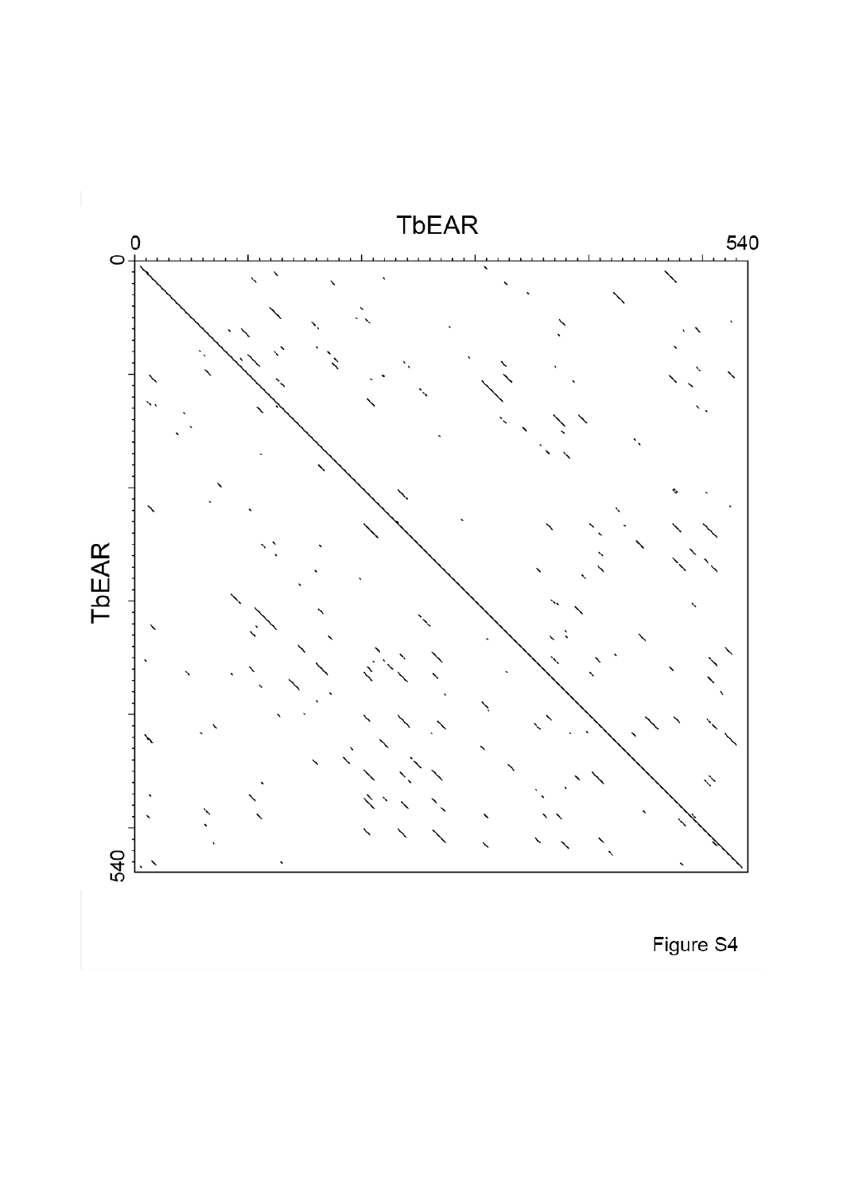Figure S4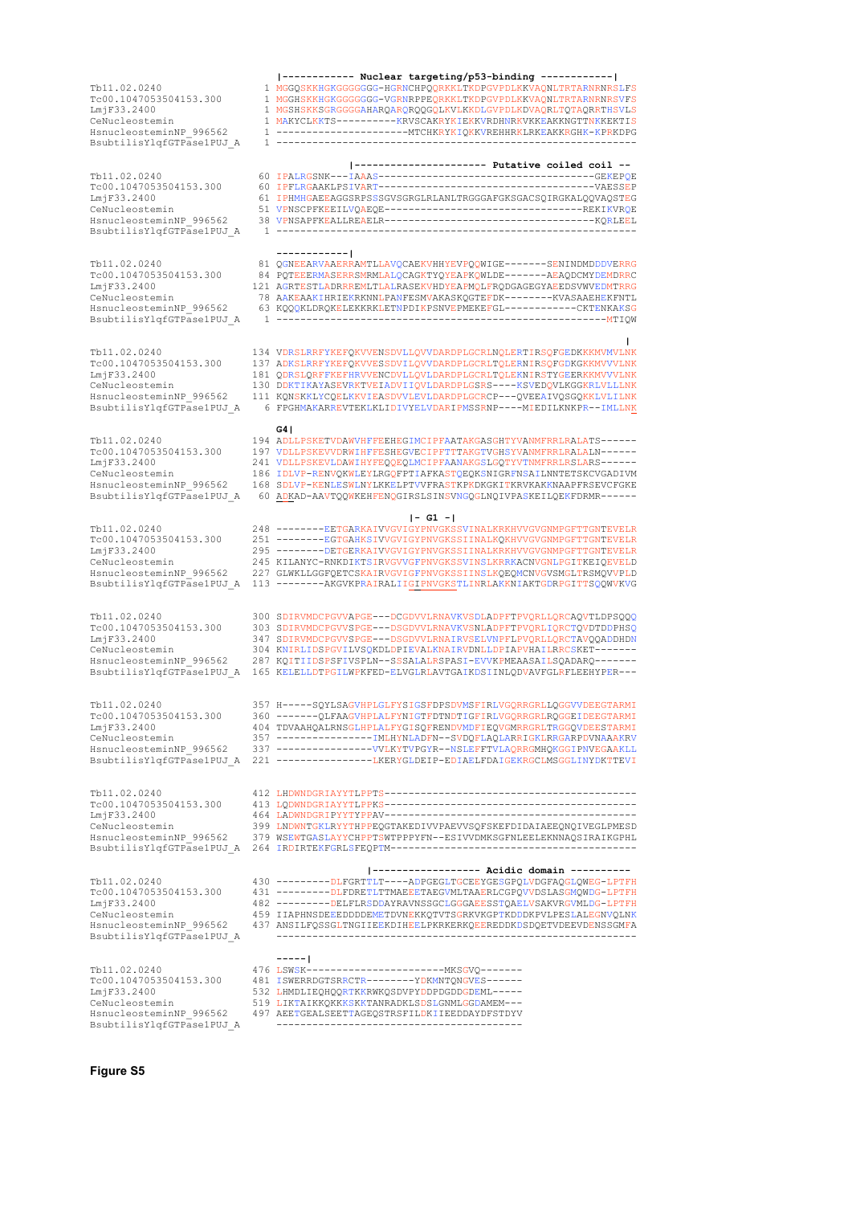```
                              |------------ Nuclear targeting/p53-binding ------------|
Tb11.02.0240                1 MGGQSKKHGKGGGGGGG-HGRNCHPQRKKLTKDPGVPDLKKVAQNLTRTARNRNRSLFS
Tc00.1047053504153.300      1 MGGHSKKHGKGGGGGGG-VGRNRPPEQRKKLTKDPGVPDLKKVAQNLTRTARNRNRSVFS
LmjF33.2400                 1 MGSHSKKSGRGGGGAHARQARQRQQGQLKVLKKDLGVPDLKDVAQRLTQTAQRRTHSVLS
CeNucleostemin              1 MAKYCLKKTS----------KRVSCAKRYKIEKKVRDHNRKVKKEAKKNGTTNKKEKTIS
HsnucleosteminNP_996562     1 ---------------------MTCHKRYKIQKKVREHHRKLRKEAKKRGHK-KPRKDPG
BsubtilisYlqfGTPase1PUJ_A   1 -----------------------------------------------------------

                                        |--------------------- Putative coiled coil --
Tb11.02.0240               60 IPALRGSNK---IAAAS------------------------------------GEKEPQE
Tc00.1047053504153.300     60 IPFLRGAAKLPSIVART-------------------------------------VAESSEP
LmjF33.2400                61 IPHMHGAEEAGGSRPSSSGVSGRGLRLANLTRGGGAFGKSGACSQIRGKALQQVAQSTEG
CeNucleostemin             51 VPNSCPFKEEILVQAEQE---------------------------------REKIKVRQE
HsnucleosteminNP_996562    38 VPNSAPFKEALLREAELR----------------------------------KQRLEEL
BsubtilisYlqfGTPase1PUJ_A   1 -----------------------------------------------------------

                              ------------|
Tb11.02.0240               81 QGNEEARVAAERRAMTLLAVQCAEKVHHYEVPQQWIGE-------SENINDMDDDVERRG
Tc00.1047053504153.300     84 PQTEEERMASERRSMRMLALQCAGKTYQYEAPKQWLDE-------AEAQDCMYDEMDRRC
LmjF33.2400               121 AGRTESTLADRRREMLTLALRASEKVHDYEAPMQLFRQDGAGEGYAEEDSVWVEDMTRRG
CeNucleostemin             78 AAKEAAKIHRIEKRKNNLPANFESMVAKASKQGTEFDK--------KVASAAEHEKFNTL
HsnucleosteminNP_996562    63 KQQQKLDRQKELEKKRKLETNPDIKPSNVEPMEKEFGL------------CKTENKAKSG
BsubtilisYlqfGTPase1PUJ_A   1 -----------------------------------------------------MTIQW

                                                                                         |
Tb11.02.0240              134 VDRSLRRFYKEFQKVVENSDVLLQVVDARDPLGCRLNQLERTIRSQFGEDKKMVMVLNK
Tc00.1047053504153.300    137 ADKSLRRFYKEFQKVVESSDVILQVVDARDPLGCRLTQLERNIRSQFGDKGKMVVVLNK
LmjF33.2400               181 QDRSLQRFFKEFHRVVENCDVLLQVLDARDPLGCRLTQLEKNIRSTYGEERKKMVVVLNK
CeNucleostemin            130 DDKTIKAYASEVRKTVEIADVIIQVLDARDPLGSRS----KSVEDQVLKGGKRLVLLLNK
HsnucleosteminNP_996562   111 KQNSKKLYCQELKKVIEASDVVLEVLDARDPLGCRCP---QVEEAIVQSGQKKLVLILNK
BsubtilisYlqfGTPase1PUJ_A   6 FPGHMAKARREVTEKLKLIDIVYELVDARIPMSSRNP----MIEDILKNKPR--IMLLNK

                              G4|
Tb11.02.0240              194 ADLLPSKETVDAWVHFFEEHEGIMCIPFAATAKGASGHTYVANMFRRLRALATS------
Tc00.1047053504153.300    197 VDLLPSKEVVDRWIHFFESHEGVECIPFTTTAKGTVGHSYVANMFRRLRALALN------
LmjF33.2400               241 VDLLPSKEVLDAWIHYFEQQEQLMCIPFAANAKGSLGQTYVTNMFRRLRSLARS------
CeNucleostemin            186 IDLVP-RENVQKWLEYLRGQFPTIAFKASTQEQKSNIGRFNSAILNNTETSKCVGADIVM
HsnucleosteminNP_996562   168 SDLVP-KENLESWLNYLKKELPTVVFRASTKPKDKGKITKRVKAKKNAAPFRSEVCFGKE
BsubtilisYlqfGTPase1PUJ_A  60 ADKAD-AAVTQQWKEHFENQGIRSLSINSVNGQGLNQIVPASKEILQEKFDRMR------

                                                  |- G1 -|
Tb11.02.0240              248 --------EETGARKAIVVGVIGYPNVGKSSVINALKRKHVVGVGNMPGFTTGNTEVELR
Tc00.1047053504153.300    251 --------EGTGAHKSIVVGVIGYPNVGKSSIINALKQKHVVGVGNMPGFTTGNTEVELR
LmjF33.2400               295 --------DETGERKAIVVGVIGYPNVGKSSIINALKRKHVVGVGNMPGFTTGNTEVELR
CeNucleostemin            246 KILANYC-RNKDIKTSIRVGVVGFPNVGKSSVINSLKRRKACNVGNLPGITKEIQEVELD
HsnucleosteminNP_996562   227 GLWKLLGGFQETCSKAIRVGVIGFPNVGKSSIINSLKQEQMCNVGVSMGLTRSMQVVPLD
BsubtilisYlqfGTPase1PUJ_A 113 --------AKGVKPRAIRALIIGIPNVGKSTLINRLAKKNIAKTGDRPGITTSQQWVKVG

Tb11.02.0240              300 SDIRVMDCPGVVAPGE---DCGDVVLRNAVKVSDLADPFTPVQRLLQRCAQVTLDPSQQQ
Tc00.1047053504153.300    303 SDIRVMDCPGVVSPGE---DSGDVVLRNAVKVSNLADPFTPVQRLIQRCTQVDTDDPHSQ
LmjF33.2400               347 SDIRVMDCPGVVSPGE---DSGDVVLRNAIRVSELVNPFLPVQRLLQRCTAVQQADDHDN
CeNucleostemin            304 KNIRLIDSPGVILVSQKDLDPIEVALKNAIRVDNLLDPIAPVHAILRRCSKET-------
HsnucleosteminNP_996562   287 KQITIIDSPSFIVSPLN--SSSALALRSPASI-EVVKPMEAASAILSQADARQ-------
BsubtilisYlqfGTPase1PUJ_A 165 KELELLDTPGILWPKFED-ELVGLRLAVTGAIKDSIINLQDVAVFGLRFLEEHYPER---

Tb11.02.0240              357 H-----SQYLSAGVHPLGLFYSIGSFDPSDVMSFIRLVGQRRGRLLQGGVVDEEGTARMI
Tc00.1047053504153.300    360 -------QLFAAGVHPLALFYNIGTFDTNDTIGFIRLVGQRRGRLRQGGEIDEEGTARMI
LmjF33.2400               404 TDVAAHQALRNSGLHPLALFYGISQFRENDVMDFIEQVGMRRGRLTRGGQVDEESTARMI
CeNucleostemin            357 ----------------IMLHYNLADFN--SVDQFLAQLARRIGKLRRGARPDVNAAAKRV
HsnucleosteminNP_996562   337 ----------------VVLKYTVPGYR--NSLEFFTVLAQRRGMHQKGGIPNVEGAAKLL
BsubtilisYlqfGTPase1PUJ_A 221 ----------------LKERYGLDEIP-EDIAELFDAIGEKRGCLMSGGLINYDKTTEVI

Tb11.02.0240              412 LHDWNDGRIAYYTLPPTS------------------------------------------
Tc00.1047053504153.300    413 LQDWNDGRIAYYTLPPKS------------------------------------------
LmjF33.2400               464 LADWNDGRIPYYTYPPAV------------------------------------------
CeNucleostemin            399 LNDWNTGKLRYYTHPPEQGTAKEDIVVPAEVVSQFSKEFDIDAIAEEQNQIVEGLPMESD
HsnucleosteminNP_996562   379 WSEWTGASLAYYCHPPTSWTPPPYFN--ESIVVDMKSGFNLEELEKNNAQSIRAIKGPHL
BsubtilisYlqfGTPase1PUJ_A 264 IRDIRTEKFGRLSFEQPTM-----------------------------------------

                                            |------------------ Acidic domain ----------
Tb11.02.0240              430 ---------DLFGRTTLT----ADPGEGLTGCEEYGESGPQLVDGFAQGLQWEG-LPTFH
Tc00.1047053504153.300    431 ---------DLFDRETLTTMAEEETAEGVMLTAAERLCGPQVVDSLASGMQWDG-LPTFH
LmjF33.2400               482 ---------DELFLRSDDAYRAVNSSGCLGGAEESSTQAELVSAKVRGVMLDG-LPTFH
CeNucleostemin            459 IIAPHNSDEEEDDDDEMETDVNEKKQTVTSGRKVKGPTKDDDKPVLPESLALEGNVQLNK
HsnucleosteminNP_996562   437 ANSILFQSSGLTNGIIEEKDIHEELPKRKERKQEEREDDKDSDQETVDEEVDENSSGMFA
BsubtilisYlqfGTPase1PUJ_A     ------------------------------------------------------------

                              -----|
Tb11.02.0240              476 LSWSK----------------------MKSGVQ-------
Tc00.1047053504153.300    481 ISWERRDGTSRRCTR--------YDKMNTQNGVES------
LmjF33.2400               532 LHMDLIEQHQQRTKKRWKQSDVPYDDPDGDDGDEML-----
CeNucleostemin            519 LIKTAIKKQKKKSKKTANRADKLSDSLGNMLGGDAMEM---
HsnucleosteminNP_996562   497 AEETGEALSEETTAGEQSTRSFILDKIIEEDDAYDFSTDYV
BsubtilisYlqfGTPase1PUJ_A     -----------------------------------------
```

**Figure S5**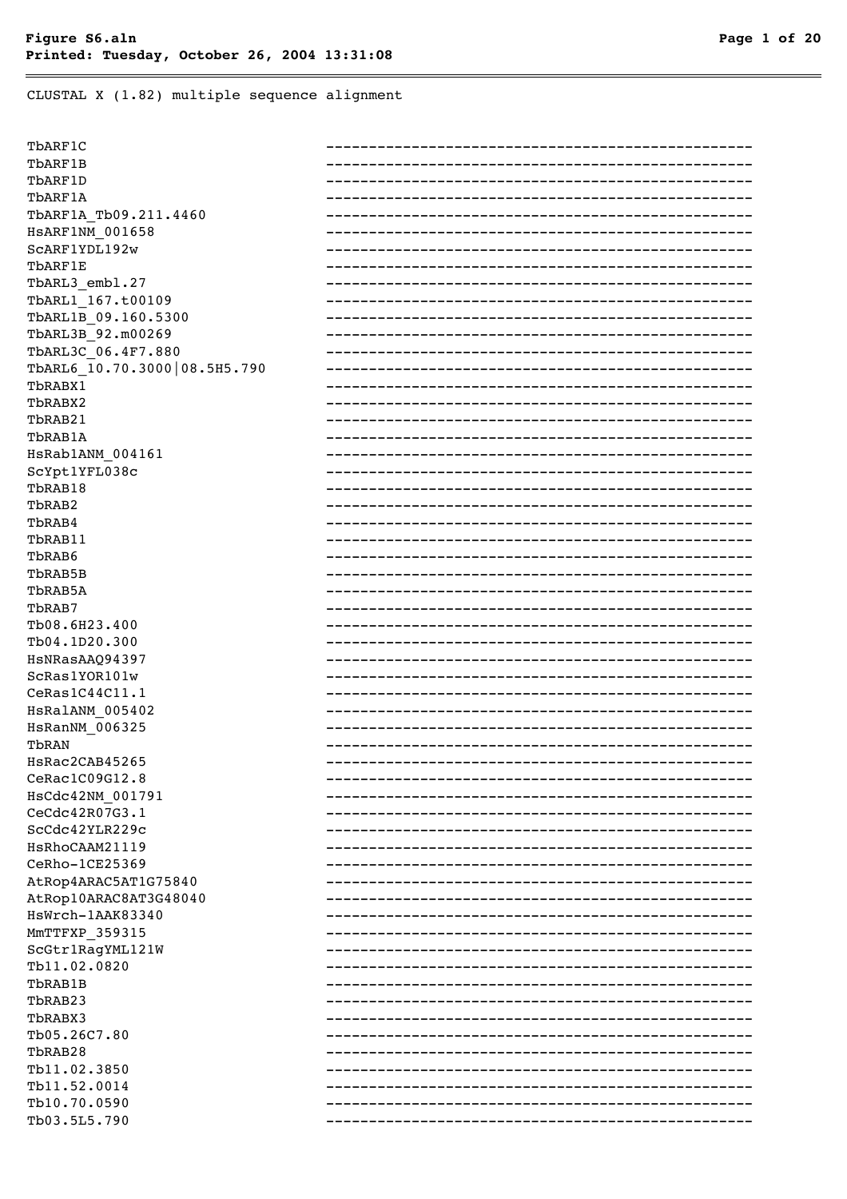CLUSTAL X (1.82) multiple sequence alignment

```
TbARF1C                          --------------------------------------------------
TbARF1B                          --------------------------------------------------
TbARF1D                          --------------------------------------------------
TbARF1A                          --------------------------------------------------
TbARF1A_Tb09.211.4460            --------------------------------------------------
HsARF1NM_001658                  --------------------------------------------------
ScARF1YDL192w                    --------------------------------------------------
TbARF1E                          --------------------------------------------------
TbARL3_embl.27                   --------------------------------------------------
TbARL1_167.t00109                --------------------------------------------------
TbARL1B_09.160.5300              --------------------------------------------------
TbARL3B_92.m00269                --------------------------------------------------
TbARL3C_06.4F7.880               --------------------------------------------------
TbARL6_10.70.3000|08.5H5.790     --------------------------------------------------
TbRABX1                          --------------------------------------------------
TbRABX2                          --------------------------------------------------
TbRAB21                          --------------------------------------------------
TbRAB1A                          --------------------------------------------------
HsRab1ANM_004161                 --------------------------------------------------
ScYpt1YFL038c                    --------------------------------------------------
TbRAB18                          --------------------------------------------------
TbRAB2                           --------------------------------------------------
TbRAB4                           --------------------------------------------------
TbRAB11                          --------------------------------------------------
TbRAB6                           --------------------------------------------------
TbRAB5B                          --------------------------------------------------
TbRAB5A                          --------------------------------------------------
TbRAB7                           --------------------------------------------------
Tb08.6H23.400                    --------------------------------------------------
Tb04.1D20.300                    --------------------------------------------------
HsNRasAAQ94397                   --------------------------------------------------
ScRas1YOR101w                    --------------------------------------------------
CeRas1C44C11.1                   --------------------------------------------------
HsRalANM_005402                  --------------------------------------------------
HsRanNM_006325                   --------------------------------------------------
TbRAN                            --------------------------------------------------
HsRac2CAB45265                   --------------------------------------------------
CeRac1C09G12.8                   --------------------------------------------------
HsCdc42NM_001791                 --------------------------------------------------
CeCdc42R07G3.1                   --------------------------------------------------
ScCdc42YLR229c                   --------------------------------------------------
HsRhoCAAM21119                   --------------------------------------------------
CeRho-1CE25369                   --------------------------------------------------
AtRop4ARAC5AT1G75840             --------------------------------------------------
AtRop10ARAC8AT3G48040            --------------------------------------------------
HsWrch-1AAK83340                 --------------------------------------------------
MmTTFXP_359315                   --------------------------------------------------
ScGtr1RagYML121W                 --------------------------------------------------
Tb11.02.0820                     --------------------------------------------------
TbRAB1B                          --------------------------------------------------
TbRAB23                          --------------------------------------------------
TbRABX3                          --------------------------------------------------
Tb05.26C7.80                     --------------------------------------------------
TbRAB28                          --------------------------------------------------
Tb11.02.3850                     --------------------------------------------------
Tb11.52.0014                     --------------------------------------------------
Tb10.70.0590                     --------------------------------------------------
Tb03.5L5.790                     --------------------------------------------------
```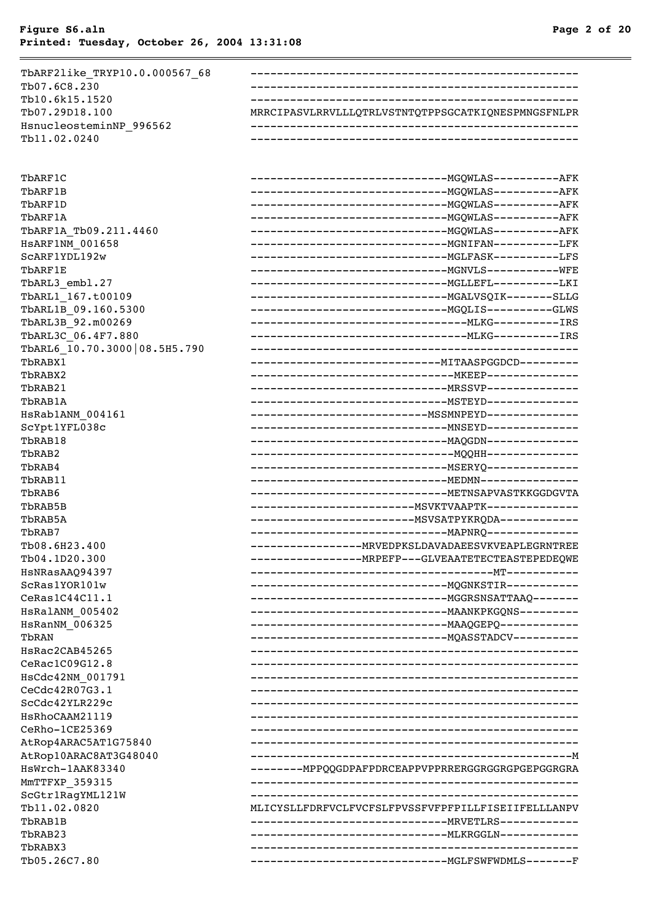```
TbARF2like_TRYP10.0.000567_68    --------------------------------------------------
Tb07.6C8.230                     --------------------------------------------------
Tb10.6k15.1520                   --------------------------------------------------
Tb07.29D18.100                   MRRCIPASVLRRVLLLQTRLVSTNTQTPPSGCATKIQNESPMNGSFNLPR
HsnucleosteminNP_996562          --------------------------------------------------
Tb11.02.0240                     --------------------------------------------------


TbARF1C                          ----------------------------MGQWLAS----------AFK
TbARF1B                          ----------------------------MGQWLAS----------AFK
TbARF1D                          ----------------------------MGQWLAS----------AFK
TbARF1A                          ----------------------------MGQWLAS----------AFK
TbARF1A_Tb09.211.4460            ----------------------------MGQWLAS----------AFK
HsARF1NM_001658                  ----------------------------MGNIFAN----------LFK
ScARF1YDL192w                    ----------------------------MGLFASK----------LFS
TbARF1E                          ----------------------------MGNVLS-----------WFE
TbARL3_embl.27                   ----------------------------MGLLEFL----------LKI
TbARL1_167.t00109                ----------------------------MGALVSQIK-------SLLG
TbARL1B_09.160.5300              ----------------------------MGQLIS----------GLWS
TbARL3B_92.m00269                -------------------------------MLKG----------IRS
TbARL3C_06.4F7.880               -------------------------------MLKG----------IRS
TbARL6_10.70.3000|08.5H5.790     --------------------------------------------------
TbRABX1                          --------------------------MITAASPGGDCD---------
TbRABX2                          -----------------------------MKEEP--------------
TbRAB21                          ----------------------------MRSSVP--------------
TbRAB1A                          ----------------------------MSTEYD--------------
HsRab1ANM_004161                 -------------------------MSSMNPEYD--------------
ScYpt1YFL038c                    ----------------------------MNSEYD--------------
TbRAB18                          ----------------------------MAQGDN--------------
TbRAB2                           -----------------------------MQQHH--------------
TbRAB4                           ----------------------------MSERYQ--------------
TbRAB11                          ----------------------------MEDMN---------------
TbRAB6                           ----------------------------METNSAPVASTKKGGDGVTA
TbRAB5B                          -----------------------MSVKTVAAPTK--------------
TbRAB5A                          -----------------------MSVSATPYKRQDA------------
TbRAB7                           ----------------------------MAPNRQ--------------
Tb08.6H23.400                    ----------------MRVEDPKSLDAVADAEESVKVEAPLEGRNTREE
Tb04.1D20.300                    ----------------MRPEFP---GLVEAATETECTEASTEPEDEQWE
HsNRasAAQ94397                   ----------------------------------MT-----------
ScRas1YOR101w                    ----------------------------MQGNKSTIR-----------
CeRas1C44C11.1                   ----------------------------MGGRSNSATTAAQ-------
HsRalANM_005402                  ----------------------------MAANKPKGQNS---------
HsRanNM_006325                   ----------------------------MAAQGEPQ------------
TbRAN                            ----------------------------MQASSTADCV----------
HsRac2CAB45265                   --------------------------------------------------
CeRac1C09G12.8                   --------------------------------------------------
HsCdc42NM_001791                 --------------------------------------------------
CeCdc42R07G3.1                   --------------------------------------------------
ScCdc42YLR229c                   --------------------------------------------------
HsRhoCAAM21119                   --------------------------------------------------
CeRho-1CE25369                   --------------------------------------------------
AtRop4ARAC5AT1G75840             --------------------------------------------------
AtRop10ARAC8AT3G48040            -------------------------------------------------M
HsWrch-1AAK83340                 --------MPPQQGDPAFPDRCEAPPVPPRRERGGRGGRGPGEPGGRGRA
MmTTFXP_359315                   --------------------------------------------------
ScGtr1RagYML121W                 --------------------------------------------------
Tb11.02.0820                     MLICYSLLFDRFVCLFVCFSLFPVSSFVFPFPILLFISEIIFELLLANPV
TbRAB1B                          ----------------------------MRVETLRS------------
TbRAB23                          ----------------------------MLKRGGLN------------
TbRABX3                          --------------------------------------------------
Tb05.26C7.80                     ----------------------------MGLFSWFWDMLS-------F
```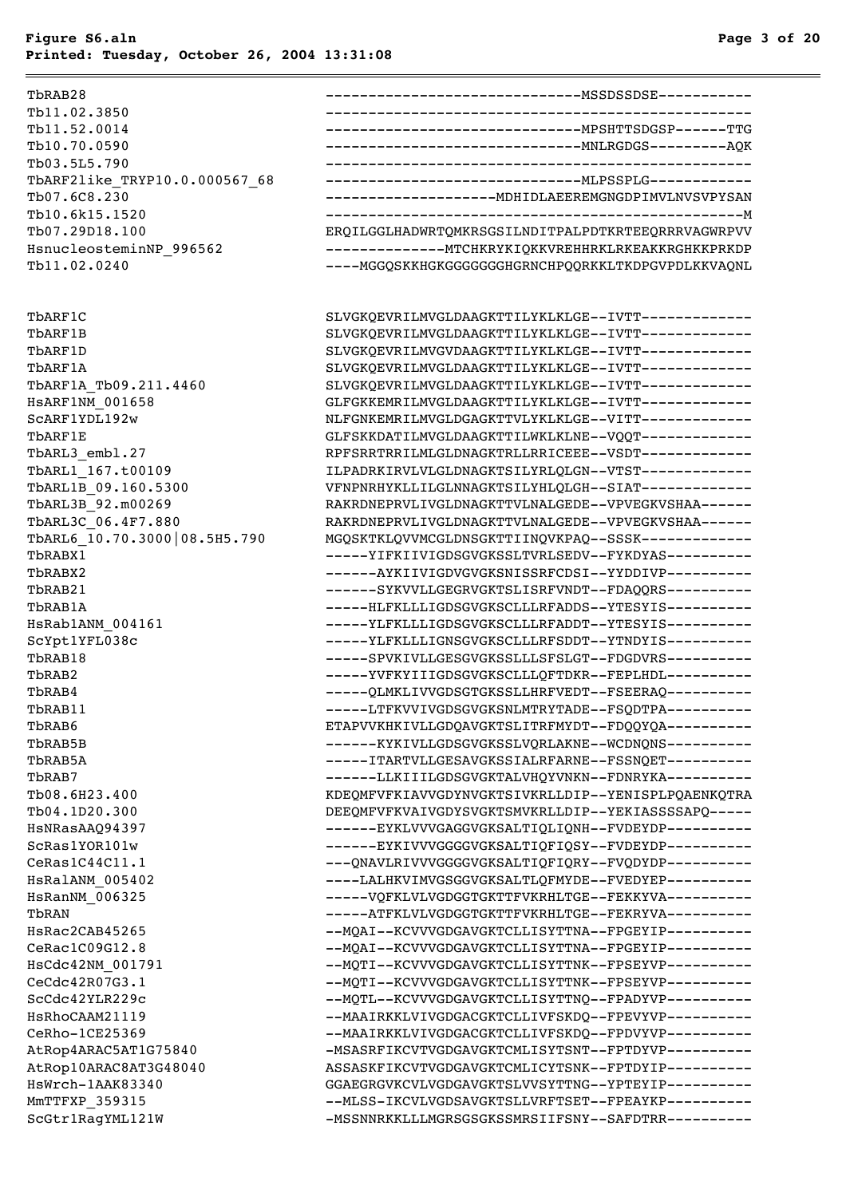```
TbRAB28                         -----------------------------MSSDSSDSE-----------
Tb11.02.3850                    -------------------------------------------------
Tb11.52.0014                    -----------------------------MPSHTTSDGSP------TTG
Tb10.70.0590                    -----------------------------MNLRGDGS---------AQK
Tb03.5L5.790                    -------------------------------------------------
TbARF2like_TRYP10.0.000567_68   -----------------------------MLPSSPLG------------
Tb07.6C8.230                    --------------------MDHIDLAEEREMGNGDPIMVLNVSVPYSAN
Tb10.6k15.1520                  -------------------------------------------------M
Tb07.29D18.100                  ERQILGGLHADWRTQMKRSGSILNDITPALPDTKRTEEQRRRVAGWRPVV
HsnucleosteminNP_996562         --------------MTCHKRYKIQKKVREHHRKLRKEAKKRGHKKPRKDP
Tb11.02.0240                    ----MGGQSKKHGKGGGGGGGHGRNCHPQQRKKLTKDPGVPDLKKVAQNL


TbARF1C                         SLVGKQEVRILMVGLDAAGKTTILYKLKLGE--IVTT-------------
TbARF1B                         SLVGKQEVRILMVGLDAAGKTTILYKLKLGE--IVTT-------------
TbARF1D                         SLVGKQEVRILMVGVDAAGKTTILYKLKLGE--IVTT-------------
TbARF1A                         SLVGKQEVRILMVGLDAAGKTTILYKLKLGE--IVTT-------------
TbARF1A_Tb09.211.4460           SLVGKQEVRILMVGLDAAGKTTILYKLKLGE--IVTT-------------
HsARF1NM_001658                 GLFGKKEMRILMVGLDAAGKTTILYKLKLGE--IVTT-------------
ScARF1YDL192w                   NLFGNKEMRILMVGLDGAGKTTVLYKLKLGE--VITT-------------
TbARF1E                         GLFSKKDATILMVGLDAAGKTTILWKLKLNE--VQQT-------------
TbARL3_embl.27                  RPFSRRTRRILMLGLDNAGKTTLLRRICEEE--VSDT-------------
TbARL1_167.t00109               ILPADRKIRVLVLGLDNAGKTSILYRLQLGN--VTST-------------
TbARL1B_09.160.5300             VFNPNRHYKLLILGLNNAGKTSILYHLQLGH--SIAT-------------
TbARL3B_92.m00269               RAKRDNEPRVLIVGLDNAGKTTVLNALGEDE--VPVEGKVSHAA------
TbARL3C_06.4F7.880              RAKRDNEPRVLIVGLDNAGKTTVLNALGEDE--VPVEGKVSHAA------
TbARL6_10.70.3000|08.5H5.790    MGQSKTKLQVVMCGLDNSGKTTIINQVKPAQ--SSSK-------------
TbRABX1                         -----YIFKIIVIGDSGVGKSSLTVRLSEDV--FYKDYAS----------
TbRABX2                         ------AYKIIVIGDVGVGKSNISSRFCDSI--YYDDIVP----------
TbRAB21                         ------SYKVVLLGEGRVGKTSLISRFVNDT--FDAQQRS----------
TbRAB1A                         -----HLFKLLLIGDSGVGKSCLLLRFADDS--YTESYIS----------
HsRab1ANM_004161                -----YLFKLLLIGDSGVGKSCLLLRFADDT--YTESYIS----------
ScYpt1YFL038c                   -----YLFKLLLIGNSGVGKSCLLLRFSDDT--YTNDYIS----------
TbRAB18                         -----SPVKIVLLGESGVGKSSLLLSFSLGT--FDGDVRS----------
TbRAB2                          -----YVFKYIIIGDSGVGKSCLLLQFTDKR--FEPLHDL----------
TbRAB4                          -----QLMKLIVVGDSGTGKSSLLHRFVEDT--FSEERAQ----------
TbRAB11                         -----LTFKVVIVGDSGVGKSNLMTRYTADE--FSQDTPA----------
TbRAB6                          ETAPVVKHKIVLLGDQAVGKTSLITRFMYDT--FDQQYQA----------
TbRAB5B                         ------KYKIVLLGDSGVGKSSLVQRLAKNE--WCDNQNS----------
TbRAB5A                         -----ITARTVLLGESAVGKSSIALRFARNE--FSSNQET----------
TbRAB7                          ------LLKIIILGDSGVGKTALVHQYVNKN--FDNRYKA----------
Tb08.6H23.400                   KDEQMFVFKIAVVGDYNVGKTSIVKRLLDIP--YENISPLPQAENKQTRA
Tb04.1D20.300                   DEEQMFVFKVAIVGDYSVGKTSMVKRLLDIP--YEKIASSSSAPQ-----
HsNRasAAQ94397                  ------EYKLVVVGAGGVGKSALTIQLIQNH--FVDEYDP----------
ScRas1YOR101w                   ------EYKIVVVGGGGVGKSALTIQFIQSY--FVDEYDP----------
CeRas1C44C11.1                  ---QNAVLRIVVVGGGGVGKSALTIQFIQRY--FVQDYDP----------
HsRalANM_005402                 ----LALHKVIMVGSGGVGKSALTLQFMYDE--FVEDYEP----------
HsRanNM_006325                  -----VQFKLVLVGDGGTGKTTFVKRHLTGE--FEKKYVA----------
TbRAN                           -----ATFKLVLVGDGGTGKTTFVKRHLTGE--FEKRYVA----------
HsRac2CAB45265                  --MQAI--KCVVVGDGAVGKTCLLISYTTNA--FPGEYIP----------
CeRac1C09G12.8                  --MQAI--KCVVVGDGAVGKTCLLISYTTNA--FPGEYIP----------
HsCdc42NM_001791                --MQTI--KCVVVGDGAVGKTCLLISYTTNK--FPSEYVP----------
CeCdc42R07G3.1                  --MQTI--KCVVVGDGAVGKTCLLISYTTNK--FPSEYVP----------
ScCdc42YLR229c                  --MQTL--KCVVVGDGAVGKTCLLISYTTNQ--FPADYVP----------
HsRhoCAAM21119                  --MAAIRKKLVIVGDGACGKTCLLIVFSKDQ--FPEVYVP----------
CeRho-1CE25369                  --MAAIRKKLVIVGDGACGKTCLLIVFSKDQ--FPDVYVP----------
AtRop4ARAC5AT1G75840            -MSASRFIKCVTVGDGAVGKTCMLISYTSNT--FPTDYVP----------
AtRop10ARAC8AT3G48040           ASSASKFIKCVTVGDGAVGKTCMLICYTSNK--FPTDYIP----------
HsWrch-1AAK83340                GGAEGRGVKCVLVGDGAVGKTSLVVSYTTNG--YPTEYIP----------
MmTTFXP_359315                  --MLSS-IKCVLVGDSAVGKTSLLVRFTSET--FPEAYKP----------
ScGtr1RagYML121W                -MSSNNRKKLLLMGRSGSGKSSMRSIIFSNY--SAFDTRR----------
```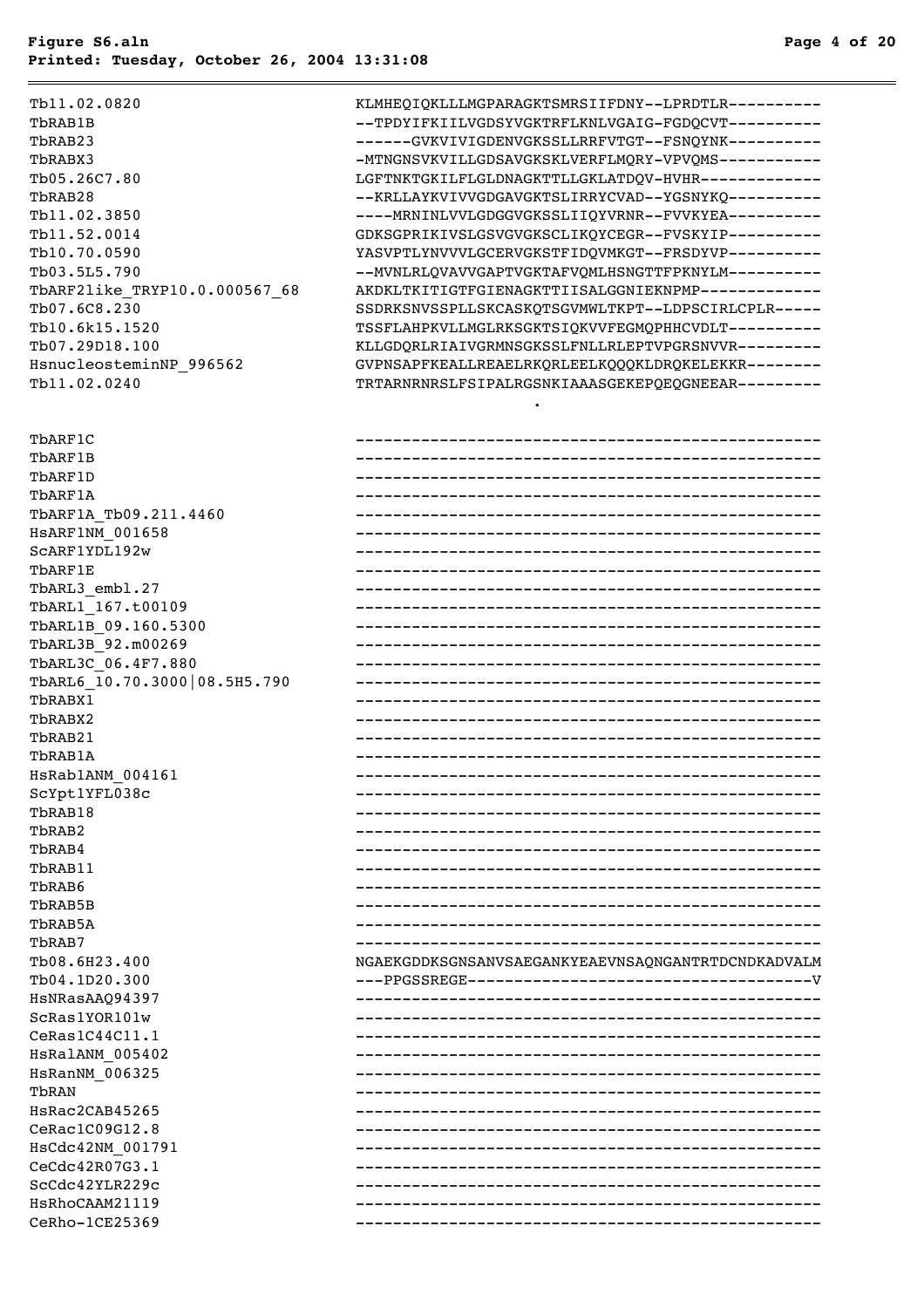```
Tb11.02.0820                    KLMHEQIQKLLLMGPARAGKTSMRSIIFDNY--LPRDTLR----------
TbRAB1B                         --TPDYIFKIILVGDSYVGKTRFLKNLVGAIG-FGDQCVT----------
TbRAB23                         ------GVKVIVIGDENVGKSSLLRRFVTGT--FSNQYNK----------
TbRABX3                         -MTNGNSVKVILLGDSAVGKSKLVERFLMQRY-VPVQMS-----------
Tb05.26C7.80                    LGFTNKTGKILFLGLDNAGKTTLLGKLATDQV-HVHR-------------
TbRAB28                         --KRLLAYKVIVVGDGAVGKTSLIRRYCVAD--YGSNYKQ----------
Tb11.02.3850                    ----MRNINLVVLGDGGVGKSSLIIQYVRNR--FVVKYEA----------
Tb11.52.0014                    GDKSGPRIKIVSLGSVGVGKSCLIKQYCEGR--FVSKYIP----------
Tb10.70.0590                    YASVPTLYNVVVLGCERVGKSTFIDQVMKGT--FRSDYVP----------
Tb03.5L5.790                    --MVNLRLQVAVVGAPTVGKTAFVQMLHSNGTTFPKNYLM----------
TbARF2like_TRYP10.0.000567_68   AKDKLTKITIGTFGIENAGKTTIISALGGNIEKNPMP-------------
Tb07.6C8.230                    SSDRKSNVSSPLLSKCASKQTSGVMWLTKPT--LDPSCIRLCPLR-----
Tb10.6k15.1520                  TSSFLAHPKVLLMGLRKSGKTSIQKVVFEGMQPHHCVDLT----------
Tb07.29D18.100                  KLLGDQRLRIAIVGRMNSGKSSLFNLLRLEPTVPGRSNVVR---------
HsnucleosteminNP_996562         GVPNSAPFKEALLREAELRKQRLEELKQQQKLDRQKELEKKR--------
Tb11.02.0240                    TRTARNRNRSLFSIPALRGSNKIAAASGEKEPQEQGNEEAR---------
                                                   .

TbARF1C                         --------------------------------------------------
TbARF1B                         --------------------------------------------------
TbARF1D                         --------------------------------------------------
TbARF1A                         --------------------------------------------------
TbARF1A_Tb09.211.4460           --------------------------------------------------
HsARF1NM_001658                 --------------------------------------------------
ScARF1YDL192w                   --------------------------------------------------
TbARF1E                         --------------------------------------------------
TbARL3_embl.27                  --------------------------------------------------
TbARL1_167.t00109               --------------------------------------------------
TbARL1B_09.160.5300             --------------------------------------------------
TbARL3B_92.m00269               --------------------------------------------------
TbARL3C_06.4F7.880              --------------------------------------------------
TbARL6_10.70.3000|08.5H5.790    --------------------------------------------------
TbRABX1                         --------------------------------------------------
TbRABX2                         --------------------------------------------------
TbRAB21                         --------------------------------------------------
TbRAB1A                         --------------------------------------------------
HsRab1ANM_004161                --------------------------------------------------
ScYpt1YFL038c                   --------------------------------------------------
TbRAB18                         --------------------------------------------------
TbRAB2                          --------------------------------------------------
TbRAB4                          --------------------------------------------------
TbRAB11                         --------------------------------------------------
TbRAB6                          --------------------------------------------------
TbRAB5B                         --------------------------------------------------
TbRAB5A                         --------------------------------------------------
TbRAB7                          --------------------------------------------------
Tb08.6H23.400                   NGAEKGDDKSGNSANVSAEGANKYEAEVNSAQNGANTRTDCNDKADVALM
Tb04.1D20.300                   ---PPGSSREGE-------------------------------------V
HsNRasAAQ94397                  --------------------------------------------------
ScRas1YOR101w                   --------------------------------------------------
CeRas1C44C11.1                  --------------------------------------------------
HsRalANM_005402                 --------------------------------------------------
HsRanNM_006325                  --------------------------------------------------
TbRAN                           --------------------------------------------------
HsRac2CAB45265                  --------------------------------------------------
CeRac1C09G12.8                  --------------------------------------------------
HsCdc42NM_001791                --------------------------------------------------
CeCdc42R07G3.1                  --------------------------------------------------
ScCdc42YLR229c                  --------------------------------------------------
HsRhoCAAM21119                  --------------------------------------------------
CeRho-1CE25369                  --------------------------------------------------
```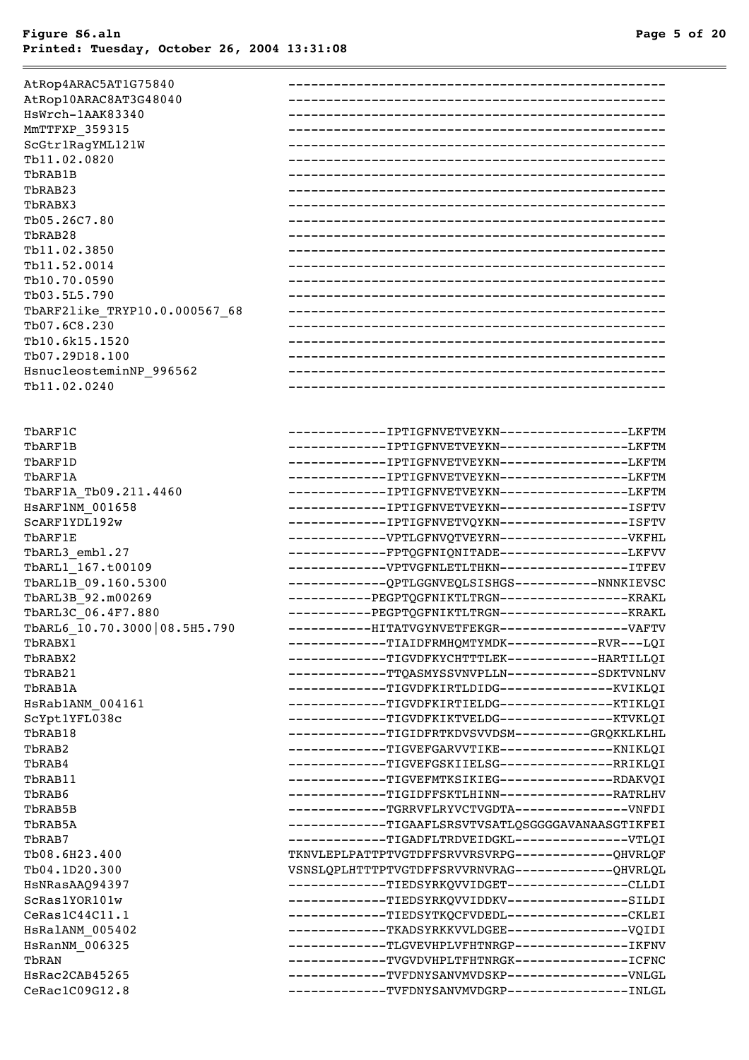```
AtRop4ARAC5AT1G75840           ----------------------------------------------
AtRop10ARAC8AT3G48040          ----------------------------------------------
HsWrch-1AAK83340               ----------------------------------------------
MmTTFXP_359315                 ----------------------------------------------
ScGtr1RagYML121W               ----------------------------------------------
Tb11.02.0820                   ----------------------------------------------
TbRAB1B                        ----------------------------------------------
TbRAB23                        ----------------------------------------------
TbRABX3                        ----------------------------------------------
Tb05.26C7.80                   ----------------------------------------------
TbRAB28                        ----------------------------------------------
Tb11.02.3850                   ----------------------------------------------
Tb11.52.0014                   ----------------------------------------------
Tb10.70.0590                   ----------------------------------------------
Tb03.5L5.790                   ----------------------------------------------
TbARF2like_TRYP10.0.000567_68  ----------------------------------------------
Tb07.6C8.230                   ----------------------------------------------
Tb10.6k15.1520                 ----------------------------------------------
Tb07.29D18.100                 ----------------------------------------------
HsnucleosteminNP_996562        ----------------------------------------------
Tb11.02.0240                   ----------------------------------------------


TbARF1C                        -------------IPTIGFNVETVEYKN-----------------LKFTM
TbARF1B                        -------------IPTIGFNVETVEYKN-----------------LKFTM
TbARF1D                        -------------IPTIGFNVETVEYKN-----------------LKFTM
TbARF1A                        -------------IPTIGFNVETVEYKN-----------------LKFTM
TbARF1A_Tb09.211.4460          -------------IPTIGFNVETVEYKN-----------------LKFTM
HsARF1NM_001658                -------------IPTIGFNVETVEYKN-----------------ISFTV
ScARF1YDL192w                  -------------IPTIGFNVETVQYKN-----------------ISFTV
TbARF1E                        -------------VPTLGFNVQTVEYRN-----------------VKFHL
TbARL3_embl.27                 -------------FPTQGFNIQNITADE-----------------LKFVV
TbARL1_167.t00109              -------------VPTVGFNLETLTHKN-----------------ITFEV
TbARL1B_09.160.5300            -------------QPTLGGNVEQLSISHGS-----------NNNKIEVSC
TbARL3B_92.m00269              -----------PEGPTQGFNIKTLTRGN-----------------KRAKL
TbARL3C_06.4F7.880             -----------PEGPTQGFNIKTLTRGN-----------------KRAKL
TbARL6_10.70.3000|08.5H5.790   -----------HITATVGYNVETFEKGR-----------------VAFTV
TbRABX1                        -------------TIAIDFRMHQMTYMDK------------RVR---LQI
TbRABX2                        -------------TIGVDFKYCHTTTLEK------------HARTILLQI
TbRAB21                        -------------TTQASMYSSVNVPLLN------------SDKTVNLNV
TbRAB1A                        -------------TIGVDFKIRTLDIDG---------------KVIKLQI
HsRab1ANM_004161               -------------TIGVDFKIRTIELDG---------------KTIKLQI
ScYpt1YFL038c                  -------------TIGVDFKIKTVELDG---------------KTVKLQI
TbRAB18                        -------------TIGIDFRTKDVSVVDSM----------GRQKKLKLHL
TbRAB2                         -------------TIGVEFGARVVTIKE---------------KNIKLQI
TbRAB4                         -------------TIGVEFGSKIIELSG---------------RRIKLQI
TbRAB11                        -------------TIGVEFMTKSIKIEG---------------RDAKVQI
TbRAB6                         -------------TIGIDFFSKTLHINN---------------RATRLHV
TbRAB5B                        -------------TGRRVFLRYVCTVGDTA---------------VNFDI
TbRAB5A                        -------------TIGAAFLSRSVTVSATLQSGGGGAVANAASGTIKFEI
TbRAB7                         -------------TIGADFLTRDVEIDGKL---------------VTLQI
Tb08.6H23.400                  TKNVLEPLPATTPTVGTDFFSRVVRSVRPG-------------QHVRLQF
Tb04.1D20.300                  VSNSLQPLHTTTPTVGTDFFSRVVRNVRAG-------------QHVRLQL
HsNRasAAQ94397                 -------------TIEDSYRKQVVIDGET----------------CLLDI
ScRas1YOR101w                  -------------TIEDSYRKQVVIDDKV----------------SILDI
CeRas1C44C11.1                 -------------TIEDSYTKQCFVDEDL----------------CKLEI
HsRalANM_005402                -------------TKADSYRKKVVLDGEE----------------VQIDI
HsRanNM_006325                 -------------TLGVEVHPLVFHTNRGP---------------IKFNV
TbRAN                          -------------TVGVDVHPLTFHTNRGK---------------ICFNC
HsRac2CAB45265                 -------------TVFDNYSANVMVDSKP----------------VNLGL
CeRac1C09G12.8                 -------------TVFDNYSANVMVDGRP----------------INLGL
```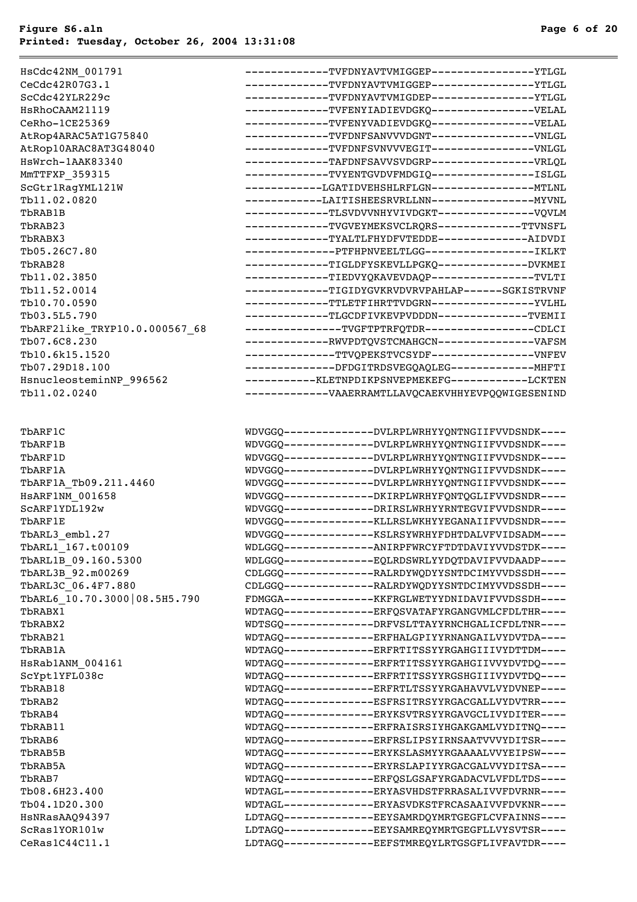```
HsCdc42NM_001791              -------------TVFDNYAVTVMIGGEP----------------YTLGL
CeCdc42R07G3.1                -------------TVFDNYAVTVMIGGEP----------------YTLGL
ScCdc42YLR229c                -------------TVFDNYAVTVMIGDEP----------------YTLGL
HsRhoCAAM21119                -------------TVFENYIADIEVDGKQ----------------VELAL
CeRho-1CE25369                -------------TVFENYVADIEVDGKQ----------------VELAL
AtRop4ARAC5AT1G75840          -------------TVFDNFSANVVVDGNT----------------VNLGL
AtRop10ARAC8AT3G48040         -------------TVFDNFSVNVVVEGIT----------------VNLGL
HsWrch-1AAK83340              -------------TAFDNFSAVVSVDGRP----------------VRLQL
MmTTFXP_359315                -------------TVYENTGVDVFMDGIQ----------------ISLGL
ScGtr1RagYML121W              ------------LGATIDVEHSHLRFLGN----------------MTLNL
Tb11.02.0820                  ------------LAITISHEESRVRLLNN----------------MYVNL
TbRAB1B                       -------------TLSVDVVNHYVIVDGKT---------------VQVLM
TbRAB23                       -------------TVGVEYMEKSVCLRQRS-------------TTVNSFL
TbRABX3                       -------------TYALTLFHYDFVTEDDE--------------AIDVDI
Tb05.26C7.80                  --------------PTFHPNVEELTLGG-----------------IKLKT
TbRAB28                       -------------TIGLDFYSKEVLLPGKQ--------------DVKMEI
Tb11.02.3850                  -------------TIEDVYQKAVEVDAQP----------------TVLTI
Tb11.52.0014                  -------------TIGIDYGVKRVDVRVPAHLAP------SGKISTRVNF
Tb10.70.0590                  -------------TTLETFIHRTTVDGRN----------------YVLHL
Tb03.5L5.790                  -------------TLGCDFIVKEVPVDDDN--------------TVEMII
TbARF2like_TRYP10.0.000567_68 ---------------TVGFTPTRFQTDR-----------------CDLCI
Tb07.6C8.230                  -------------RWVPDTQVSTCMAHGCN---------------VAFSM
Tb10.6k15.1520                --------------TTVQPEKSTVCSYDF----------------VNFEV
Tb07.29D18.100                --------------DFDGITRDSVEGQAQLEG-------------MHFTI
HsnucleosteminNP_996562       -----------KLETNPDIKPSNVEPMEKEFG------------LCKTEN
Tb11.02.0240                  -------------VAAERRAMTLLAVQCAEKVHHYEVPQQWIGESENIND


TbARF1C                       WDVGGQ--------------DVLRPLWRHYYQNTNGIIFVVDSNDK----
TbARF1B                       WDVGGQ--------------DVLRPLWRHYYQNTNGIIFVVDSNDK----
TbARF1D                       WDVGGQ--------------DVLRPLWRHYYQNTNGIIFVVDSNDK----
TbARF1A                       WDVGGQ--------------DVLRPLWRHYYQNTNGIIFVVDSNDK----
TbARF1A_Tb09.211.4460         WDVGGQ--------------DVLRPLWRHYYQNTNGIIFVVDSNDK----
HsARF1NM_001658               WDVGGQ--------------DKIRPLWRHYFQNTQGLIFVVDSNDR----
ScARF1YDL192w                 WDVGGQ--------------DRIRSLWRHYYRNTEGVIFVVDSNDR----
TbARF1E                       WDVGGQ--------------KLLRSLWKHYYEGANAIIFVVDSNDR----
TbARL3_embl.27                WDVGGQ--------------KSLRSYWRHYFDHTDALVFVIDSADM----
TbARL1_167.t00109             WDLGGQ--------------ANIRPFWRCYFTDTDAVIYVVDSTDK----
TbARL1B_09.160.5300           WDLGGQ--------------EQLRDSWRLYYDQTDAVIFVVDAADP----
TbARL3B_92.m00269             CDLGGQ--------------RALRDYWQDYYSNTDCIMYVVDSSDH----
TbARL3C_06.4F7.880            CDLGGQ--------------RALRDYWQDYYSNTDCIMYVVDSSDH----
TbARL6_10.70.3000|08.5H5.790  FDMGGA--------------KKFRGLWETYYDNIDAVIFVVDSSDH----
TbRABX1                       WDTAGQ--------------ERFQSVATAFYRGANGVMLCFDLTHR----
TbRABX2                       WDTSGQ--------------DRFVSLTTAYYRNCHGALICFDLTNR----
TbRAB21                       WDTAGQ--------------ERFHALGPIYYRNANGAILVYDVTDA----
TbRAB1A                       WDTAGQ--------------ERFRTITSSYYRGAHGIIIVYDTTDM----
HsRab1ANM_004161              WDTAGQ--------------ERFRTITSSYYRGAHGIIVVYDVTDQ----
ScYpt1YFL038c                 WDTAGQ--------------ERFRTITSSYYRGSHGIIIVYDVTDQ----
TbRAB18                       WDTAGQ--------------ERFRTLTSSYYRGAHAVVLVYDVNEP----
TbRAB2                        WDTAGQ--------------ESFRSITRSYYRGACGALLVYDVTRR----
TbRAB4                        WDTAGQ--------------ERYKSVTRSYYRGAVGCLIVYDITER----
TbRAB11                       WDTAGQ--------------ERFRAISRSIYHGAKGAMLVYDITNQ----
TbRAB6                        WDTAGQ--------------ERFRSLIPSYIRNSAATVVVYDITSR----
TbRAB5B                       WDTAGQ--------------ERYKSLASMYYRGAAAALVVYEIPSW----
TbRAB5A                       WDTAGQ--------------ERYRSLAPIYYRGACGALVVYDITSA----
TbRAB7                        WDTAGQ--------------ERFQSLGSAFYRGADACVLVFDLTDS----
Tb08.6H23.400                 WDTAGL--------------ERYASVHDSTFRRASALIVVFDVRNR----
Tb04.1D20.300                 WDTAGL--------------ERYASVDKSTFRCASAAIVVFDVKNR----
HsNRasAAQ94397                LDTAGQ--------------EEYSAMRDQYMRTGEGFLCVFAINNS----
ScRas1YOR101w                 LDTAGQ--------------EEYSAMREQYMRTGEGFLLVYSVTSR----
CeRas1C44C11.1                LDTAGQ--------------EEFSTMREQYLRTGSGFLIVFAVTDR----
```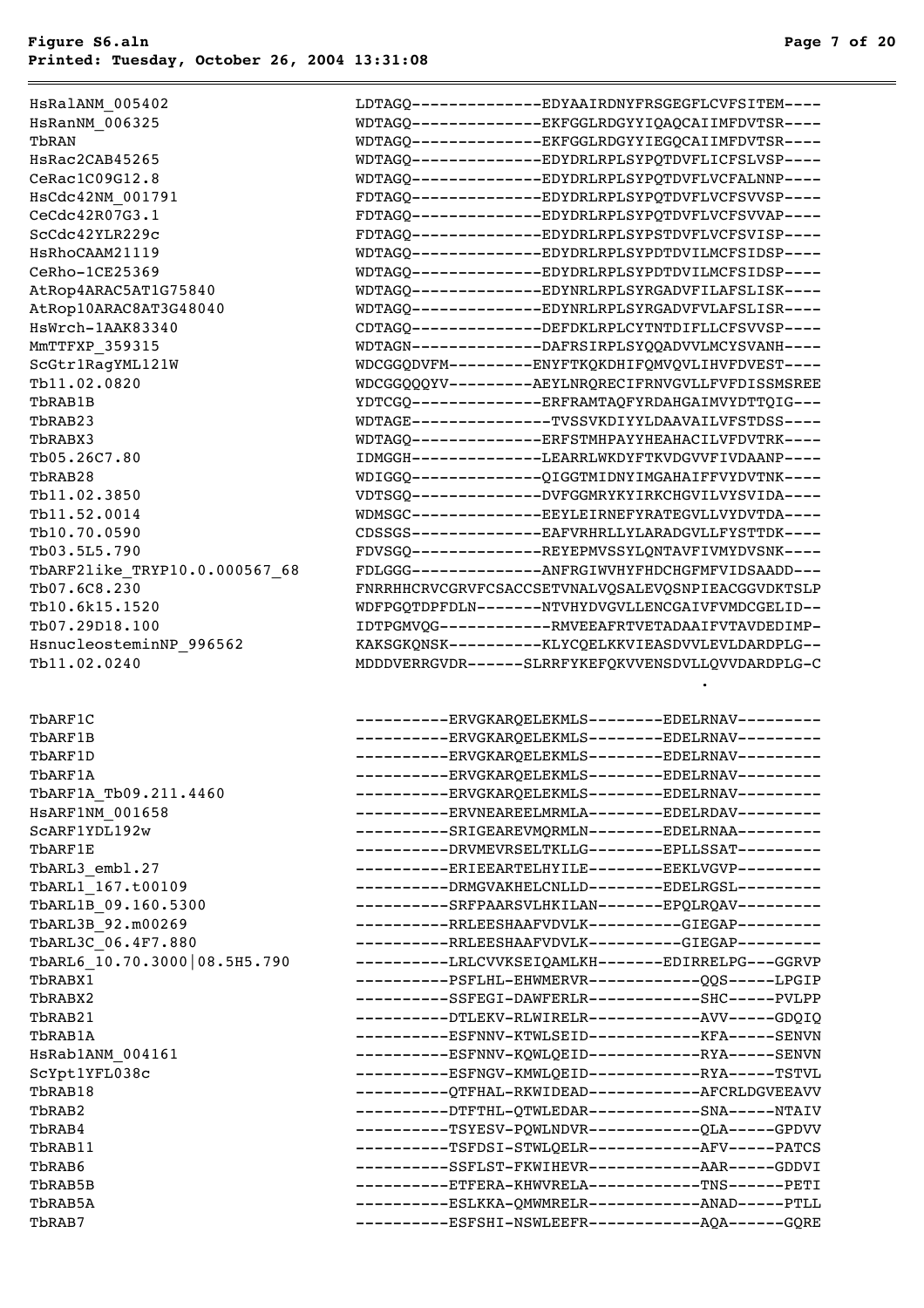```
HsRalANM_005402              LDTAGQ--------------EDYAAIRDNYFRSGEGFLCVFSITEM----
HsRanNM_006325               WDTAGQ--------------EKFGGLRDGYYIQAQCAIIMFDVTSR----
TbRAN                        WDTAGQ--------------EKFGGLRDGYYIEGQCAIIMFDVTSR----
HsRac2CAB45265               WDTAGQ--------------EDYDRLRPLSYPQTDVFLICFSLVSP----
CeRac1C09G12.8               WDTAGQ--------------EDYDRLRPLSYPQTDVFLVCFALNNP----
HsCdc42NM_001791             FDTAGQ--------------EDYDRLRPLSYPQTDVFLVCFSVVSP----
CeCdc42R07G3.1               FDTAGQ--------------EDYDRLRPLSYPQTDVFLVCFSVVAP----
ScCdc42YLR229c               FDTAGQ--------------EDYDRLRPLSYPSTDVFLVCFSVISP----
HsRhoCAAM21119               WDTAGQ--------------EDYDRLRPLSYPDTDVILMCFSIDSP----
CeRho-1CE25369               WDTAGQ--------------EDYDRLRPLSYPDTDVILMCFSIDSP----
AtRop4ARAC5AT1G75840         WDTAGQ--------------EDYNRLRPLSYRGADVFILAFSLISK----
AtRop10ARAC8AT3G48040        WDTAGQ--------------EDYNRLRPLSYRGADVFVLAFSLISR----
HsWrch-1AAK83340             CDTAGQ--------------DEFDKLRPLCYTNTDIFLLCFSVVSP----
MmTTFXP_359315               WDTAGN--------------DAFRSIRPLSYQQADVVLMCYSVANH----
ScGtr1RagYML121W             WDCGGQDVFM---------ENYFTKQKDHIFQMVQVLIHVFDVEST----
Tb11.02.0820                 WDCGGQQQYV---------AEYLNRQRECIFRNVGVLLFVFDISSMSREE
TbRAB1B                      YDTCGQ--------------ERFRAMTAQFYRDAHGAIMVYDTTQIG---
TbRAB23                      WDTAGE---------------TVSSVKDIYYLDAAVAILVFSTDSS----
TbRABX3                      WDTAGQ--------------ERFSTMHPAYYHEAHACILVFDVTRK----
Tb05.26C7.80                 IDMGGH--------------LEARRLWKDYFTKVDGVVFIVDAANP----
TbRAB28                      WDIGGQ--------------QIGGTMIDNYIMGAHAIFFVYDVTNK----
Tb11.02.3850                 VDTSGQ--------------DVFGGMRYKYIRKCHGVILVYSIDA----
Tb11.52.0014                 WDMSGC--------------EEYLEIRNEFYRATEGVLLVYDVTDA----
Tb10.70.0590                 CDSSGS--------------EAFVRHRLLYLARADGVLLFYSTTDK----
Tb03.5L5.790                 FDVSGQ--------------REYEPMVSSYLQNTAVFIVMYDVSNK----
TbARF2like_TRYP10.0.000567_68 FDLGGG--------------ANFRGIWVHYFHDCHGFMFVIDSAADD---
Tb07.6C8.230                 FNRRHHCRVCGRVFCSACCSETVNALVQSALEVQSNPIEACGGVDKTSLP
Tb10.6k15.1520               WDFPGQTDPFDLN-------NTVHYDVGVLLENCGAIVFVMDCGELID--
Tb07.29D18.100               IDTPGMVQG-----------RMVEEAFRTVETADAAIFVTAVDEDIMP-
HsnucleosteminNP_996562      KAKSGKQNSK----------KLYCQELKKVIEASDVVLEVLDARDPLG--
Tb11.02.0240                 MDDDVERRGVDR------SLRRFYKEFQKVVENSDVLLQVVDARDPLG-C
                                                                       .

TbARF1C                      ----------ERVGKARQELEKMLS--------EDELRNAV---------
TbARF1B                      ----------ERVGKARQELEKMLS--------EDELRNAV---------
TbARF1D                      ----------ERVGKARQELEKMLS--------EDELRNAV---------
TbARF1A                      ----------ERVGKARQELEKMLS--------EDELRNAV---------
TbARF1A_Tb09.211.4460        ----------ERVGKARQELEKMLS--------EDELRNAV---------
HsARF1NM_001658              ----------ERVNEAREELMRMLA--------EDELRDAV---------
ScARF1YDL192w                ----------SRIGEAREVMQRMLN--------EDELRNAA---------
TbARF1E                      ----------DRVMEVRSELTKLLG--------EPLLSSAT---------
TbARL3_embl.27               ----------ERIEEARTELHYILE--------EEKLVGVP---------
TbARL1_167.t00109            ----------DRMGVAKHELCNLLD--------EDELRGSL---------
TbARL1B_09.160.5300          ----------SRFPAARSVLHKILAN-------EPQLRQAV---------
TbARL3B_92.m00269            ----------RRLEESHAAFVDVLK----------GIEGAP---------
TbARL3C_06.4F7.880           ----------RRLEESHAAFVDVLK----------GIEGAP---------
TbARL6_10.70.3000|08.5H5.790 ----------LRLCVVKSEIQAMLKH-------EDIRRELPG---GGRVP
TbRABX1                      ----------PSFLHL-EHWMERVR------------QQS-----LPGIP
TbRABX2                      ----------SSFEGI-DAWFERLR------------SHC-----PVLPP
TbRAB21                      ----------DTLEKV-RLWIRELR------------AVV-----GDQIQ
TbRAB1A                      ----------ESFNNV-KTWLSEID------------KFA-----SENVN
HsRab1ANM_004161             ----------ESFNNV-KQWLQEID------------RYA-----SENVN
ScYpt1YFL038c                ----------ESFNGV-KMWLQEID------------RYA-----TSTVL
TbRAB18                      ----------QTFHAL-RKWIDEAD------------AFCRLDGVEEAVV
TbRAB2                       ----------DTFTHL-QTWLEDAR------------SNA-----NTAIV
TbRAB4                       ----------TSYESV-PQWLNDVR------------QLA-----GPDVV
TbRAB11                      ----------TSFDSI-STWLQELR------------AFV-----PATCS
TbRAB6                       ----------SSFLST-FKWIHEVR------------AAR-----GDDVI
TbRAB5B                      ----------ETFERA-KHWVRELA------------TNS------PETI
TbRAB5A                      ----------ESLKKA-QMWMRELR------------ANAD-----PTLL
TbRAB7                       ----------ESFSHI-NSWLEEFR------------AQA------GQRE
```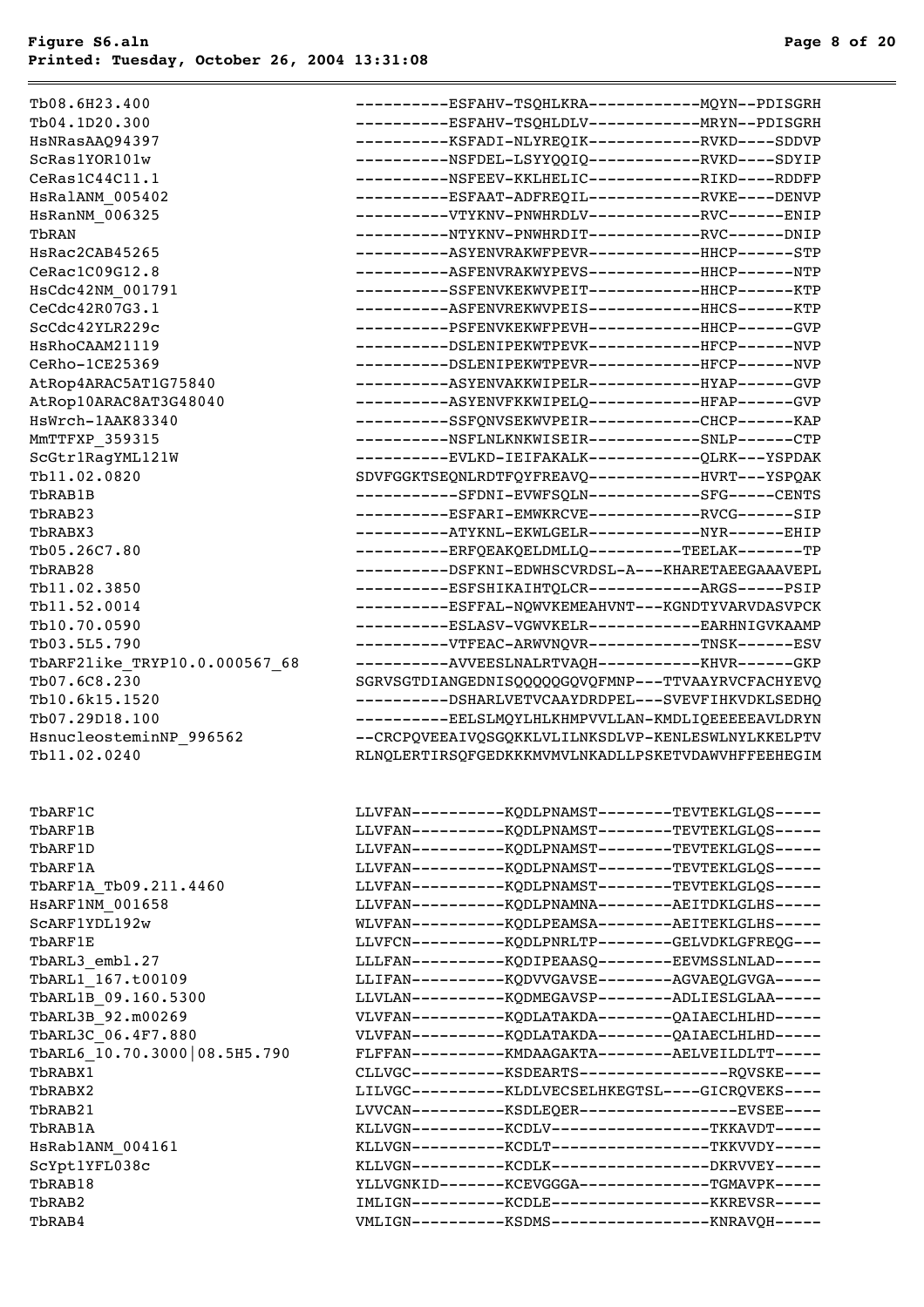```
Tb08.6H23.400                  ----------ESFAHV-TSQHLKRA------------MQYN--PDISGRH
Tb04.1D20.300                  ----------ESFAHV-TSQHLDLV------------MRYN--PDISGRH
HsNRasAAQ94397                 ----------KSFADI-NLYREQIK------------RVKD----SDDVP
ScRas1YOR101w                  ----------NSFDEL-LSYYQQIQ------------RVKD----SDYIP
CeRas1C44C11.1                 ----------NSFEEV-KKLHELIC------------RIKD----RDDFP
HsRalANM_005402                ----------ESFAAT-ADFREQIL------------RVKE----DENVP
HsRanNM_006325                 ----------VTYKNV-PNWHRDLV------------RVC------ENIP
TbRAN                          ----------NTYKNV-PNWHRDIT------------RVC------DNIP
HsRac2CAB45265                 ----------ASYENVRAKWFPEVR------------HHCP------STP
CeRac1C09G12.8                 ----------ASFENVRAKWYPEVS------------HHCP------NTP
HsCdc42NM_001791               ----------SSFENVKEKWVPEIT------------HHCP------KTP
CeCdc42R07G3.1                 ----------ASFENVREKWVPEIS------------HHCS------KTP
ScCdc42YLR229c                 ----------PSFENVKEKWFPEVH------------HHCP------GVP
HsRhoCAAM21119                 ----------DSLENIPEKWTPEVK------------HFCP------NVP
CeRho-1CE25369                 ----------DSLENIPEKWTPEVR------------HFCP------NVP
AtRop4ARAC5AT1G75840           ----------ASYENVAKKWIPELR------------HYAP------GVP
AtRop10ARAC8AT3G48040          ----------ASYENVFKKWIPELQ------------HFAP------GVP
HsWrch-1AAK83340               ----------SSFQNVSEKWVPEIR------------CHCP------KAP
MmTTFXP_359315                 ----------NSFLNLKNKWISEIR------------SNLP------CTP
ScGtr1RagYML121W               ----------EVLKD-IEIFAKALK------------QLRK---YSPDAK
Tb11.02.0820                   SDVFGGKTSEQNLRDTFQYFREAVQ------------HVRT---YSPQAK
TbRAB1B                        -----------SFDNI-EVWFSQLN------------SFG-----CENTS
TbRAB23                        ----------ESFARI-EMWKRCVE------------RVCG-----SIP
TbRABX3                        ----------ATYKNL-EKWLGELR------------NYR------EHIP
Tb05.26C7.80                   ----------ERFQEAKQELDMLLQ----------TEELAK-------TP
TbRAB28                        ----------DSFKNI-EDWHSCVRDSL-A---KHARETAEEGAAAVEPL
Tb11.02.3850                   ----------ESFSHIKAIHTQLCR------------ARGS-----PSIP
Tb11.52.0014                   ----------ESFFAL-NQWVKEMEAHVNT---KGNDTYVARVDASVPCK
Tb10.70.0590                   ----------ESLASV-VGWVKELR------------EARHNIGVKAAMP
Tb03.5L5.790                   ----------VTFEAC-ARWVNQVR------------TNSK------ESV
TbARF2like_TRYP10.0.000567_68  ----------AVVEESLNALRTVAQH-----------KHVR------GKP
Tb07.6C8.230                   SGRVSGTDIANGEDNISQQQQQGQVQFMNP---TTVAAYRVCFACHYEVQ
Tb10.6k15.1520                 ----------DSHARLVETVCAAYDRDPEL---SVEVFIHKVDKLSEDHQ
Tb07.29D18.100                 ----------EELSLMQYLHLKHMPVVLLAN-KMDLIQEEEEEAVLDRYN
HsnucleosteminNP_996562        --CRCPQVEEAIVQSGQKKLVLILNKSDLVP-KENLESWLNYLKKELPTV
Tb11.02.0240                   RLNQLERTIRSQFGEDKKKMVMVLNKADLLPSKETVDAWVHFFEEHEGIM


TbARF1C                        LLVFAN----------KQDLPNAMST--------TEVTEKLGLQS-----
TbARF1B                        LLVFAN----------KQDLPNAMST--------TEVTEKLGLQS-----
TbARF1D                        LLVFAN----------KQDLPNAMST--------TEVTEKLGLQS-----
TbARF1A                        LLVFAN----------KQDLPNAMST--------TEVTEKLGLQS-----
TbARF1A_Tb09.211.4460          LLVFAN----------KQDLPNAMST--------TEVTEKLGLQS-----
HsARF1NM_001658                LLVFAN----------KQDLPNAMNA--------AEITDKLGLHS-----
ScARF1YDL192w                  WLVFAN----------KQDLPEAMSA--------AEITEKLGLHS-----
TbARF1E                        LLVFCN----------KQDLPNRLTP--------GELVDKLGFREQG---
TbARL3_embl.27                 LLLFAN----------KQDIPEAASQ--------EEVMSSLNLAD-----
TbARL1_167.t00109              LLIFAN----------KQDVVGAVSE--------AGVAEQLGVGA-----
TbARL1B_09.160.5300            LLVLAN----------KQDMEGAVSP--------ADLIESLGLAA-----
TbARL3B_92.m00269              VLVFAN----------KQDLATAKDA--------QAIAECLHLHD-----
TbARL3C_06.4F7.880             VLVFAN----------KQDLATAKDA--------QAIAECLHLHD-----
TbARL6_10.70.3000|08.5H5.790   FLFFAN----------KMDAAGAKTA--------AELVEILDLTT-----
TbRABX1                        CLLVGC----------KSDEARTS----------------RQVSKE----
TbRABX2                        LILVGC----------KLDLVECSELHKEGTSL----GICRQVEKS----
TbRAB21                        LVVCAN----------KSDLEQER-----------------EVSEE----
TbRAB1A                        KLLVGN----------KCDLV-----------------TKKAVDT-----
HsRab1ANM_004161               KLLVGN----------KCDLT-----------------TKKVVDY-----
ScYpt1YFL038c                  KLLVGN----------KCDLK-----------------DKRVVEY-----
TbRAB18                        YLLVGNKID-------KCEVGGGA--------------TGMAVPK-----
TbRAB2                         IMLIGN----------KCDLE-----------------KKREVSR-----
TbRAB4                         VMLIGN----------KSDMS-----------------KNRAVQH-----
```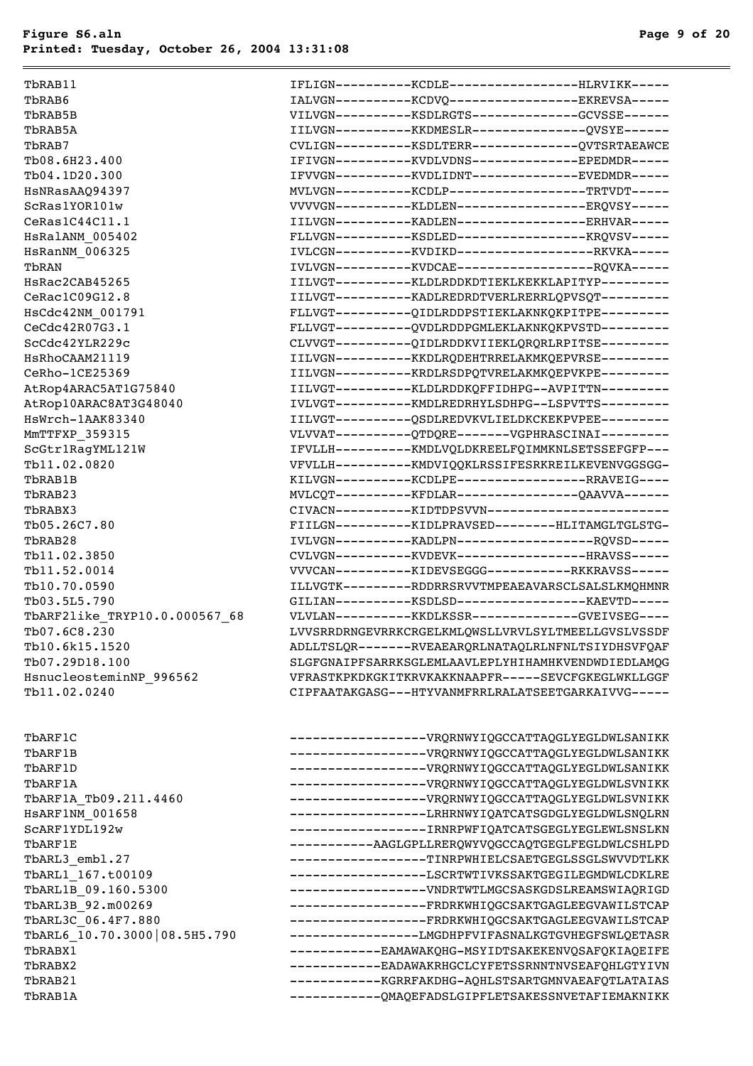```
TbRAB11                          IFLIGN----------KCDLE-----------------HLRVIKK-----
TbRAB6                           IALVGN----------KCDVQ-----------------EKREVSA-----
TbRAB5B                          VILVGN----------KSDLRGTS--------------GCVSSE------
TbRAB5A                          IILVGN----------KKDMESLR---------------QVSYE------
TbRAB7                           CVLIGN----------KSDLTERR--------------QVTSRTAEAWCE
Tb08.6H23.400                    IFIVGN----------KVDLVDNS--------------EPEDMDR-----
Tb04.1D20.300                    IFVVGN----------KVDLIDNT--------------EVEDMDR-----
HsNRasAAQ94397                   MVLVGN----------KCDLP------------------TRTVDT-----
ScRas1YOR101w                    VVVVGN----------KLDLEN-----------------ERQVSY-----
CeRas1C44C11.1                   IILVGN----------KADLEN-----------------ERHVAR-----
HsRalANM_005402                  FLLVGN----------KSDLED-----------------KRQVSV-----
HsRanNM_006325                   IVLCGN----------KVDIKD------------------RKVKA-----
TbRAN                            IVLVGN----------KVDCAE------------------RQVKA-----
HsRac2CAB45265                   IILVGT----------KLDLRDDKDTIEKLKEKKLAPITYP---------
CeRac1C09G12.8                   IILVGT----------KADLREDRDTVERLRERRLQPVSQT---------
HsCdc42NM_001791                 FLLVGT----------QIDLRDDPSTIEKLAKNKQKPITPE---------
CeCdc42R07G3.1                   FLLVGT----------QVDLRDDPGMLEKLAKNKQKPVSTD---------
ScCdc42YLR229c                   CLVVGT----------QIDLRDDKVIIEKLQRQRLRPITSE---------
HsRhoCAAM21119                   IILVGN----------KKDLRQDEHTRRELAKMKQEPVRSE---------
CeRho-1CE25369                   IILVGN----------KRDLRSDPQTVRELAKMKQEPVKPE---------
AtRop4ARAC5AT1G75840             IILVGT----------KLDLRDDKQFFIDHPG--AVPITTN---------
AtRop10ARAC8AT3G48040            IVLVGT----------KMDLREDRHYLSDHPG--LSPVTTS---------
HsWrch-1AAK83340                 IILVGT----------QSDLREDVKVLIELDKCKEKPVPEE---------
MmTTFXP_359315                   VLVVAT----------QTDQRE-------VGPHRASCINAI---------
ScGtr1RagYML121W                 IFVLLH----------KMDLVQLDKREELFQIMMKNLSETSSEFGFP---
Tb11.02.0820                     VFVLLH----------KMDVIQQKLRSSIFESRKREILKEVENVGGSGG-
TbRAB1B                          KILVGN----------KCDLPE-----------------RRAVEIG----
TbRAB23                          MVLCQT----------KFDLAR----------------QAAVVA------
TbRABX3                          CIVACN----------KIDTDPSVVN------------------------
Tb05.26C7.80                     FIILGN----------KIDLPRAVSED--------HLITAMGLTGLSTG-
TbRAB28                          IVLVGN----------KADLPN------------------RQVSD-----
Tb11.02.3850                     CVLVGN----------KVDEVK-----------------HRAVSS-----
Tb11.52.0014                     VVVCAN----------KIDEVSEGGG-----------RKKRAVSS-----
Tb10.70.0590                     ILLVGTK---------RDDRRSRVVTMPEAEAVARSCLSALSLKMQHMNR
Tb03.5L5.790                     GILIAN----------KSDLSD-----------------KAEVTD-----
TbARF2like_TRYP10.0.000567_68    VLVLAN----------KKDLKSSR--------------GVEIVSEG----
Tb07.6C8.230                     LVVSRRDRNGEVRRKCRGELKMLQWSLLVRVLSYLTMEELLGVSLVSSDF
Tb10.6k15.1520                   ADLLTSLQR-------RVEAEARQRLNATAQLRLNFNLTSIYDHSVFQAF
Tb07.29D18.100                   SLGFGNAIPFSARRKSGLEMLAAVLEPLYHIHAMHKVENDWDIEDLAMQG
HsnucleosteminNP_996562          VFRASTKPKDKGKITKRVKAKKNAAPFR-----SEVCFGKEGLWKLLGGF
Tb11.02.0240                     CIPFAATAKGASG---HTYVANMFRRLRALATSEETGARKAIVVG-----


TbARF1C                          ------------------VRQRNWYIQGCCATTAQGLYEGLDWLSANIKK
TbARF1B                          ------------------VRQRNWYIQGCCATTAQGLYEGLDWLSANIKK
TbARF1D                          ------------------VRQRNWYIQGCCATTAQGLYEGLDWLSANIKK
TbARF1A                          ------------------VRQRNWYIQGCCATTAQGLYEGLDWLSVNIKK
TbARF1A_Tb09.211.4460            ------------------VRQRNWYIQGCCATTAQGLYEGLDWLSVNIKK
HsARF1NM_001658                  ------------------LRHRNWYIQATCATSGDGLYEGLDWLSNQLRN
ScARF1YDL192w                    ------------------IRNRPWFIQATCATSGEGLYEGLEWLSNSLKN
TbARF1E                          -----------AAGLGPLLRERQWYVQGCCAQTGEGLFEGLDWLCSHLPD
TbARL3_embl.27                   ------------------TINRPWHIELCSAETGEGLSSGLSWVVDTLKK
TbARL1_167.t00109                ------------------LSCRTWTIVKSSAKTGEGILEGMDWLCDKLRE
TbARL1B_09.160.5300              ------------------VNDRTWTLMGCSASKGDSLREAMSWIAQRIGD
TbARL3B_92.m00269                ------------------FRDRKWHIQGCSAKTGAGLEEGVAWILSTCAP
TbARL3C_06.4F7.880               ------------------FRDRKWHIQGCSAKTGAGLEEGVAWILSTCAP
TbARL6_10.70.3000|08.5H5.790     -----------------LMGDHPFVIFASNALKGTGVHEGFSWLQETASR
TbRABX1                          ------------EAMAWAKQHG-MSYIDTSAKEKENVQSAFQKIAQEIFE
TbRABX2                          ------------EADAWAKRHGCLCYFETSSRNNTNVSEAFQHLGTYIVN
TbRAB21                          ------------KGRRFAKDHG-AQHLSTSARTGMNVAEAFQTLATAIAS
TbRAB1A                          ------------QMAQEFADSLGIPFLETSAKESSNVETAFIEMAKNIKK
```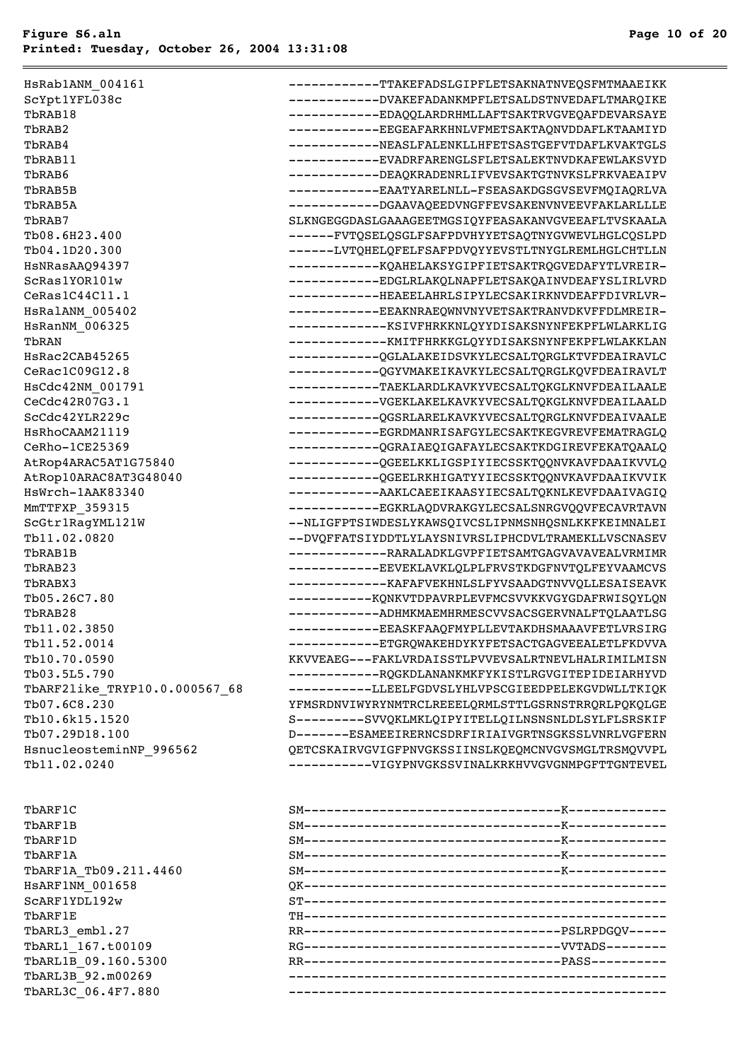```
HsRab1ANM_004161              ------------TTAKEFADSLGIPFLETSAKNATNVEQSFMTMAAEIKK
ScYpt1YFL038c                 ------------DVAKEFADANKMPFLETSALDSTNVEDAFLTMARQIKE
TbRAB18                       ------------EDAQQLARDRHMLLAFTSAKTRVGVEQAFDEVARSAYE
TbRAB2                        ------------EEGEAFARKHNLVFMETSAKTAQNVDDAFLKTAAMIYD
TbRAB4                        ------------NEASLFALENKLLHFETSASTGEFVTDAFLKVAKTGLS
TbRAB11                       ------------EVADRFARENGLSFLETSALEKTNVDKAFEWLAKSVYD
TbRAB6                        ------------DEAQKRADENRLIFVEVSAKTGTNVKSLFRKVAEAIPV
TbRAB5B                       ------------EAATYARELNLL-FSEASAKDGSGVSEVFMQIAQRLVA
TbRAB5A                       ------------DGAAVAQEEDVNGFFEVSAKENVNVEEVFAKLARLLLE
TbRAB7                        SLKNGEGGDASLGAAAGEETMGSIQYFEASAKANVGVEEAFLTVSKAALA
Tb08.6H23.400                 ------FVTQSELQSGLFSAFPDVHYYETSAQTNYGVWEVLHGLCQSLPD
Tb04.1D20.300                 ------LVTQHELQFELFSAFPDVQYYEVSTLTNYGLREMLHGLCHTLLN
HsNRasAAQ94397                ------------KQAHELAKSYGIPFIETSAKTRQGVEDAFYTLVREIR-
ScRas1YOR101w                 ------------EDGLRLAKQLNAPFLETSAKQAINVDEAFYSLIRLVRD
CeRas1C44C11.1                ------------HEAEELAHRLSIPYLECSAKIRKNVDEAFFDIVRLVR-
HsRalANM_005402               ------------EEAKNRAEQWNVNYVETSAKTRANVDKVFFDLMREIR-
HsRanNM_006325                -------------KSIVFHRKKNLQYYDISAKSNYNFEKPFLWLARKLIG
TbRAN                         -------------KMITFHRKKGLQYYDISAKSNYNFEKPFLWLAKKLAN
HsRac2CAB45265                ------------QGLALAKEIDSVKYLECSALTQRGLKTVFDEAIRAVLC
CeRac1C09G12.8                ------------QGYVMAKEIKAVKYLECSALTQRGLKQVFDEAIRAVLT
HsCdc42NM_001791              ------------TAEKLARDLKAVKYVECSALTQKGLKNVFDEAILAALE
CeCdc42R07G3.1                ------------VGEKLAKELKAVKYVECSALTQKGLKNVFDEAILAALD
ScCdc42YLR229c                ------------QGSRLARELKAVKYVECSALTQRGLKNVFDEAIVAALE
HsRhoCAAM21119                ------------EGRDMANRISAFGYLECSAKTKEGVREVFEMATRAGLQ
CeRho-1CE25369                ------------QGRAIAEQIGAFAYLECSAKTKDGIREVFEKATQAALQ
AtRop4ARAC5AT1G75840          ------------QGEELKKLIGSPIYIECSSKTQQNVKAVFDAAIKVVLQ
AtRop10ARAC8AT3G48040         ------------QGEELRKHIGATYYIECSSKTQQNVKAVFDAAIKVVIK
HsWrch-1AAK83340              ------------AAKLCAEEIKAASYIECSALTQKNLKEVFDAAIVAGIQ
MmTTFXP_359315                ------------EGKRLAQDVRAKGYLECSALSNRGVQQVFECAVRTAVN
ScGtr1RagYML121W              --NLIGFPTSIWDESLYKAWSQIVCSLIPNMSNHQSNLKKFKEIMNALEI
Tb11.02.0820                  --DVQFFATSIYDDTLYLAYSNIVRSLIPHCDVLTRAMEKLLVSCNASEV
TbRAB1B                       -------------RARALADKLGVPFIETSAMTGAGVAVAVEALVRMIMR
TbRAB23                       ------------EEVEKLAVKLQLPLFRVSTKDGFNVTQLFEYVAAMCVS
TbRABX3                       -------------KAFAFVEKHNLSLFYVSAADGTNVVQLLESAISEAVK
Tb05.26C7.80                  -----------KQNKVTDPAVRPLEVFMCSVVKKVGYGDAFRWISQYLQN
TbRAB28                       ------------ADHMKMAEMHRMESCVVSACSGERVNALFTQLAATLSG
Tb11.02.3850                  ------------EEASKFAAQFMYPLLEVTAKDHSMAAAVFETLVRSIRG
Tb11.52.0014                  ------------ETGRQWAKEHDYKYFETSACTGAGVEEALETLFKDVVA
Tb10.70.0590                  KKVVEAEG---FAKLVRDAISSTLPVVEVSALRTNEVLHALRIMILMISN
Tb03.5L5.790                  ------------RQGKDLANANKMKFYKISTLRGVGITEPIDEIARHYVD
TbARF2like_TRYP10.0.000567_68 -----------LLEELFGDVSLYHLVPSCGIEEDPELEKGVDWLLTKIQK
Tb07.6C8.230                  YFMSRDNVIWYRYNMTRCLREEELQRMLSTTLGSRNSTRRQRLPQKQLGE
Tb10.6k15.1520                S---------SVVQKLMKLQIPYITELLQILNSNSNLDLSYLFLSRSKIF
Tb07.29D18.100                D-------ESAMEEIRERNCSDRFIRIAIVGRTNSGKSSLVNRLVGFERN
HsnucleosteminNP_996562       QETCSKAIRVGVIGFPNVGKSSIINSLKQEQMCNVGVSMGLTRSMQVVPL
Tb11.02.0240                  -----------VIGYPNVGKSSVINALKRKHVVGVGNMPGFTTGNTEVEL


TbARF1C                       SM---------------------------------K-------------
TbARF1B                       SM---------------------------------K-------------
TbARF1D                       SM---------------------------------K-------------
TbARF1A                       SM---------------------------------K-------------
TbARF1A_Tb09.211.4460         SM---------------------------------K-------------
HsARF1NM_001658               QK-----------------------------------------------
ScARF1YDL192w                 ST-----------------------------------------------
TbARF1E                       TH-----------------------------------------------
TbARL3_embl.27                RR---------------------------------PSLRPDGQV-----
TbARL1_167.t00109             RG---------------------------------VVTADS--------
TbARL1B_09.160.5300           RR---------------------------------PASS----------
TbARL3B_92.m00269             -------------------------------------------------
TbARL3C_06.4F7.880            -------------------------------------------------
```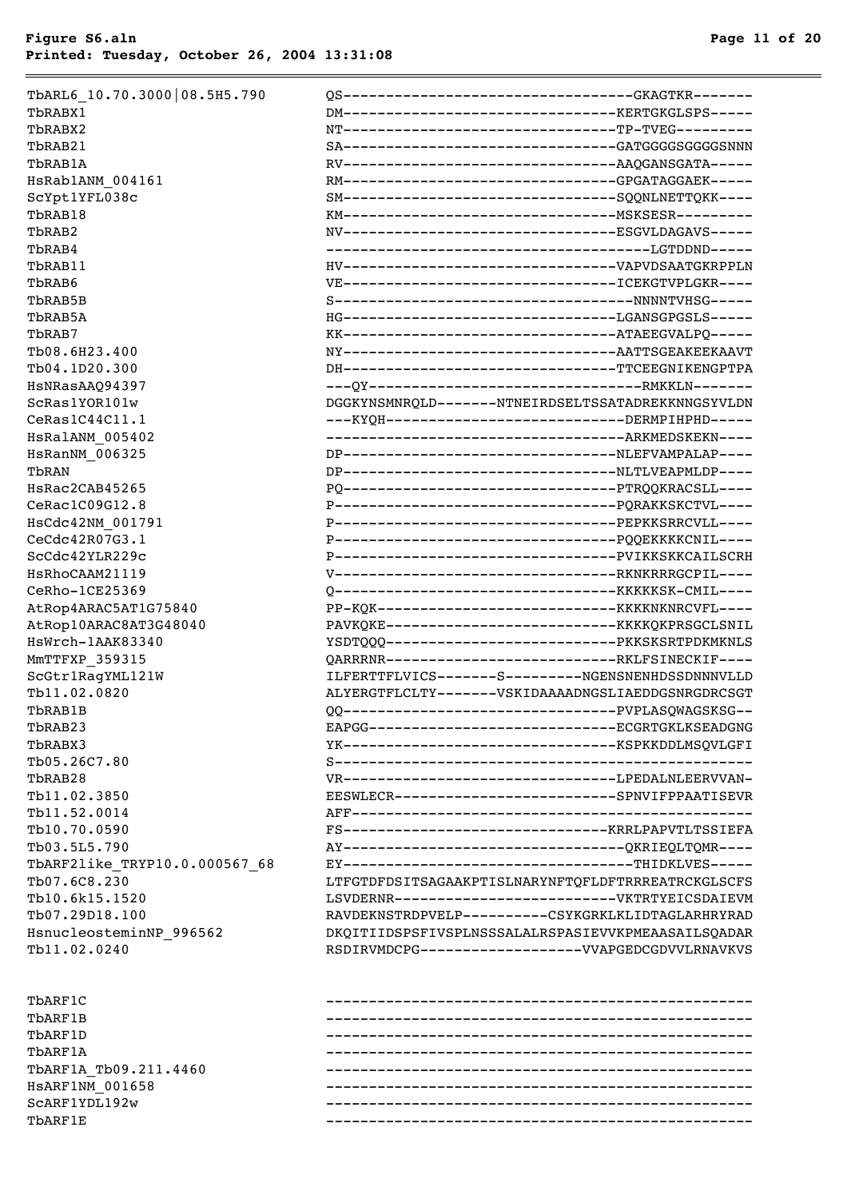```
TbARL6_10.70.3000|08.5H5.790     QS--------------------------------GKAGTKR-------
TbRABX1                          DM--------------------------------KERTGKGLSPS-----
TbRABX2                          NT--------------------------------TP-TVEG---------
TbRAB21                          SA--------------------------------GATGGGGGSGGGGSNNN
TbRAB1A                          RV--------------------------------AAQGANSGATA-----
HsRab1ANM_004161                 RM--------------------------------GPGATAGGAEK-----
ScYpt1YFL038c                    SM--------------------------------SQQNLNETTQKK----
TbRAB18                          KM--------------------------------MSKSESR---------
TbRAB2                           NV--------------------------------ESGVLDAGAVS-----
TbRAB4                           ----------------------------------LGTDDND-----
TbRAB11                          HV--------------------------------VAPVDSAATGKRPPLN
TbRAB6                           VE--------------------------------ICEKGTVPLGKR----
TbRAB5B                          S---------------------------------NNNNTVHSG-----
TbRAB5A                          HG--------------------------------LGANSGPGSLS-----
TbRAB7                           KK--------------------------------ATAEEGVALPQ-----
Tb08.6H23.400                    NY--------------------------------AATTSGEAKEEKAAVT
Tb04.1D20.300                    DH--------------------------------TTCEEGNIKENGPTPA
HsNRasAAQ94397                   ---QY-----------------------------RMKKLN-------
ScRas1YOR101w                    DGGKYNSMNRQLD-------NTNEIRDSELTSSATADREKKNNGSYVLDN
CeRas1C44C11.1                   ---KYQH---------------------------DERMPIHPHD-----
HsRalANM_005402                  ----------------------------------ARKMEDSKEKN----
HsRanNM_006325                   DP--------------------------------NLEFVAMPALAP----
TbRAN                            DP--------------------------------NLTLVEAPMLDP----
HsRac2CAB45265                   PQ--------------------------------PTRQQKRACSLL----
CeRac1C09G12.8                   P---------------------------------PQRAKKSKCTVL----
HsCdc42NM_001791                 P---------------------------------PEPKKSRRCVLL----
CeCdc42R07G3.1                   P---------------------------------PQQEKKKKCNIL----
ScCdc42YLR229c                   P---------------------------------PVIKKSKKCAILSCRH
HsRhoCAAM21119                   V---------------------------------RKNKRRRGCPIL----
CeRho-1CE25369                   Q---------------------------------KKKKKSK-CMIL----
AtRop4ARAC5AT1G75840             PP-KQK----------------------------KKKKNKNRCVFL----
AtRop10ARAC8AT3G48040            PAVKQKE---------------------------KKKKQKPRSGCLSNIL
HsWrch-1AAK83340                 YSDTQQQ---------------------------PKKSKSRTPDKMKNLS
MmTTFXP_359315                   QARRRNR---------------------------RKLFSINECKIF----
ScGtr1RagYML121W                 ILFERTTFLVICS-------S---------NGENSNENHDSSDNNNVLLD
Tb11.02.0820                     ALYERGTFLCLTY-------VSKIDAAAADNGSLIAEDDGSNRGDRCSGT
TbRAB1B                          QQ--------------------------------PVPLASQWAGSKSG--
TbRAB23                          EAPGG-----------------------------ECGRTGKLKSEADGNG
TbRABX3                          YK--------------------------------KSPKKDDLMSQVLGFI
Tb05.26C7.80                     S-------------------------------------------------
TbRAB28                          VR--------------------------------LPEDALNLEERVVAN-
Tb11.02.3850                     EESWLECR--------------------------SPNVIFPPAATISEVR
Tb11.52.0014                     AFF-----------------------------------------------
Tb10.70.0590                     FS--------------------------------KRRLPAPVTLTSSIEFA
Tb03.5L5.790                     AY--------------------------------QKRIEQLTQMR----
TbARF2like_TRYP10.0.000567_68    EY--------------------------------THIDKLVES-----
Tb07.6C8.230                     LTFGTDFDSITSAGAAKPTISLNARYNFTQFLDFTRRREATRCKGLSCFS
Tb10.6k15.1520                   LSVDERNR--------------------------VKTRTYEICSDAIEVM
Tb07.29D18.100                   RAVDEKNSTRDPVELP----------CSYKGRKLKLIDTAGLARHRYRAD
HsnucleosteminNP_996562          DKQITIIDSPSFIVSPLNSSSALALRSPASIEVVKPMEAASAILSQADAR
Tb11.02.0240                     RSDIRVMDCPG--------------------VVAPGEDCGDVVLRNAVKVS


TbARF1C                          --------------------------------------------------
TbARF1B                          --------------------------------------------------
TbARF1D                          --------------------------------------------------
TbARF1A                          --------------------------------------------------
TbARF1A_Tb09.211.4460            --------------------------------------------------
HsARF1NM_001658                  --------------------------------------------------
ScARF1YDL192w                    --------------------------------------------------
TbARF1E                          --------------------------------------------------
```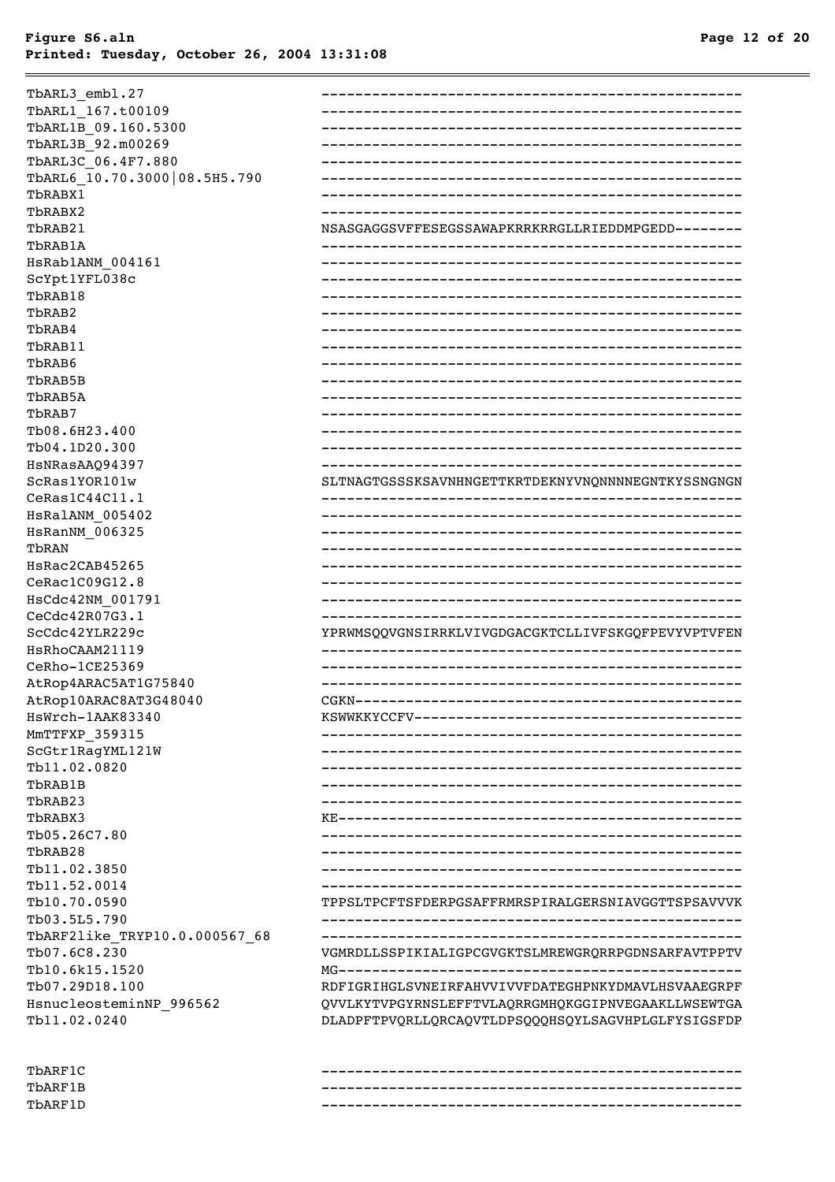```
TbARL3_embl.27                  -------------------------------------------------
TbARL1_167.t00109               -------------------------------------------------
TbARL1B_09.160.5300             -------------------------------------------------
TbARL3B_92.m00269               -------------------------------------------------
TbARL3C_06.4F7.880              -------------------------------------------------
TbARL6_10.70.3000|08.5H5.790    -------------------------------------------------
TbRABX1                         -------------------------------------------------
TbRABX2                         -------------------------------------------------
TbRAB21                         NSASGAGGSVFFESEGSSAWAPKRRKRRGLLRIEDDMPGEDD--------
TbRAB1A                         -------------------------------------------------
HsRab1ANM_004161                -------------------------------------------------
ScYpt1YFL038c                   -------------------------------------------------
TbRAB18                         -------------------------------------------------
TbRAB2                          -------------------------------------------------
TbRAB4                          -------------------------------------------------
TbRAB11                         -------------------------------------------------
TbRAB6                          -------------------------------------------------
TbRAB5B                         -------------------------------------------------
TbRAB5A                         -------------------------------------------------
TbRAB7                          -------------------------------------------------
Tb08.6H23.400                   -------------------------------------------------
Tb04.1D20.300                   -------------------------------------------------
HsNRasAAQ94397                  -------------------------------------------------
ScRas1YOR101w                   SLTNAGTGSSSKSAVNHNGETTKRTDEKNYVNQNNNNEGNTKYSSNGNGN
CeRas1C44C11.1                  -------------------------------------------------
HsRalANM_005402                 -------------------------------------------------
HsRanNM_006325                  -------------------------------------------------
TbRAN                           -------------------------------------------------
HsRac2CAB45265                  -------------------------------------------------
CeRac1C09G12.8                  -------------------------------------------------
HsCdc42NM_001791                -------------------------------------------------
CeCdc42R07G3.1                  -------------------------------------------------
ScCdc42YLR229c                  YPRWMSQQVGNSIRRKLVIVGDGACGKTCLLIVFSKGQFPEVYVPTVFEN
HsRhoCAAM21119                  -------------------------------------------------
CeRho-1CE25369                  -------------------------------------------------
AtRop4ARAC5AT1G75840            -------------------------------------------------
AtRop10ARAC8AT3G48040           CGKN---------------------------------------------
HsWrch-1AAK83340                KSWWKKYCCFV--------------------------------------
MmTTFXP_359315                  -------------------------------------------------
ScGtr1RagYML121W                -------------------------------------------------
Tb11.02.0820                    -------------------------------------------------
TbRAB1B                         -------------------------------------------------
TbRAB23                         -------------------------------------------------
TbRABX3                         KE-----------------------------------------------
Tb05.26C7.80                    -------------------------------------------------
TbRAB28                         -------------------------------------------------
Tb11.02.3850                    -------------------------------------------------
Tb11.52.0014                    -------------------------------------------------
Tb10.70.0590                    TPPSLTPCFTSFDERPGSAFFRMRSPIRALGERSNIAVGGTTSPSAVVVK
Tb03.5L5.790                    -------------------------------------------------
TbARF2like_TRYP10.0.000567_68   -------------------------------------------------
Tb07.6C8.230                    VGMRDLLSSPIKIALIGPCGVGKTSLMREWGRQRRPGDNSARFAVTPPTV
Tb10.6k15.1520                  MG-----------------------------------------------
Tb07.29D18.100                  RDFIGRIHGLSVNEIRFAHVVIVVFDATEGHPNKYDMAVLHSVAAEGRPF
HsnucleosteminNP_996562         QVVLKYTVPGYRNSLEFFTVLAQRRGMHQKGGIPNVEGAAKLLWSEWTGA
Tb11.02.0240                    DLADPFTPVQRLLQRCAQVTLDPSQQQHSQYLSAGVHPLGLFYSIGSFDP


TbARF1C                         -------------------------------------------------
TbARF1B                         -------------------------------------------------
TbARF1D                         -------------------------------------------------
```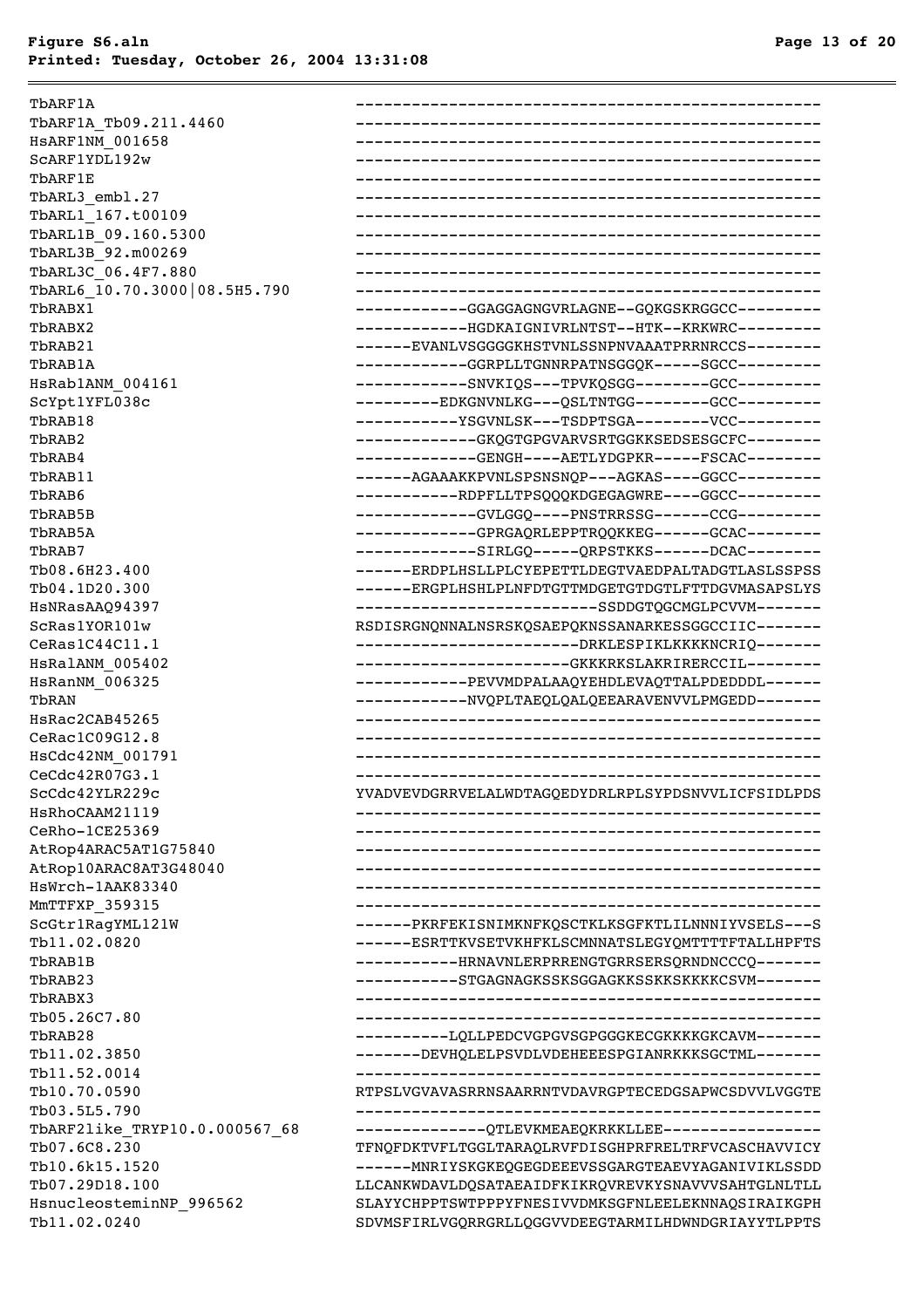```
TbARF1A                          --------------------------------------------------
TbARF1A_Tb09.211.4460            --------------------------------------------------
HsARF1NM_001658                  --------------------------------------------------
ScARF1YDL192w                    --------------------------------------------------
TbARF1E                          --------------------------------------------------
TbARL3_embl.27                   --------------------------------------------------
TbARL1_167.t00109                --------------------------------------------------
TbARL1B_09.160.5300              --------------------------------------------------
TbARL3B_92.m00269                --------------------------------------------------
TbARL3C_06.4F7.880               --------------------------------------------------
TbARL6_10.70.3000|08.5H5.790     --------------------------------------------------
TbRABX1                          ------------GGAGGAGNGVRLAGNE--GQKGSKRGGCC---------
TbRABX2                          ------------HGDKAIGNIVRLNTST--HTK--KRKWRC---------
TbRAB21                          ------EVANLVSGGGGKHSTVNLSSNPNVAAATPRRNRCCS--------
TbRAB1A                          ------------GGRPLLTGNNRPATNSGGQK-----SGCC---------
HsRab1ANM_004161                 ------------SNVKIQS---TPVKQSGG--------GCC---------
ScYpt1YFL038c                    ---------EDKGNVNLKG---QSLTNTGG--------GCC---------
TbRAB18                          -----------YSGVNLSK---TSDPTSGA--------VCC---------
TbRAB2                           -------------GKQGTGPGVARVSRTGGKKSEDSESGCFC--------
TbRAB4                           -------------GENGH----AETLYDGPKR-----FSCAC--------
TbRAB11                          ------AGAAAKKPVNLSPSNSNQP---AGKAS----GGCC---------
TbRAB6                           -----------RDPFLLTPSQQQKDGEGAGWRE----GGCC---------
TbRAB5B                          -------------GVLGGQ----PNSTRRSSG------CCG---------
TbRAB5A                          -------------GPRGAQRLEPPTRQQKKEG------GCAC--------
TbRAB7                           -------------SIRLGQ-----QRPSTKKS------DCAC--------
Tb08.6H23.400                    ------ERDPLHSLLPLCYEPETTLDEGTVAEDPALTADGTLASLSSPSS
Tb04.1D20.300                    ------ERGPLHSHLPLNFDTGTTMDGETGTDGTLFTTDGVMASAPSLYS
HsNRasAAQ94397                   --------------------------SSDDGTQGCMGLPCVVM-------
ScRas1YOR101w                    RSDISRGNQNNALNSRSKQSAEPQKNSSANARKESSGGCCIIC-------
CeRas1C44C11.1                   ------------------------DRKLESPIKLKKKKNCRIQ-------
HsRalANM_005402                  -----------------------GKKKRKSLAKRIRERCCIL--------
HsRanNM_006325                   ------------PEVVMDPALAAQYEHDLEVAQTTALPDEDDDL------
TbRAN                            ------------NVQPLTAEQLQALQEEARAVENVVLPMGEDD-------
HsRac2CAB45265                   --------------------------------------------------
CeRac1C09G12.8                   --------------------------------------------------
HsCdc42NM_001791                 --------------------------------------------------
CeCdc42R07G3.1                   --------------------------------------------------
ScCdc42YLR229c                   YVADVEVDGRRVELALWDTAGQEDYDRLRPLSYPDSNVVLICFSIDLPDS
HsRhoCAAM21119                   --------------------------------------------------
CeRho-1CE25369                   --------------------------------------------------
AtRop4ARAC5AT1G75840             --------------------------------------------------
AtRop10ARAC8AT3G48040            --------------------------------------------------
HsWrch-1AAK83340                 --------------------------------------------------
MmTTFXP_359315                   --------------------------------------------------
ScGtr1RagYML121W                 ------PKRFEKISNIMKNFKQSCTKLKSGFKTLILNNNIYVSELS---S
Tb11.02.0820                     ------ESRTTKVSETVKHFKLSCMNNATSLEGYQMTTTTFTALLHPFTS
TbRAB1B                          -----------HRNAVNLERPRRENGTGRRSERSQRNDNCCCQ-------
TbRAB23                          -----------STGAGNAGKSSKSGGAGKKSSKKSKKKKCSVM-------
TbRABX3                          --------------------------------------------------
Tb05.26C7.80                     --------------------------------------------------
TbRAB28                          ----------LQLLPEDCVGPGVSGPGGGKECGKKKKGKCAVM-------
Tb11.02.3850                     -------DEVHQLELPSVDLVDEHEEESPGIANRKKKSGCTML-------
Tb11.52.0014                     --------------------------------------------------
Tb10.70.0590                     RTPSLVGVAVASRRNSAARRNTVDAVRGPTECEDGSAPWCSDVVLVGGTE
Tb03.5L5.790                     --------------------------------------------------
TbARF2like_TRYP10.0.000567_68    --------------QTLEVKMEAEQKRKKLLEE-----------------
Tb07.6C8.230                     TFNQFDKTVFLTGGLTARAQLRVFDISGHPRFRELTRFVCASCHAVVICY
Tb10.6k15.1520                   ------MNRIYSKGKEQGEGDEEEVSSGARGTEAEVYAGANIVIKLSSDD
Tb07.29D18.100                   LLCANKWDAVLDQSATAEAIDFKIKRQVREVKYSNAVVVSAHTGLNLTLL
HsnucleosteminNP_996562          SLAYYCHPPTSWTPPPYFNESIVVDMKSGFNLEELEKNNAQSIRAIKGPH
Tb11.02.0240                     SDVMSFIRLVGQRRGRLLQGGVVDEEGTARMILHDWNDGRIAYYTLPPTS
```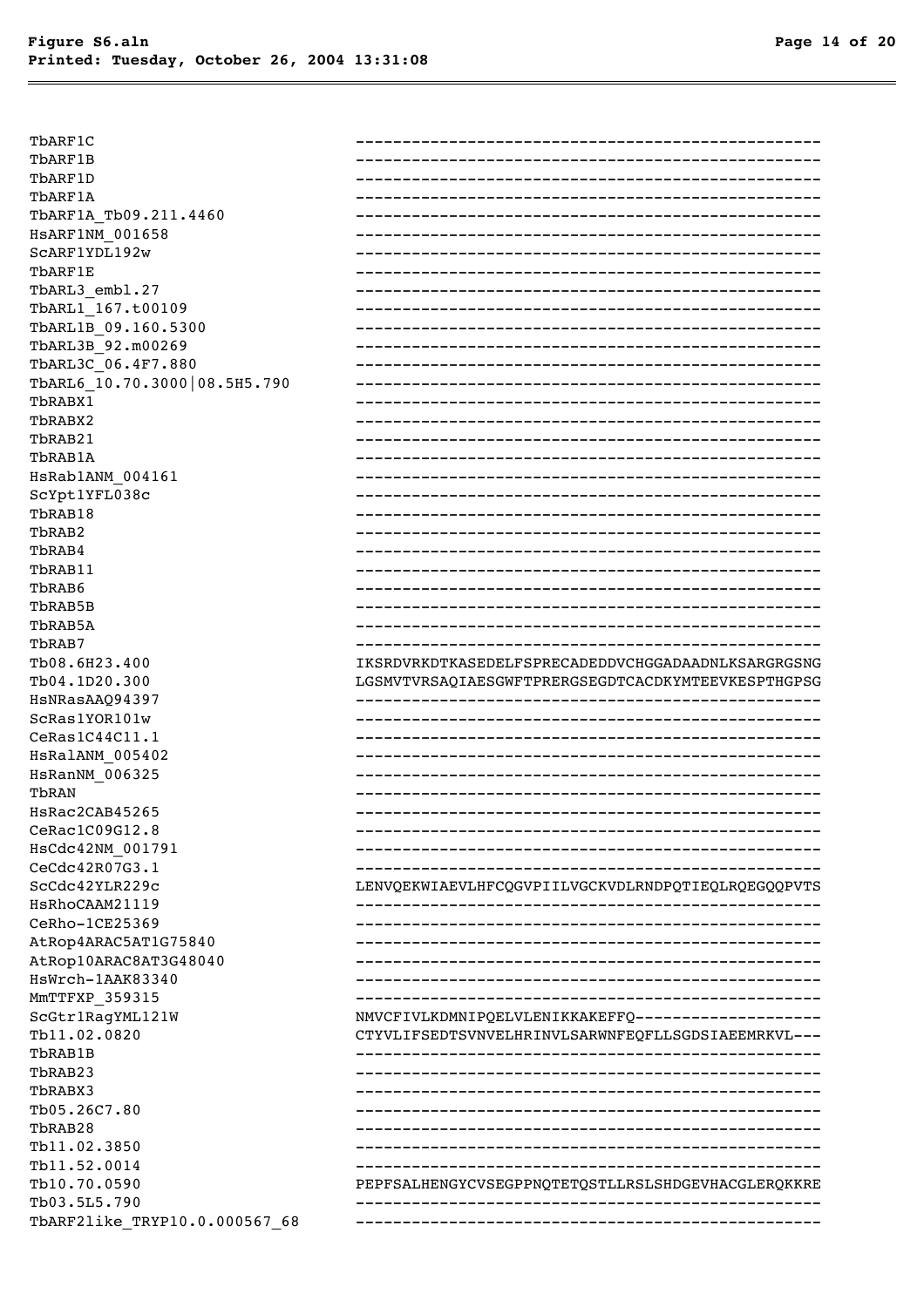```
TbARF1C                          -------------------------------------------------
TbARF1B                          -------------------------------------------------
TbARF1D                          -------------------------------------------------
TbARF1A                          -------------------------------------------------
TbARF1A_Tb09.211.4460            -------------------------------------------------
HsARF1NM_001658                  -------------------------------------------------
ScARF1YDL192w                    -------------------------------------------------
TbARF1E                          -------------------------------------------------
TbARL3_embl.27                   -------------------------------------------------
TbARL1_167.t00109                -------------------------------------------------
TbARL1B_09.160.5300              -------------------------------------------------
TbARL3B_92.m00269                -------------------------------------------------
TbARL3C_06.4F7.880               -------------------------------------------------
TbARL6_10.70.3000|08.5H5.790     -------------------------------------------------
TbRABX1                          -------------------------------------------------
TbRABX2                          -------------------------------------------------
TbRAB21                          -------------------------------------------------
TbRAB1A                          -------------------------------------------------
HsRab1ANM_004161                 -------------------------------------------------
ScYpt1YFL038c                    -------------------------------------------------
TbRAB18                          -------------------------------------------------
TbRAB2                           -------------------------------------------------
TbRAB4                           -------------------------------------------------
TbRAB11                          -------------------------------------------------
TbRAB6                           -------------------------------------------------
TbRAB5B                          -------------------------------------------------
TbRAB5A                          -------------------------------------------------
TbRAB7                           -------------------------------------------------
Tb08.6H23.400                    IKSRDVRKDTKASEDELFSPRECADEDDVCHGGADAADNLKSARGRGSNG
Tb04.1D20.300                    LGSMVTVRSAQIAESGWFTPRERGSEGDTCACDKYMTEEVKESPTHGPSG
HsNRasAAQ94397                   -------------------------------------------------
ScRas1YOR101w                    -------------------------------------------------
CeRas1C44C11.1                   -------------------------------------------------
HsRalANM_005402                  -------------------------------------------------
HsRanNM_006325                   -------------------------------------------------
TbRAN                            -------------------------------------------------
HsRac2CAB45265                   -------------------------------------------------
CeRac1C09G12.8                   -------------------------------------------------
HsCdc42NM_001791                 -------------------------------------------------
CeCdc42R07G3.1                   -------------------------------------------------
ScCdc42YLR229c                   LENVQEKWIAEVLHFCQGVPIILVGCKVDLRNDPQTIEQLRQEGQQPVTS
HsRhoCAAM21119                   -------------------------------------------------
CeRho-1CE25369                   -------------------------------------------------
AtRop4ARAC5AT1G75840             -------------------------------------------------
AtRop10ARAC8AT3G48040            -------------------------------------------------
HsWrch-1AAK83340                 -------------------------------------------------
MmTTFXP_359315                   -------------------------------------------------
ScGtr1RagYML121W                 NMVCFIVLKDMNIPQELVLENIKKAKEFFQ--------------------
Tb11.02.0820                     CTYVLIFSEDTSVNVELHRINVLSARWNFEQFLLSGDSIAEEMRKVL---
TbRAB1B                          -------------------------------------------------
TbRAB23                          -------------------------------------------------
TbRABX3                          -------------------------------------------------
Tb05.26C7.80                     -------------------------------------------------
TbRAB28                          -------------------------------------------------
Tb11.02.3850                     -------------------------------------------------
Tb11.52.0014                     -------------------------------------------------
Tb10.70.0590                     PEPFSALHENGYCVSEGPPNQTETQSTLLRSLSHDGEVHACGLERQKKRE
Tb03.5L5.790                     -------------------------------------------------
TbARF2like_TRYP10.0.000567_68    -------------------------------------------------
```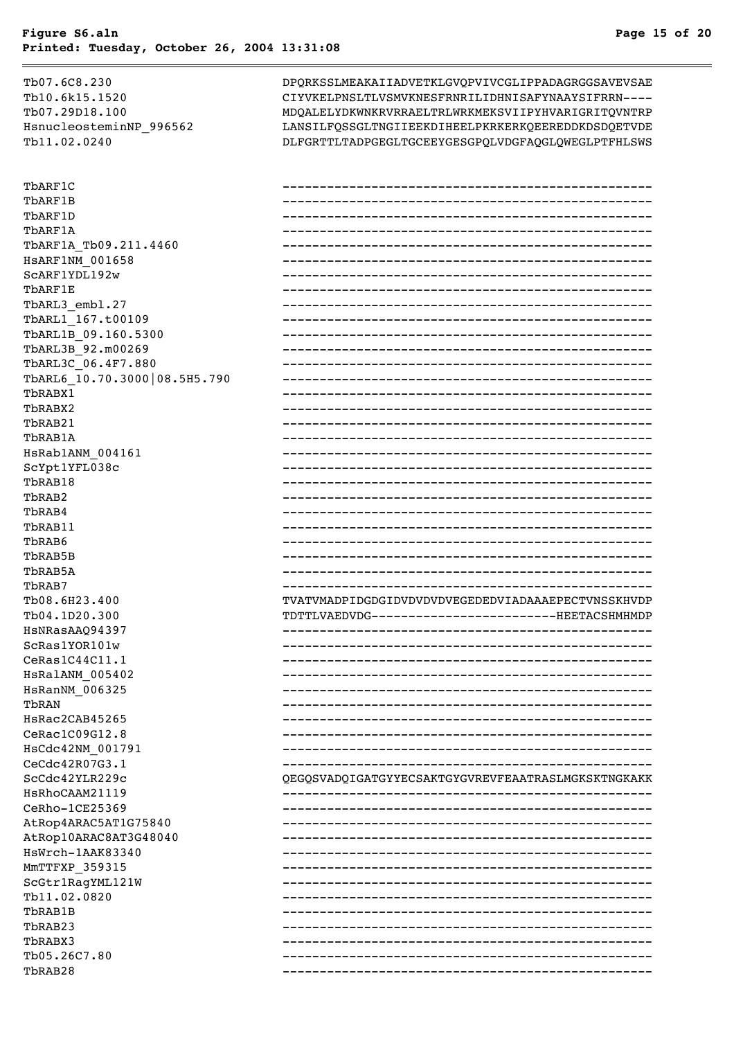```
Tb07.6C8.230                    DPQRKSSLMEAKAIIADVETKLGVQPVIVCGLIPPADAGRGGSAVEVSAE
Tb10.6k15.1520                  CIYVKELPNSLTLVSMVKNESFRNRILIDHNISAFYNAAYSIFRRN----
Tb07.29D18.100                  MDQALELYDKWNKRVRRAELTRLWRKMEKSVIIPYHVARIGRITQVNTRP
HsnucleosteminNP_996562         LANSILFQSSGLTNGIIEEKDIHEELPKRKERKQEEREDDKDSDQETVDE
Tb11.02.0240                    DLFGRTTLTADPGEGLTGCEEYGESGPQLVDGFAQGLQWEGLPTFHLSWS

TbARF1C                         --------------------------------------------------
TbARF1B                         --------------------------------------------------
TbARF1D                         --------------------------------------------------
TbARF1A                         --------------------------------------------------
TbARF1A_Tb09.211.4460           --------------------------------------------------
HsARF1NM_001658                 --------------------------------------------------
ScARF1YDL192w                   --------------------------------------------------
TbARF1E                         --------------------------------------------------
TbARL3_embl.27                  --------------------------------------------------
TbARL1_167.t00109               --------------------------------------------------
TbARL1B_09.160.5300             --------------------------------------------------
TbARL3B_92.m00269               --------------------------------------------------
TbARL3C_06.4F7.880              --------------------------------------------------
TbARL6_10.70.3000|08.5H5.790    --------------------------------------------------
TbRABX1                         --------------------------------------------------
TbRABX2                         --------------------------------------------------
TbRAB21                         --------------------------------------------------
TbRAB1A                         --------------------------------------------------
HsRab1ANM_004161                --------------------------------------------------
ScYpt1YFL038c                   --------------------------------------------------
TbRAB18                         --------------------------------------------------
TbRAB2                          --------------------------------------------------
TbRAB4                          --------------------------------------------------
TbRAB11                         --------------------------------------------------
TbRAB6                          --------------------------------------------------
TbRAB5B                         --------------------------------------------------
TbRAB5A                         --------------------------------------------------
TbRAB7                          --------------------------------------------------
Tb08.6H23.400                   TVATVMADPIDGDGIDVDVDVDVEGEDEDVIADAAAEPECTVNSSKHVDP
Tb04.1D20.300                   TDTTLVAEDVDG-------------------------HEETACSHMHMDP
HsNRasAAQ94397                  --------------------------------------------------
ScRas1YOR101w                   --------------------------------------------------
CeRas1C44C11.1                  --------------------------------------------------
HsRalANM_005402                 --------------------------------------------------
HsRanNM_006325                  --------------------------------------------------
TbRAN                           --------------------------------------------------
HsRac2CAB45265                  --------------------------------------------------
CeRac1C09G12.8                  --------------------------------------------------
HsCdc42NM_001791                --------------------------------------------------
CeCdc42R07G3.1                  --------------------------------------------------
ScCdc42YLR229c                  QEGQSVADQIGATGYYECSAKTGYGVREVFEAATRASLMGKSKTNGKAKK
HsRhoCAAM21119                  --------------------------------------------------
CeRho-1CE25369                  --------------------------------------------------
AtRop4ARAC5AT1G75840            --------------------------------------------------
AtRop10ARAC8AT3G48040           --------------------------------------------------
HsWrch-1AAK83340                --------------------------------------------------
MmTTFXP_359315                  --------------------------------------------------
ScGtr1RagYML121W                --------------------------------------------------
Tb11.02.0820                    --------------------------------------------------
TbRAB1B                         --------------------------------------------------
TbRAB23                         --------------------------------------------------
TbRABX3                         --------------------------------------------------
Tb05.26C7.80                    --------------------------------------------------
TbRAB28                         --------------------------------------------------
```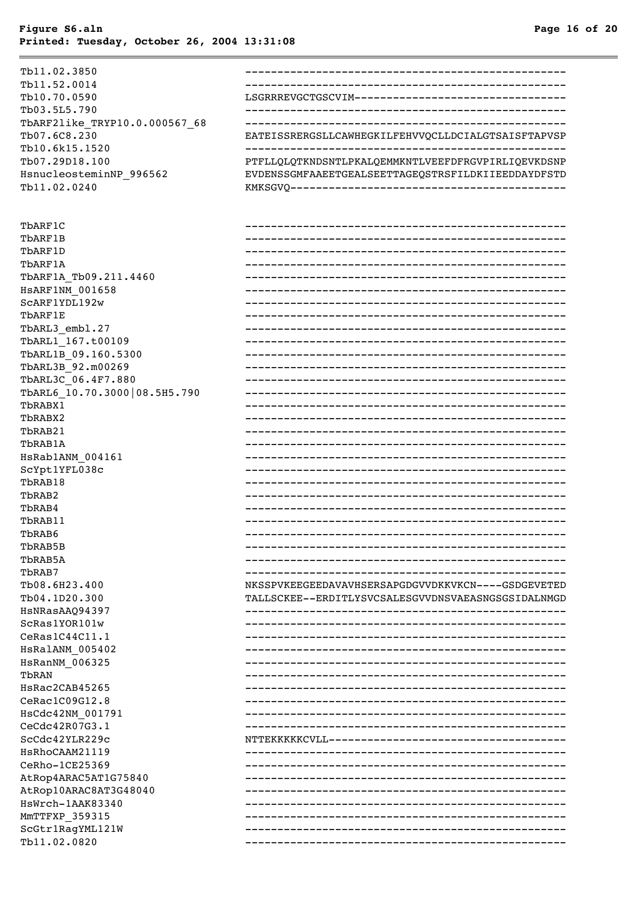```
Tb11.02.3850                   --------------------------------------------------
Tb11.52.0014                   --------------------------------------------------
Tb10.70.0590                   LSGRRREVGCTGSCVIM---------------------------------
Tb03.5L5.790                   --------------------------------------------------
TbARF2like_TRYP10.0.000567_68  --------------------------------------------------
Tb07.6C8.230                   EATEISSRERGSLLCAWHEGKILFEHVVQCLLDCIALGTSAISFTAPVSP
Tb10.6k15.1520                 --------------------------------------------------
Tb07.29D18.100                 PTFLLQLQTKNDSNTLPKALQEMMKNTLVEEFDFRGVPIRLIQEVKDSNP
HsnucleosteminNP_996562        EVDENSSGMFAAEETGEALSEETTAGEQSTRSFILDKIIEEDDAYDFSTD
Tb11.02.0240                   KMKSGVQ-------------------------------------------


TbARF1C                        --------------------------------------------------
TbARF1B                        --------------------------------------------------
TbARF1D                        --------------------------------------------------
TbARF1A                        --------------------------------------------------
TbARF1A_Tb09.211.4460          --------------------------------------------------
HsARF1NM_001658                --------------------------------------------------
ScARF1YDL192w                  --------------------------------------------------
TbARF1E                        --------------------------------------------------
TbARL3_embl.27                 --------------------------------------------------
TbARL1_167.t00109              --------------------------------------------------
TbARL1B_09.160.5300            --------------------------------------------------
TbARL3B_92.m00269              --------------------------------------------------
TbARL3C_06.4F7.880             --------------------------------------------------
TbARL6_10.70.3000|08.5H5.790   --------------------------------------------------
TbRABX1                        --------------------------------------------------
TbRABX2                        --------------------------------------------------
TbRAB21                        --------------------------------------------------
TbRAB1A                        --------------------------------------------------
HsRab1ANM_004161               --------------------------------------------------
ScYpt1YFL038c                  --------------------------------------------------
TbRAB18                        --------------------------------------------------
TbRAB2                         --------------------------------------------------
TbRAB4                         --------------------------------------------------
TbRAB11                        --------------------------------------------------
TbRAB6                         --------------------------------------------------
TbRAB5B                        --------------------------------------------------
TbRAB5A                        --------------------------------------------------
TbRAB7                         --------------------------------------------------
Tb08.6H23.400                  NKSSPVKEEGEEDAVAVHSERSAPGDGVVDKKVKCN----GSDGEVETED
Tb04.1D20.300                  TALLSCKEE--ERDITLYSVCSALESGVVDNSVAEASNGSGSIDALNMGD
HsNRasAAQ94397                 --------------------------------------------------
ScRas1YOR101w                  --------------------------------------------------
CeRas1C44C11.1                 --------------------------------------------------
HsRalANM_005402                --------------------------------------------------
HsRanNM_006325                 --------------------------------------------------
TbRAN                          --------------------------------------------------
HsRac2CAB45265                 --------------------------------------------------
CeRac1C09G12.8                 --------------------------------------------------
HsCdc42NM_001791               --------------------------------------------------
CeCdc42R07G3.1                 --------------------------------------------------
ScCdc42YLR229c                 NTTEKKKKKCVLL-------------------------------------
HsRhoCAAM21119                 --------------------------------------------------
CeRho-1CE25369                 --------------------------------------------------
AtRop4ARAC5AT1G75840           --------------------------------------------------
AtRop10ARAC8AT3G48040          --------------------------------------------------
HsWrch-1AAK83340               --------------------------------------------------
MmTTFXP_359315                 --------------------------------------------------
ScGtr1RagYML121W               --------------------------------------------------
Tb11.02.0820                   --------------------------------------------------
```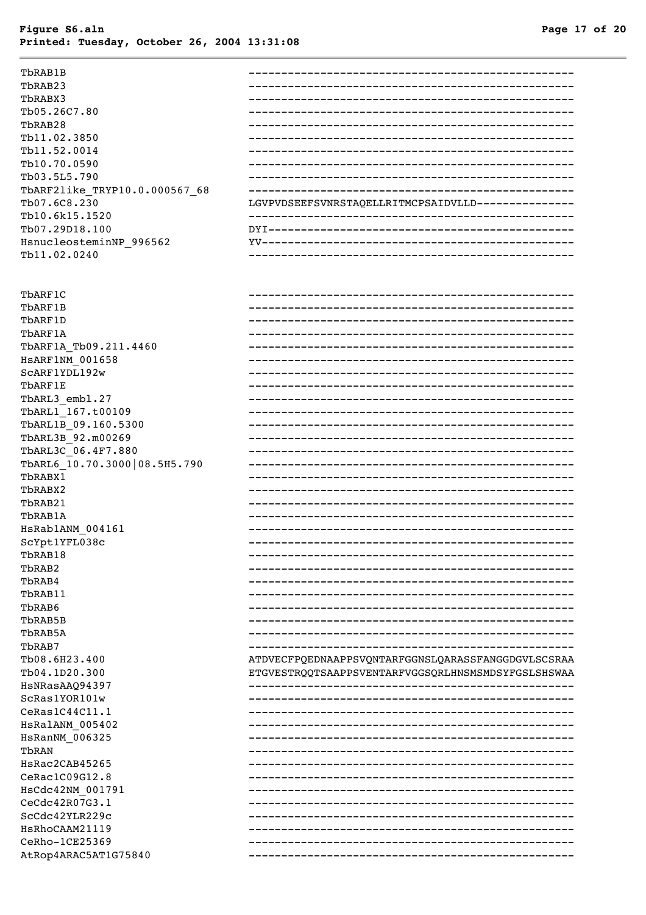```
TbRAB1B                          --------------------------------------------------
TbRAB23                          --------------------------------------------------
TbRABX3                          --------------------------------------------------
Tb05.26C7.80                     --------------------------------------------------
TbRAB28                          --------------------------------------------------
Tb11.02.3850                     --------------------------------------------------
Tb11.52.0014                     --------------------------------------------------
Tb10.70.0590                     --------------------------------------------------
Tb03.5L5.790                     --------------------------------------------------
TbARF2like_TRYP10.0.000567_68    --------------------------------------------------
Tb07.6C8.230                     LGVPVDSEEFSVNRSTAQELLRITMCPSAIDVLLD---------------
Tb10.6k15.1520                   --------------------------------------------------
Tb07.29D18.100                   DYI-----------------------------------------------
HsnucleosteminNP_996562          YV------------------------------------------------
Tb11.02.0240                     --------------------------------------------------


TbARF1C                          --------------------------------------------------
TbARF1B                          --------------------------------------------------
TbARF1D                          --------------------------------------------------
TbARF1A                          --------------------------------------------------
TbARF1A_Tb09.211.4460            --------------------------------------------------
HsARF1NM_001658                  --------------------------------------------------
ScARF1YDL192w                    --------------------------------------------------
TbARF1E                          --------------------------------------------------
TbARL3_embl.27                   --------------------------------------------------
TbARL1_167.t00109                --------------------------------------------------
TbARL1B_09.160.5300              --------------------------------------------------
TbARL3B_92.m00269                --------------------------------------------------
TbARL3C_06.4F7.880               --------------------------------------------------
TbARL6_10.70.3000|08.5H5.790     --------------------------------------------------
TbRABX1                          --------------------------------------------------
TbRABX2                          --------------------------------------------------
TbRAB21                          --------------------------------------------------
TbRAB1A                          --------------------------------------------------
HsRab1ANM_004161                 --------------------------------------------------
ScYpt1YFL038c                    --------------------------------------------------
TbRAB18                          --------------------------------------------------
TbRAB2                           --------------------------------------------------
TbRAB4                           --------------------------------------------------
TbRAB11                          --------------------------------------------------
TbRAB6                           --------------------------------------------------
TbRAB5B                          --------------------------------------------------
TbRAB5A                          --------------------------------------------------
TbRAB7                           --------------------------------------------------
Tb08.6H23.400                    ATDVECFPQEDNAAPPSVQNTARFGGNSLQARASSFANGGDGVLSCSRAA
Tb04.1D20.300                    ETGVESTRQQTSAAPPSVENTARFVGGSQRLHNSMSMDSYFGSLSHSWAA
HsNRasAAQ94397                   --------------------------------------------------
ScRas1YOR101w                    --------------------------------------------------
CeRas1C44C11.1                   --------------------------------------------------
HsRalANM_005402                  --------------------------------------------------
HsRanNM_006325                   --------------------------------------------------
TbRAN                            --------------------------------------------------
HsRac2CAB45265                   --------------------------------------------------
CeRac1C09G12.8                   --------------------------------------------------
HsCdc42NM_001791                 --------------------------------------------------
CeCdc42R07G3.1                   --------------------------------------------------
ScCdc42YLR229c                   --------------------------------------------------
HsRhoCAAM21119                   --------------------------------------------------
CeRho-1CE25369                   --------------------------------------------------
AtRop4ARAC5AT1G75840             --------------------------------------------------
```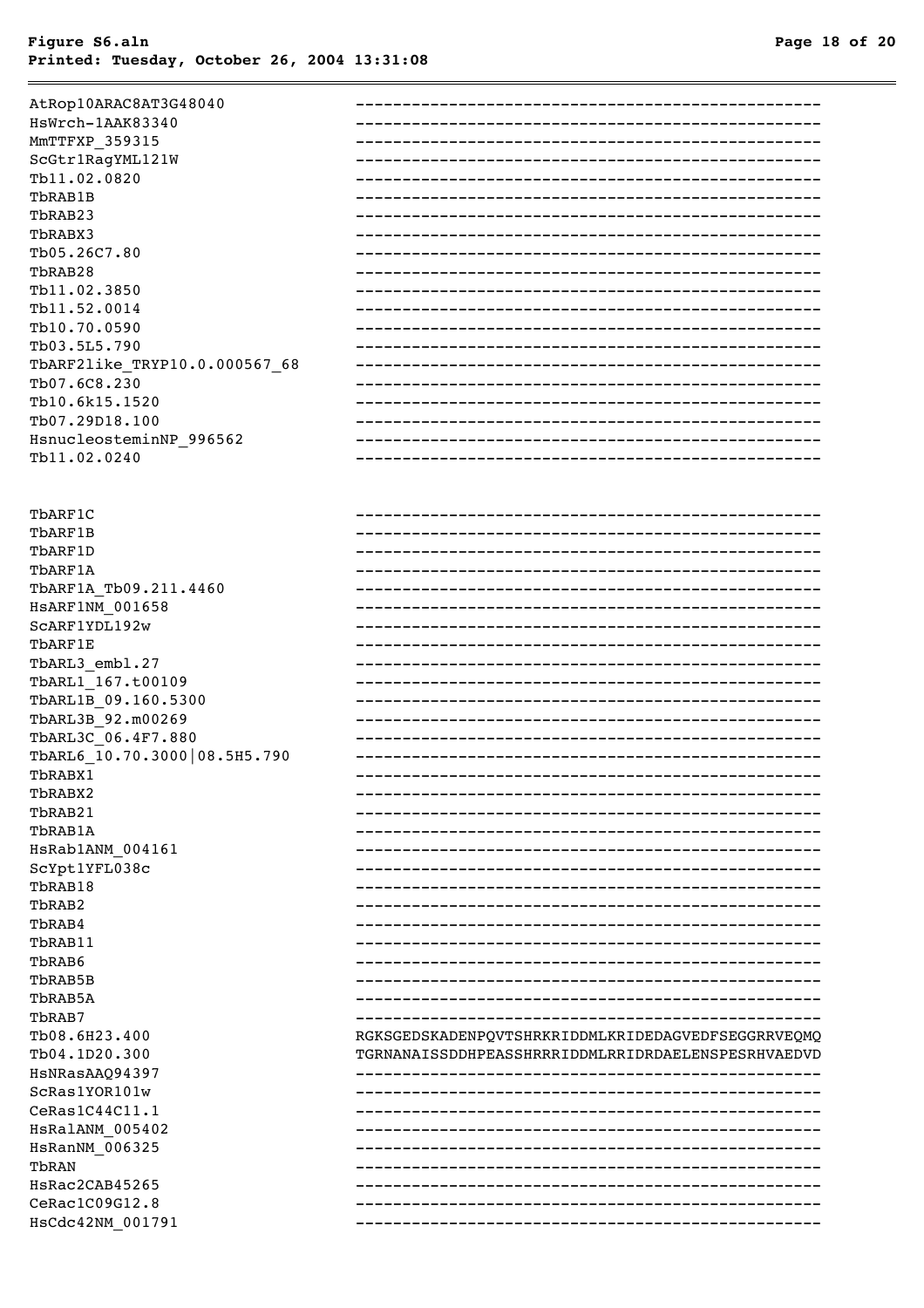```
AtRop10ARAC8AT3G48040          --------------------------------------------------
HsWrch-1AAK83340               --------------------------------------------------
MmTTFXP_359315                 --------------------------------------------------
ScGtr1RagYML121W               --------------------------------------------------
Tb11.02.0820                   --------------------------------------------------
TbRAB1B                        --------------------------------------------------
TbRAB23                        --------------------------------------------------
TbRABX3                        --------------------------------------------------
Tb05.26C7.80                   --------------------------------------------------
TbRAB28                        --------------------------------------------------
Tb11.02.3850                   --------------------------------------------------
Tb11.52.0014                   --------------------------------------------------
Tb10.70.0590                   --------------------------------------------------
Tb03.5L5.790                   --------------------------------------------------
TbARF2like_TRYP10.0.000567_68  --------------------------------------------------
Tb07.6C8.230                   --------------------------------------------------
Tb10.6k15.1520                 --------------------------------------------------
Tb07.29D18.100                 --------------------------------------------------
HsnucleosteminNP_996562        --------------------------------------------------
Tb11.02.0240                   --------------------------------------------------


TbARF1C                        --------------------------------------------------
TbARF1B                        --------------------------------------------------
TbARF1D                        --------------------------------------------------
TbARF1A                        --------------------------------------------------
TbARF1A_Tb09.211.4460          --------------------------------------------------
HsARF1NM_001658                --------------------------------------------------
ScARF1YDL192w                  --------------------------------------------------
TbARF1E                        --------------------------------------------------
TbARL3_embl.27                 --------------------------------------------------
TbARL1_167.t00109              --------------------------------------------------
TbARL1B_09.160.5300            --------------------------------------------------
TbARL3B_92.m00269              --------------------------------------------------
TbARL3C_06.4F7.880             --------------------------------------------------
TbARL6_10.70.3000|08.5H5.790   --------------------------------------------------
TbRABX1                        --------------------------------------------------
TbRABX2                        --------------------------------------------------
TbRAB21                        --------------------------------------------------
TbRAB1A                        --------------------------------------------------
HsRab1ANM_004161               --------------------------------------------------
ScYpt1YFL038c                  --------------------------------------------------
TbRAB18                        --------------------------------------------------
TbRAB2                         --------------------------------------------------
TbRAB4                         --------------------------------------------------
TbRAB11                        --------------------------------------------------
TbRAB6                         --------------------------------------------------
TbRAB5B                        --------------------------------------------------
TbRAB5A                        --------------------------------------------------
TbRAB7                         --------------------------------------------------
Tb08.6H23.400                  RGKSGEDSKADENPQVTSHRKRIDDMLKRIDEDAGVEDFSEGGRRVEQMQ
Tb04.1D20.300                  TGRNANAISSDDHPEASSHRRRIDDMLRRIDRDAELENSPESRHVAEDVD
HsNRasAAQ94397                 --------------------------------------------------
ScRas1YOR101w                  --------------------------------------------------
CeRas1C44C11.1                 --------------------------------------------------
HsRalANM_005402                --------------------------------------------------
HsRanNM_006325                 --------------------------------------------------
TbRAN                          --------------------------------------------------
HsRac2CAB45265                 --------------------------------------------------
CeRac1C09G12.8                 --------------------------------------------------
HsCdc42NM_001791               --------------------------------------------------
```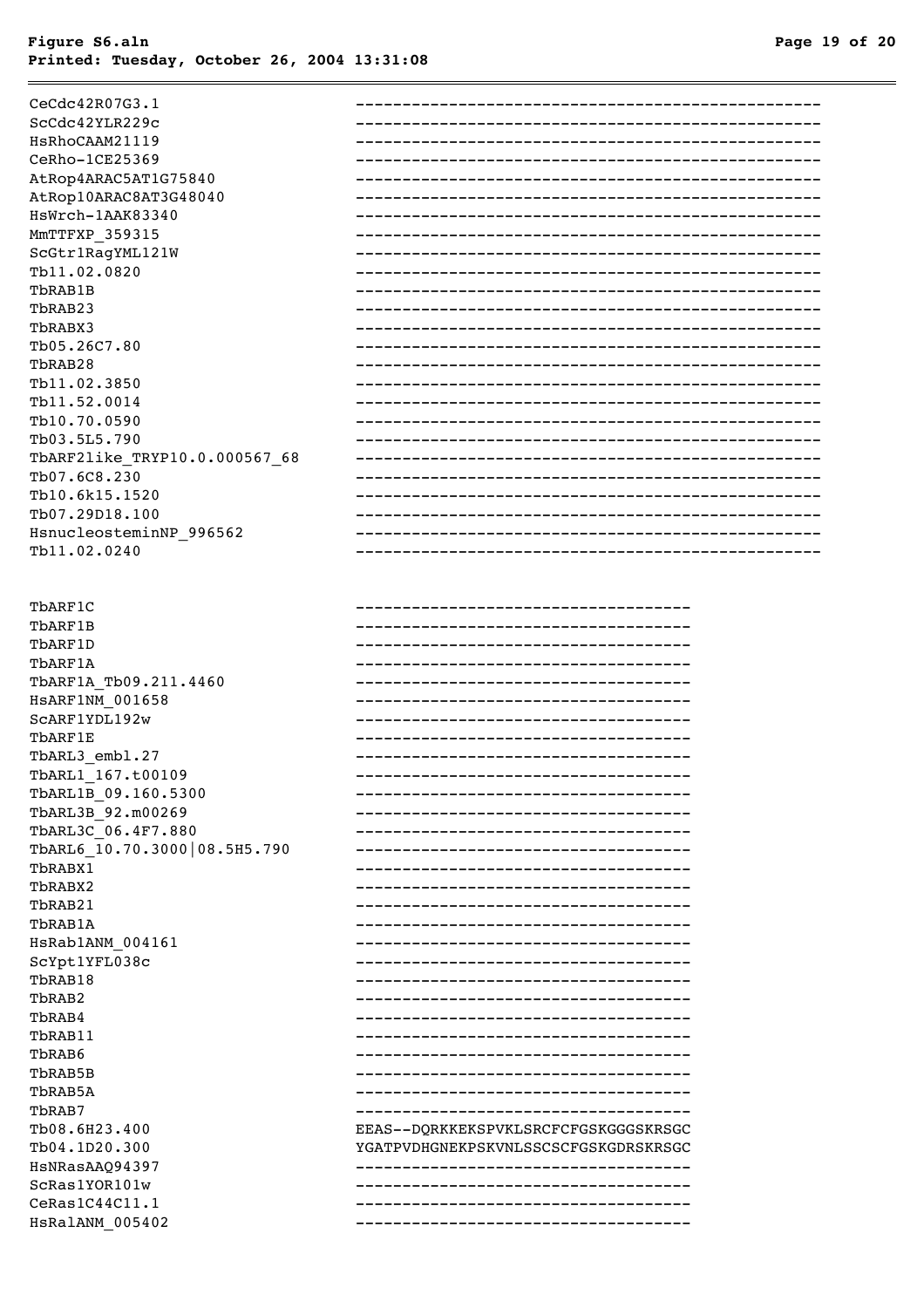```
CeCdc42R07G3.1                  -------------------------------------------------
ScCdc42YLR229c                  -------------------------------------------------
HsRhoCAAM21119                  -------------------------------------------------
CeRho-1CE25369                  -------------------------------------------------
AtRop4ARAC5AT1G75840            -------------------------------------------------
AtRop10ARAC8AT3G48040           -------------------------------------------------
HsWrch-1AAK83340                -------------------------------------------------
MmTTFXP_359315                  -------------------------------------------------
ScGtr1RagYML121W                -------------------------------------------------
Tb11.02.0820                    -------------------------------------------------
TbRAB1B                         -------------------------------------------------
TbRAB23                         -------------------------------------------------
TbRABX3                         -------------------------------------------------
Tb05.26C7.80                    -------------------------------------------------
TbRAB28                         -------------------------------------------------
Tb11.02.3850                    -------------------------------------------------
Tb11.52.0014                    -------------------------------------------------
Tb10.70.0590                    -------------------------------------------------
Tb03.5L5.790                    -------------------------------------------------
TbARF2like_TRYP10.0.000567_68   -------------------------------------------------
Tb07.6C8.230                    -------------------------------------------------
Tb10.6k15.1520                  -------------------------------------------------
Tb07.29D18.100                  -------------------------------------------------
HsnucleosteminNP_996562         -------------------------------------------------
Tb11.02.0240                    -------------------------------------------------


TbARF1C                         -----------------------------------
TbARF1B                         -----------------------------------
TbARF1D                         -----------------------------------
TbARF1A                         -----------------------------------
TbARF1A_Tb09.211.4460           -----------------------------------
HsARF1NM_001658                 -----------------------------------
ScARF1YDL192w                   -----------------------------------
TbARF1E                         -----------------------------------
TbARL3_embl.27                  -----------------------------------
TbARL1_167.t00109               -----------------------------------
TbARL1B_09.160.5300             -----------------------------------
TbARL3B_92.m00269               -----------------------------------
TbARL3C_06.4F7.880              -----------------------------------
TbARL6_10.70.3000|08.5H5.790    -----------------------------------
TbRABX1                         -----------------------------------
TbRABX2                         -----------------------------------
TbRAB21                         -----------------------------------
TbRAB1A                         -----------------------------------
HsRab1ANM_004161                -----------------------------------
ScYpt1YFL038c                   -----------------------------------
TbRAB18                         -----------------------------------
TbRAB2                          -----------------------------------
TbRAB4                          -----------------------------------
TbRAB11                         -----------------------------------
TbRAB6                          -----------------------------------
TbRAB5B                         -----------------------------------
TbRAB5A                         -----------------------------------
TbRAB7                          -----------------------------------
Tb08.6H23.400                   EEAS--DQRKKEKSPVKLSRCFCFGSKGGGSKRSGC
Tb04.1D20.300                   YGATPVDHGNEKPSKVNLSSCSCFGSKGDRSKRSGC
HsNRasAAQ94397                  -----------------------------------
ScRas1YOR101w                   -----------------------------------
CeRas1C44C11.1                  -----------------------------------
HsRalANM_005402                 -----------------------------------
```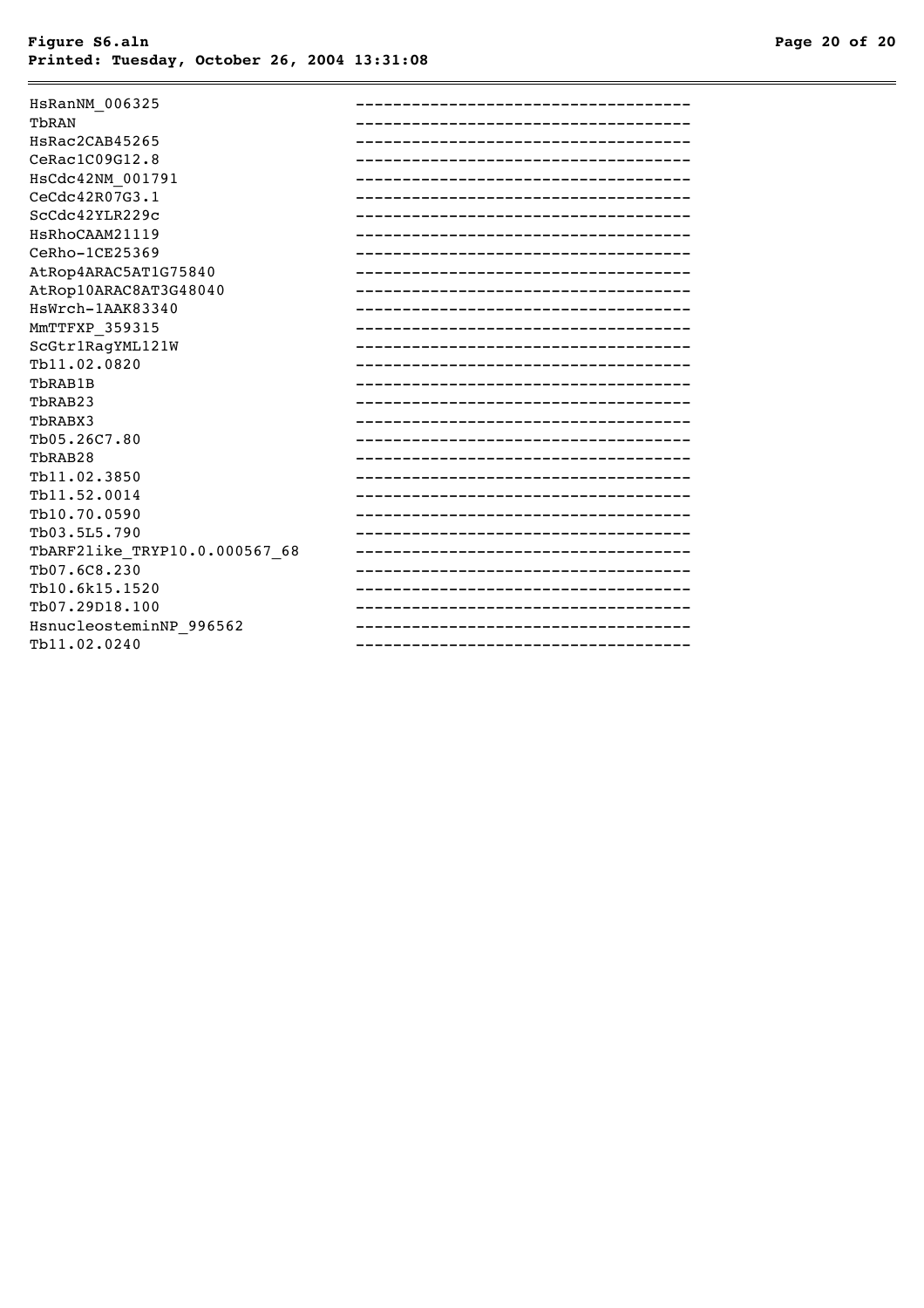```
HsRanNM_006325                  ------------------------------------
TbRAN                           ------------------------------------
HsRac2CAB45265                  ------------------------------------
CeRac1C09G12.8                  ------------------------------------
HsCdc42NM_001791                ------------------------------------
CeCdc42R07G3.1                  ------------------------------------
ScCdc42YLR229c                  ------------------------------------
HsRhoCAAM21119                  ------------------------------------
CeRho-1CE25369                  ------------------------------------
AtRop4ARAC5AT1G75840            ------------------------------------
AtRop10ARAC8AT3G48040           ------------------------------------
HsWrch-1AAK83340                ------------------------------------
MmTTFXP_359315                  ------------------------------------
ScGtr1RagYML121W                ------------------------------------
Tb11.02.0820                    ------------------------------------
TbRAB1B                         ------------------------------------
TbRAB23                         ------------------------------------
TbRABX3                         ------------------------------------
Tb05.26C7.80                    ------------------------------------
TbRAB28                         ------------------------------------
Tb11.02.3850                    ------------------------------------
Tb11.52.0014                    ------------------------------------
Tb10.70.0590                    ------------------------------------
Tb03.5L5.790                    ------------------------------------
TbARF2like_TRYP10.0.000567_68   ------------------------------------
Tb07.6C8.230                    ------------------------------------
Tb10.6k15.1520                  ------------------------------------
Tb07.29D18.100                  ------------------------------------
HsnucleosteminNP_996562         ------------------------------------
Tb11.02.0240                    ------------------------------------
```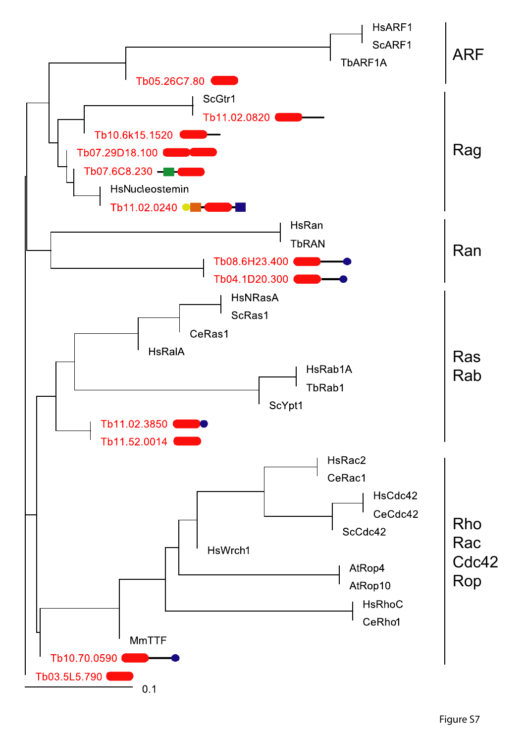HsARF1
ScARF1
TbARF1A
Tb05.26C7.80
ARF

ScGtr1
Tb11.02.0820
Tb10.6k15.1520
Tb07.29D18.100
Tb07.6C8.230
HsNucleostemin
Tb11.02.0240
Rag

HsRan
TbRAN
Tb08.6H23.400
Tb04.1D20.300
Ran

HsNRasA
ScRas1
CeRas1
HsRalA
HsRab1A
TbRab1
ScYpt1
Tb11.02.3850
Tb11.52.0014
Ras
Rab

HsRac2
CeRac1
HsCdc42
CeCdc42
ScCdc42
HsWrch1
AtRop4
AtRop10
HsRhoC
CeRho1
MmTTF
Tb10.70.0590
Tb03.5L5.790
Rho
Rac
Cdc42
Rop

0.1

Figure S7